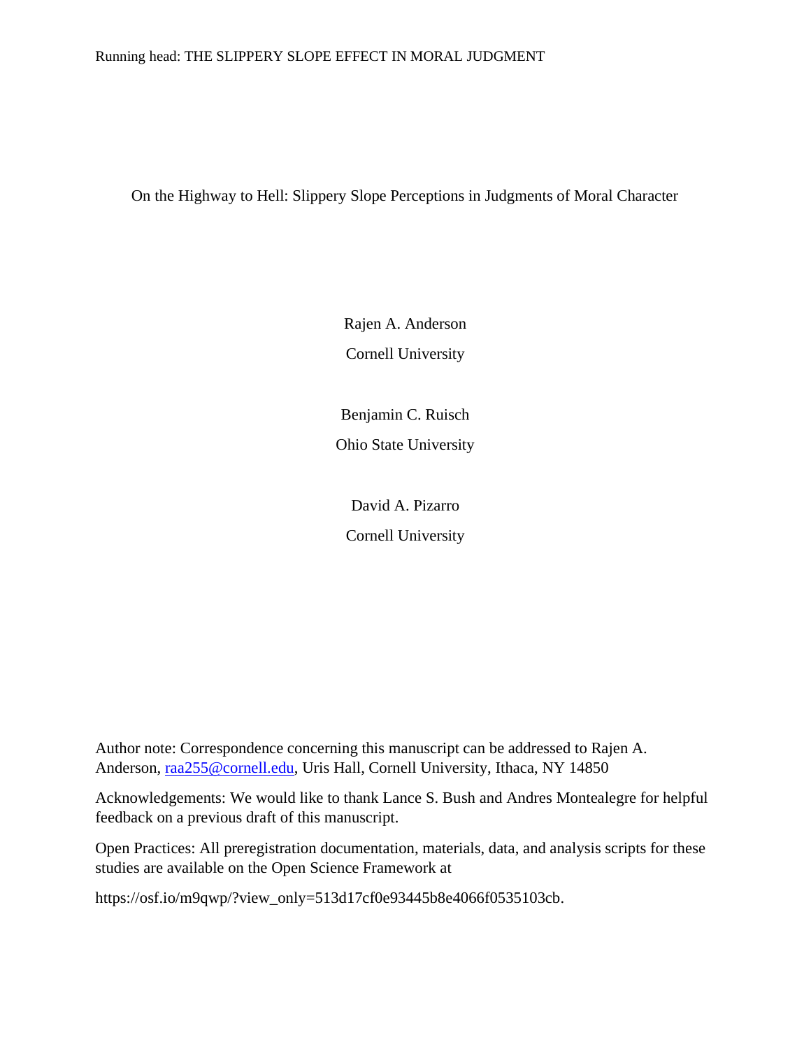# On the Highway to Hell: Slippery Slope Perceptions in Judgments of Moral Character

Rajen A. Anderson

Cornell University

Benjamin C. Ruisch

Ohio State University

David A. Pizarro

Cornell University

Author note: Correspondence concerning this manuscript can be addressed to Rajen A. Anderson, raa255@cornell.edu, Uris Hall, Cornell University, Ithaca, NY 14850

Acknowledgements: We would like to thank Lance S. Bush and Andres Montealegre for helpful feedback on a previous draft of this manuscript.

Open Practices: All preregistration documentation, materials, data, and analysis scripts for these studies are available on the Open Science Framework at

https://osf.io/m9qwp/?view_only=513d17cf0e93445b8e4066f0535103cb.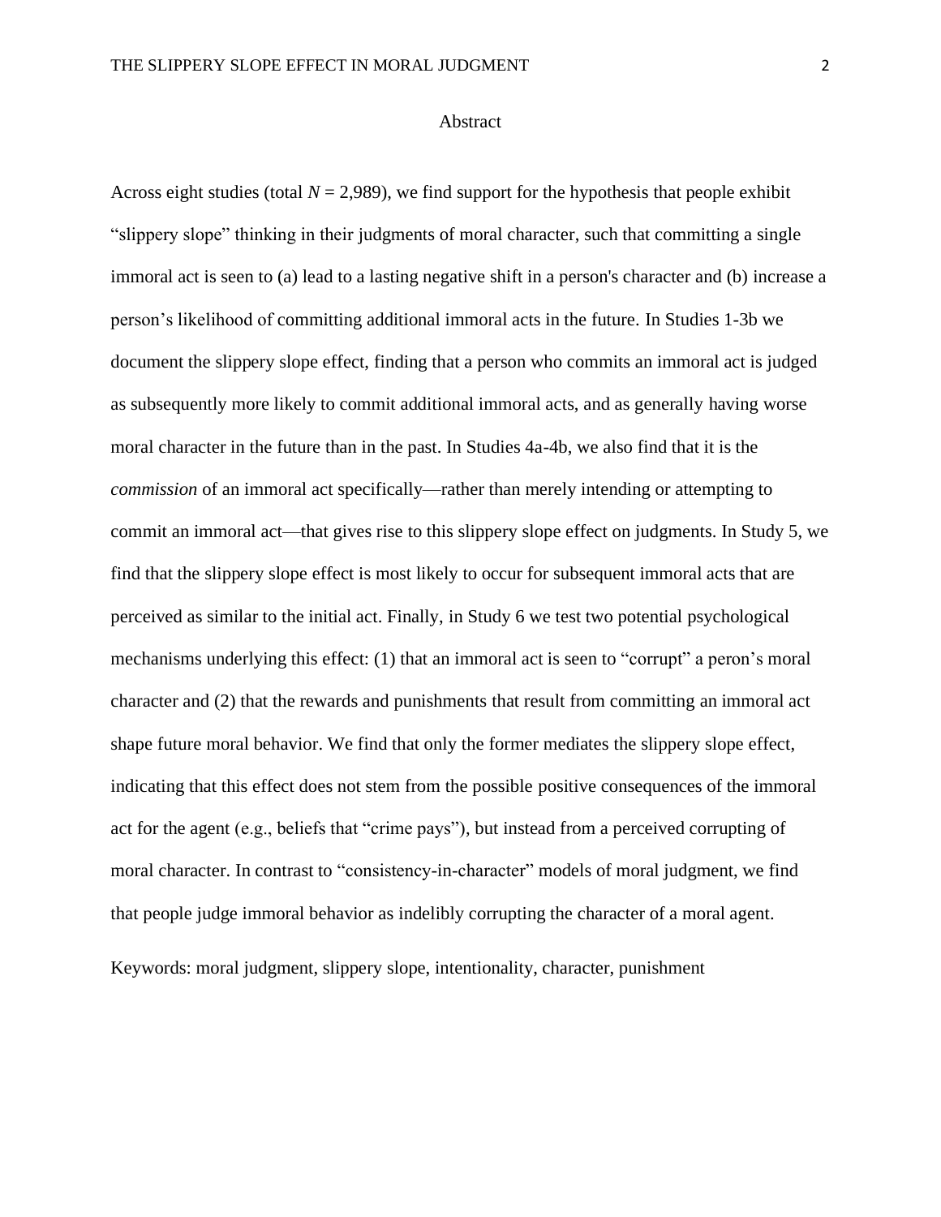# Abstract

Across eight studies (total $N = 2{,}989$), we find support for the hypothesis that people exhibit "slippery slope" thinking in their judgments of moral character, such that committing a single immoral act is seen to (a) lead to a lasting negative shift in a person's character and (b) increase a person's likelihood of committing additional immoral acts in the future. In Studies 1-3b we document the slippery slope effect, finding that a person who commits an immoral act is judged as subsequently more likely to commit additional immoral acts, and as generally having worse moral character in the future than in the past. In Studies 4a-4b, we also find that it is the *commission* of an immoral act specifically—rather than merely intending or attempting to commit an immoral act—that gives rise to this slippery slope effect on judgments. In Study 5, we find that the slippery slope effect is most likely to occur for subsequent immoral acts that are perceived as similar to the initial act. Finally, in Study 6 we test two potential psychological mechanisms underlying this effect: (1) that an immoral act is seen to "corrupt" a peron's moral character and (2) that the rewards and punishments that result from committing an immoral act shape future moral behavior. We find that only the former mediates the slippery slope effect, indicating that this effect does not stem from the possible positive consequences of the immoral act for the agent (e.g., beliefs that "crime pays"), but instead from a perceived corrupting of moral character. In contrast to "consistency-in-character" models of moral judgment, we find that people judge immoral behavior as indelibly corrupting the character of a moral agent.

Keywords: moral judgment, slippery slope, intentionality, character, punishment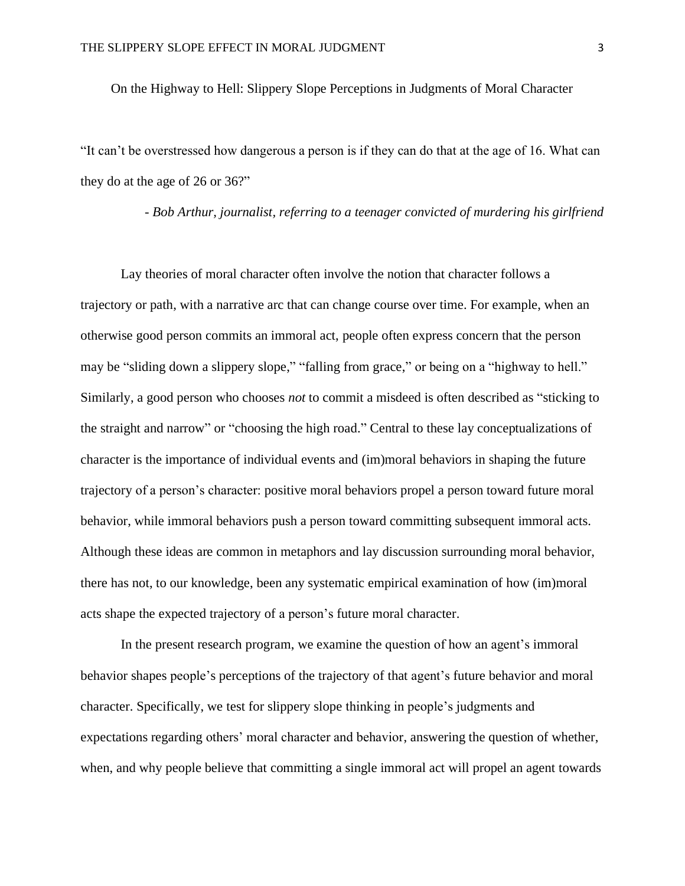# On the Highway to Hell: Slippery Slope Perceptions in Judgments of Moral Character

"It can't be overstressed how dangerous a person is if they can do that at the age of 16. What can they do at the age of 26 or 36?"

*- Bob Arthur, journalist, referring to a teenager convicted of murdering his girlfriend*

Lay theories of moral character often involve the notion that character follows a trajectory or path, with a narrative arc that can change course over time. For example, when an otherwise good person commits an immoral act, people often express concern that the person may be "sliding down a slippery slope," "falling from grace," or being on a "highway to hell." Similarly, a good person who chooses *not* to commit a misdeed is often described as "sticking to the straight and narrow" or "choosing the high road." Central to these lay conceptualizations of character is the importance of individual events and (im)moral behaviors in shaping the future trajectory of a person's character: positive moral behaviors propel a person toward future moral behavior, while immoral behaviors push a person toward committing subsequent immoral acts. Although these ideas are common in metaphors and lay discussion surrounding moral behavior, there has not, to our knowledge, been any systematic empirical examination of how (im)moral acts shape the expected trajectory of a person's future moral character.

In the present research program, we examine the question of how an agent's immoral behavior shapes people's perceptions of the trajectory of that agent's future behavior and moral character. Specifically, we test for slippery slope thinking in people's judgments and expectations regarding others' moral character and behavior, answering the question of whether, when, and why people believe that committing a single immoral act will propel an agent towards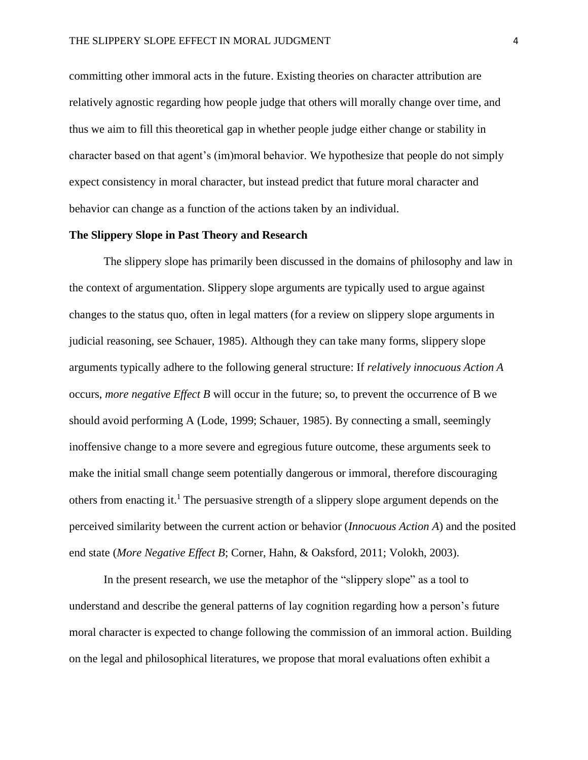committing other immoral acts in the future. Existing theories on character attribution are relatively agnostic regarding how people judge that others will morally change over time, and thus we aim to fill this theoretical gap in whether people judge either change or stability in character based on that agent's (im)moral behavior. We hypothesize that people do not simply expect consistency in moral character, but instead predict that future moral character and behavior can change as a function of the actions taken by an individual.

**The Slippery Slope in Past Theory and Research**

The slippery slope has primarily been discussed in the domains of philosophy and law in the context of argumentation. Slippery slope arguments are typically used to argue against changes to the status quo, often in legal matters (for a review on slippery slope arguments in judicial reasoning, see Schauer, 1985). Although they can take many forms, slippery slope arguments typically adhere to the following general structure: If *relatively innocuous Action A* occurs, *more negative Effect B* will occur in the future; so, to prevent the occurrence of B we should avoid performing A (Lode, 1999; Schauer, 1985). By connecting a small, seemingly inoffensive change to a more severe and egregious future outcome, these arguments seek to make the initial small change seem potentially dangerous or immoral, therefore discouraging others from enacting it.[1] The persuasive strength of a slippery slope argument depends on the perceived similarity between the current action or behavior (*Innocuous Action A*) and the posited end state (*More Negative Effect B*; Corner, Hahn, & Oaksford, 2011; Volokh, 2003).

In the present research, we use the metaphor of the "slippery slope" as a tool to understand and describe the general patterns of lay cognition regarding how a person's future moral character is expected to change following the commission of an immoral action. Building on the legal and philosophical literatures, we propose that moral evaluations often exhibit a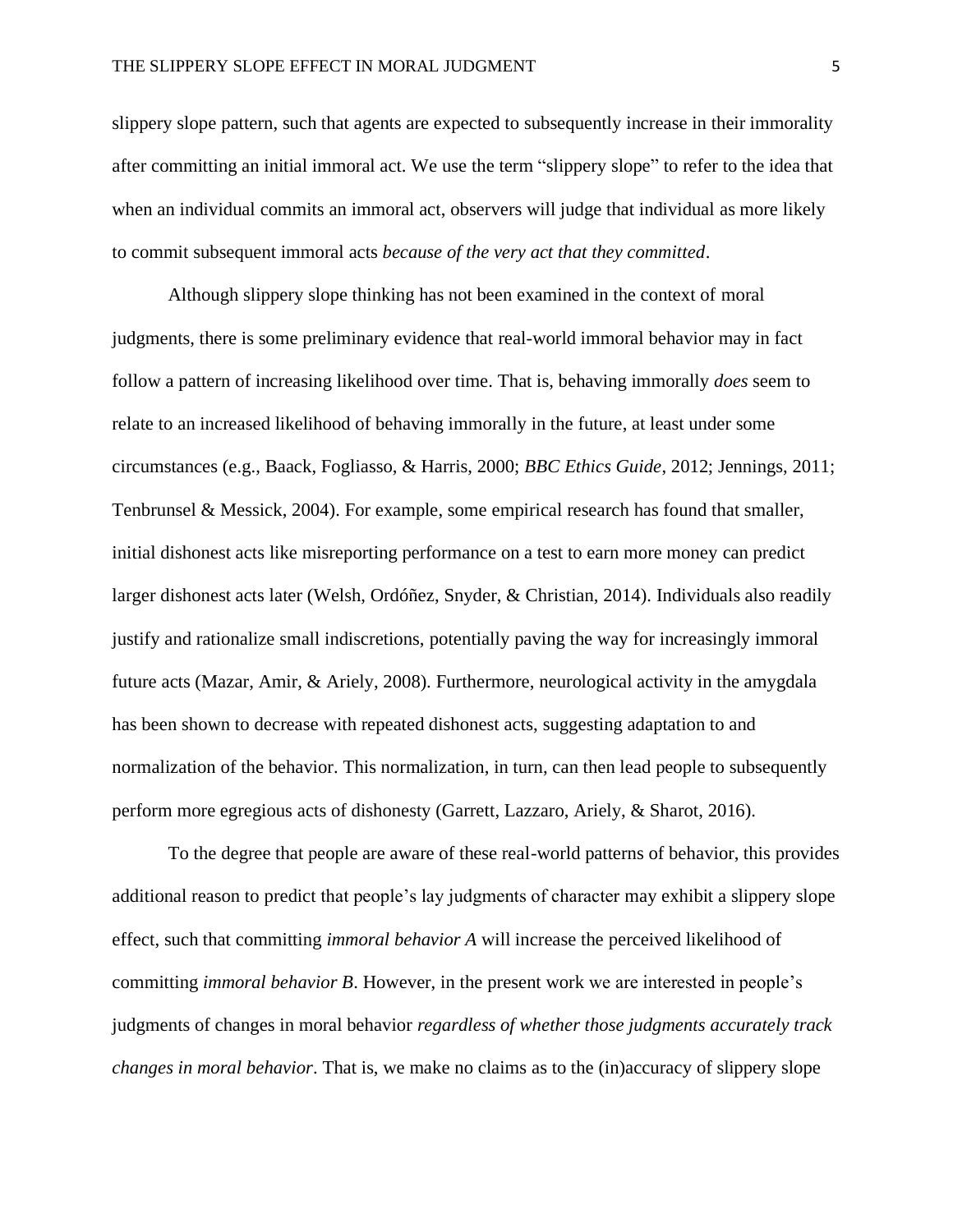slippery slope pattern, such that agents are expected to subsequently increase in their immorality after committing an initial immoral act. We use the term "slippery slope" to refer to the idea that when an individual commits an immoral act, observers will judge that individual as more likely to commit subsequent immoral acts *because of the very act that they committed*.

Although slippery slope thinking has not been examined in the context of moral judgments, there is some preliminary evidence that real-world immoral behavior may in fact follow a pattern of increasing likelihood over time. That is, behaving immorally *does* seem to relate to an increased likelihood of behaving immorally in the future, at least under some circumstances (e.g., Baack, Fogliasso, & Harris, 2000; *BBC Ethics Guide*, 2012; Jennings, 2011; Tenbrunsel & Messick, 2004). For example, some empirical research has found that smaller, initial dishonest acts like misreporting performance on a test to earn more money can predict larger dishonest acts later (Welsh, Ordóñez, Snyder, & Christian, 2014). Individuals also readily justify and rationalize small indiscretions, potentially paving the way for increasingly immoral future acts (Mazar, Amir, & Ariely, 2008). Furthermore, neurological activity in the amygdala has been shown to decrease with repeated dishonest acts, suggesting adaptation to and normalization of the behavior. This normalization, in turn, can then lead people to subsequently perform more egregious acts of dishonesty (Garrett, Lazzaro, Ariely, & Sharot, 2016).

To the degree that people are aware of these real-world patterns of behavior, this provides additional reason to predict that people's lay judgments of character may exhibit a slippery slope effect, such that committing *immoral behavior A* will increase the perceived likelihood of committing *immoral behavior B*. However, in the present work we are interested in people's judgments of changes in moral behavior *regardless of whether those judgments accurately track changes in moral behavior*. That is, we make no claims as to the (in)accuracy of slippery slope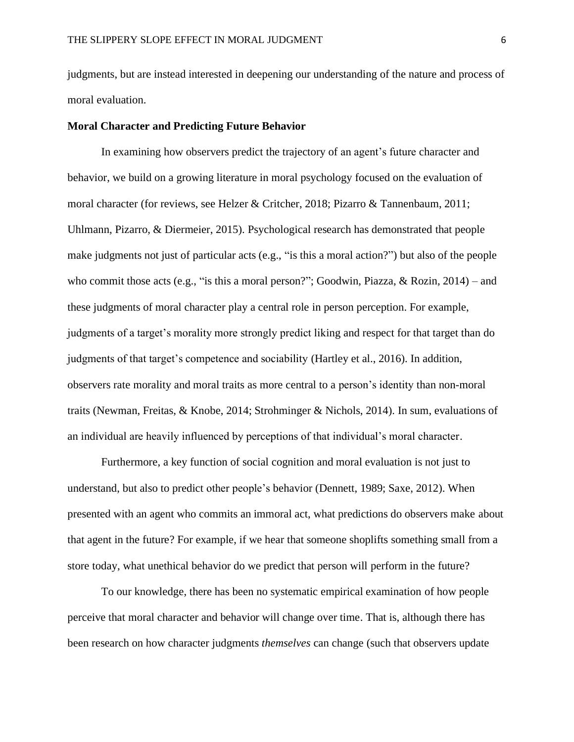judgments, but are instead interested in deepening our understanding of the nature and process of moral evaluation.

**Moral Character and Predicting Future Behavior**

In examining how observers predict the trajectory of an agent's future character and behavior, we build on a growing literature in moral psychology focused on the evaluation of moral character (for reviews, see Helzer & Critcher, 2018; Pizarro & Tannenbaum, 2011; Uhlmann, Pizarro, & Diermeier, 2015). Psychological research has demonstrated that people make judgments not just of particular acts (e.g., "is this a moral action?") but also of the people who commit those acts (e.g., "is this a moral person?"; Goodwin, Piazza, & Rozin, 2014) – and these judgments of moral character play a central role in person perception. For example, judgments of a target's morality more strongly predict liking and respect for that target than do judgments of that target's competence and sociability (Hartley et al., 2016). In addition, observers rate morality and moral traits as more central to a person's identity than non-moral traits (Newman, Freitas, & Knobe, 2014; Strohminger & Nichols, 2014). In sum, evaluations of an individual are heavily influenced by perceptions of that individual's moral character.

Furthermore, a key function of social cognition and moral evaluation is not just to understand, but also to predict other people's behavior (Dennett, 1989; Saxe, 2012). When presented with an agent who commits an immoral act, what predictions do observers make about that agent in the future? For example, if we hear that someone shoplifts something small from a store today, what unethical behavior do we predict that person will perform in the future?

To our knowledge, there has been no systematic empirical examination of how people perceive that moral character and behavior will change over time. That is, although there has been research on how character judgments *themselves* can change (such that observers update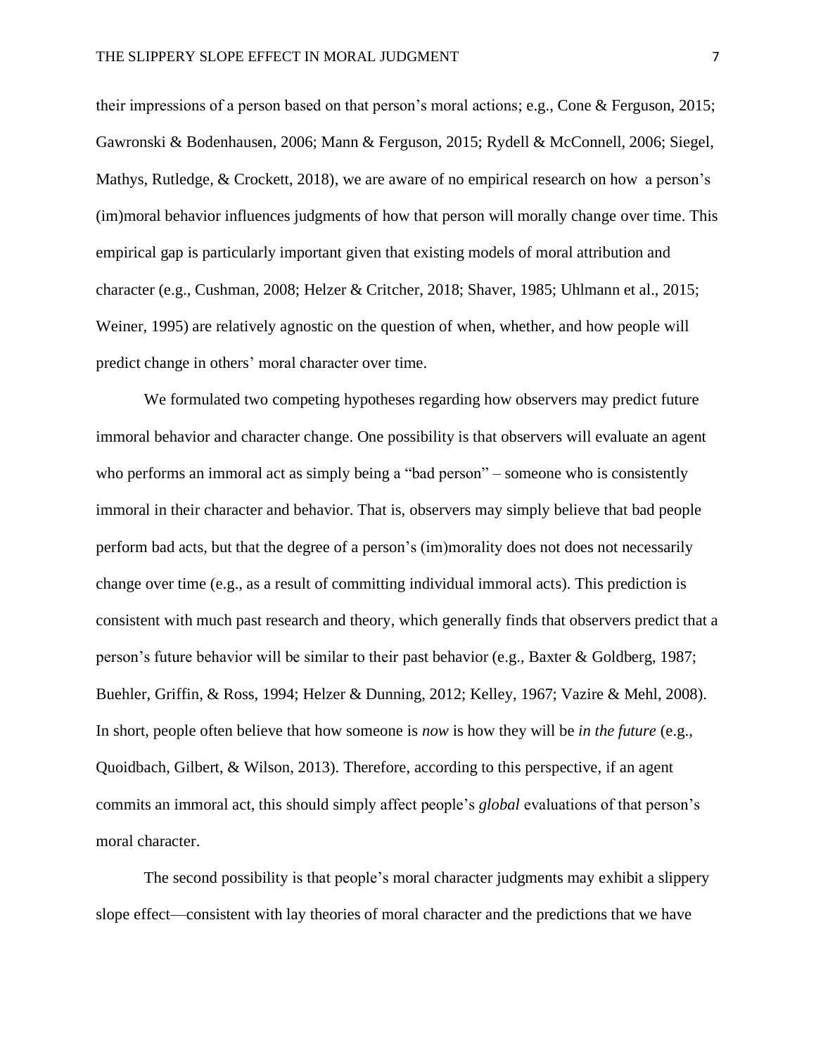their impressions of a person based on that person's moral actions; e.g., Cone & Ferguson, 2015; Gawronski & Bodenhausen, 2006; Mann & Ferguson, 2015; Rydell & McConnell, 2006; Siegel, Mathys, Rutledge, & Crockett, 2018), we are aware of no empirical research on how a person's (im)moral behavior influences judgments of how that person will morally change over time. This empirical gap is particularly important given that existing models of moral attribution and character (e.g., Cushman, 2008; Helzer & Critcher, 2018; Shaver, 1985; Uhlmann et al., 2015; Weiner, 1995) are relatively agnostic on the question of when, whether, and how people will predict change in others' moral character over time.

We formulated two competing hypotheses regarding how observers may predict future immoral behavior and character change. One possibility is that observers will evaluate an agent who performs an immoral act as simply being a "bad person" – someone who is consistently immoral in their character and behavior. That is, observers may simply believe that bad people perform bad acts, but that the degree of a person's (im)morality does not does not necessarily change over time (e.g., as a result of committing individual immoral acts). This prediction is consistent with much past research and theory, which generally finds that observers predict that a person's future behavior will be similar to their past behavior (e.g., Baxter & Goldberg, 1987; Buehler, Griffin, & Ross, 1994; Helzer & Dunning, 2012; Kelley, 1967; Vazire & Mehl, 2008). In short, people often believe that how someone is *now* is how they will be *in the future* (e.g., Quoidbach, Gilbert, & Wilson, 2013). Therefore, according to this perspective, if an agent commits an immoral act, this should simply affect people's *global* evaluations of that person's moral character.

The second possibility is that people's moral character judgments may exhibit a slippery slope effect—consistent with lay theories of moral character and the predictions that we have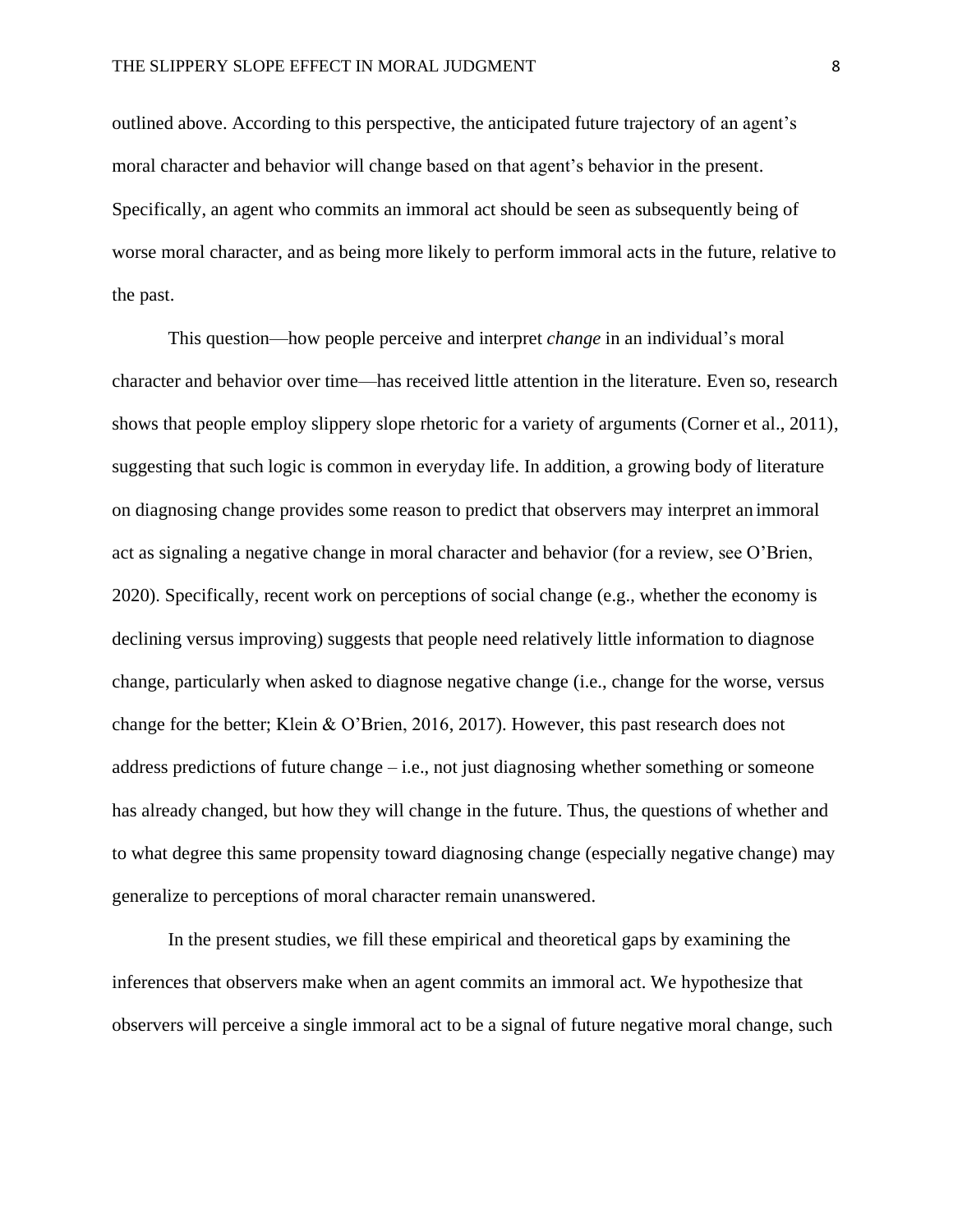outlined above. According to this perspective, the anticipated future trajectory of an agent's moral character and behavior will change based on that agent's behavior in the present. Specifically, an agent who commits an immoral act should be seen as subsequently being of worse moral character, and as being more likely to perform immoral acts in the future, relative to the past.

This question—how people perceive and interpret *change* in an individual's moral character and behavior over time—has received little attention in the literature. Even so, research shows that people employ slippery slope rhetoric for a variety of arguments (Corner et al., 2011), suggesting that such logic is common in everyday life. In addition, a growing body of literature on diagnosing change provides some reason to predict that observers may interpret an immoral act as signaling a negative change in moral character and behavior (for a review, see O'Brien, 2020). Specifically, recent work on perceptions of social change (e.g., whether the economy is declining versus improving) suggests that people need relatively little information to diagnose change, particularly when asked to diagnose negative change (i.e., change for the worse, versus change for the better; Klein & O'Brien, 2016, 2017). However, this past research does not address predictions of future change – i.e., not just diagnosing whether something or someone has already changed, but how they will change in the future. Thus, the questions of whether and to what degree this same propensity toward diagnosing change (especially negative change) may generalize to perceptions of moral character remain unanswered.

In the present studies, we fill these empirical and theoretical gaps by examining the inferences that observers make when an agent commits an immoral act. We hypothesize that observers will perceive a single immoral act to be a signal of future negative moral change, such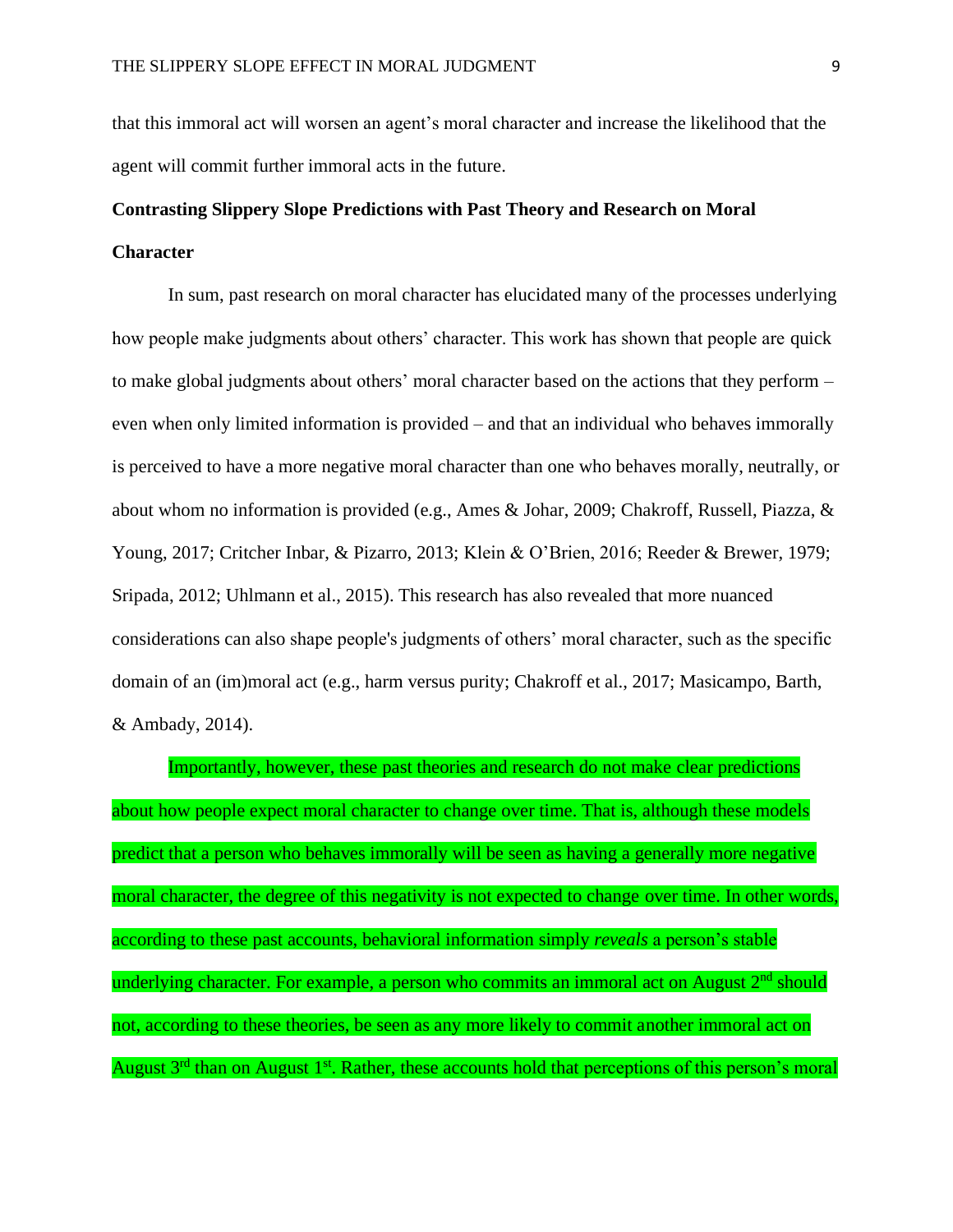that this immoral act will worsen an agent's moral character and increase the likelihood that the agent will commit further immoral acts in the future.

**Contrasting Slippery Slope Predictions with Past Theory and Research on Moral Character**

In sum, past research on moral character has elucidated many of the processes underlying how people make judgments about others' character. This work has shown that people are quick to make global judgments about others' moral character based on the actions that they perform – even when only limited information is provided – and that an individual who behaves immorally is perceived to have a more negative moral character than one who behaves morally, neutrally, or about whom no information is provided (e.g., Ames & Johar, 2009; Chakroff, Russell, Piazza, & Young, 2017; Critcher Inbar, & Pizarro, 2013; Klein & O'Brien, 2016; Reeder & Brewer, 1979; Sripada, 2012; Uhlmann et al., 2015). This research has also revealed that more nuanced considerations can also shape people's judgments of others' moral character, such as the specific domain of an (im)moral act (e.g., harm versus purity; Chakroff et al., 2017; Masicampo, Barth, & Ambady, 2014).

Importantly, however, these past theories and research do not make clear predictions about how people expect moral character to change over time. That is, although these models predict that a person who behaves immorally will be seen as having a generally more negative moral character, the degree of this negativity is not expected to change over time. In other words, according to these past accounts, behavioral information simply *reveals* a person's stable underlying character. For example, a person who commits an immoral act on August 2nd should not, according to these theories, be seen as any more likely to commit another immoral act on August 3rd than on August 1st. Rather, these accounts hold that perceptions of this person's moral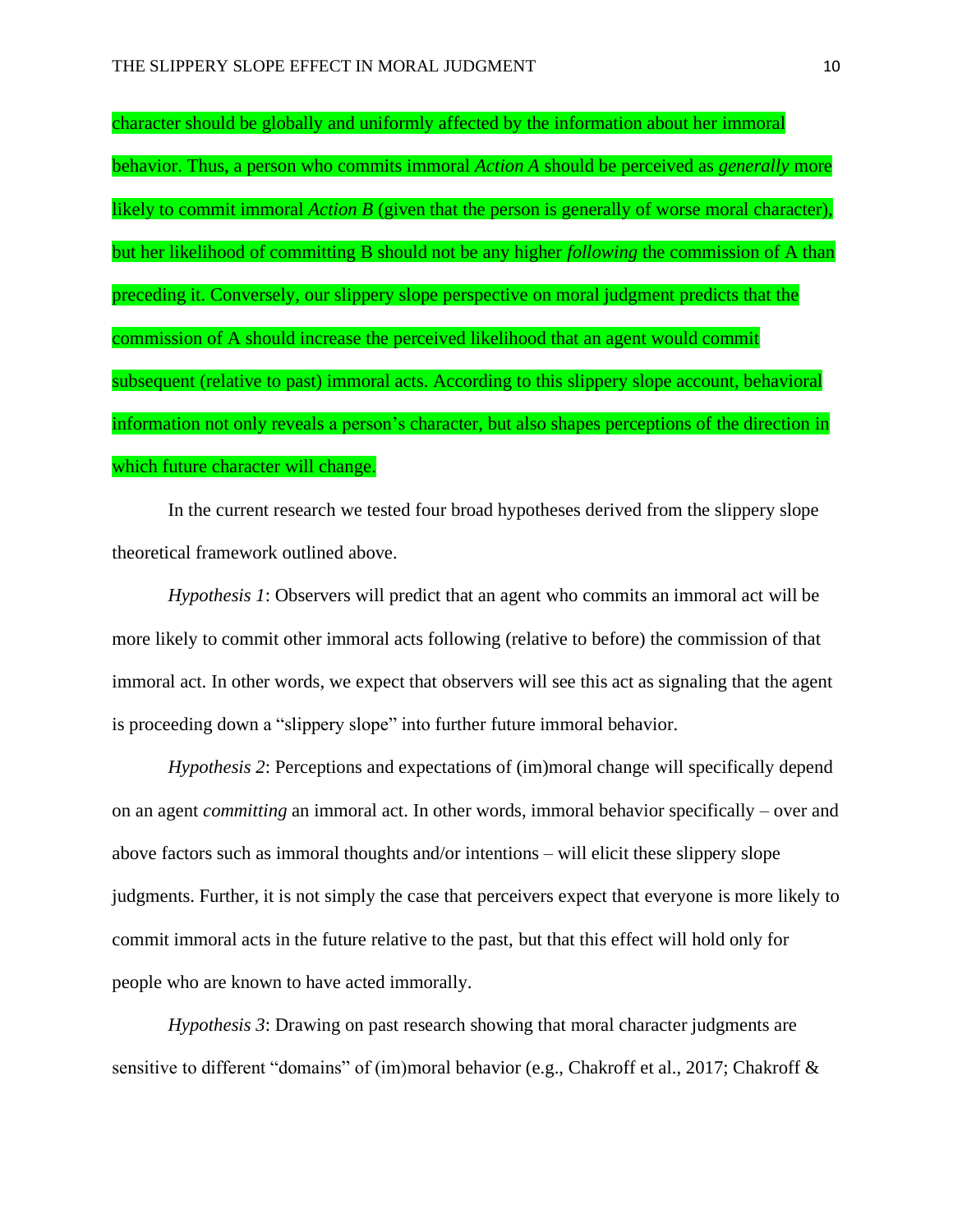character should be globally and uniformly affected by the information about her immoral behavior. Thus, a person who commits immoral *Action A* should be perceived as *generally* more likely to commit immoral *Action B* (given that the person is generally of worse moral character), but her likelihood of committing B should not be any higher *following* the commission of A than preceding it. Conversely, our slippery slope perspective on moral judgment predicts that the commission of A should increase the perceived likelihood that an agent would commit subsequent (relative to past) immoral acts. According to this slippery slope account, behavioral information not only reveals a person's character, but also shapes perceptions of the direction in which future character will change.

In the current research we tested four broad hypotheses derived from the slippery slope theoretical framework outlined above.

*Hypothesis 1*: Observers will predict that an agent who commits an immoral act will be more likely to commit other immoral acts following (relative to before) the commission of that immoral act. In other words, we expect that observers will see this act as signaling that the agent is proceeding down a "slippery slope" into further future immoral behavior.

*Hypothesis 2*: Perceptions and expectations of (im)moral change will specifically depend on an agent *committing* an immoral act. In other words, immoral behavior specifically – over and above factors such as immoral thoughts and/or intentions – will elicit these slippery slope judgments. Further, it is not simply the case that perceivers expect that everyone is more likely to commit immoral acts in the future relative to the past, but that this effect will hold only for people who are known to have acted immorally.

*Hypothesis 3*: Drawing on past research showing that moral character judgments are sensitive to different "domains" of (im)moral behavior (e.g., Chakroff et al., 2017; Chakroff &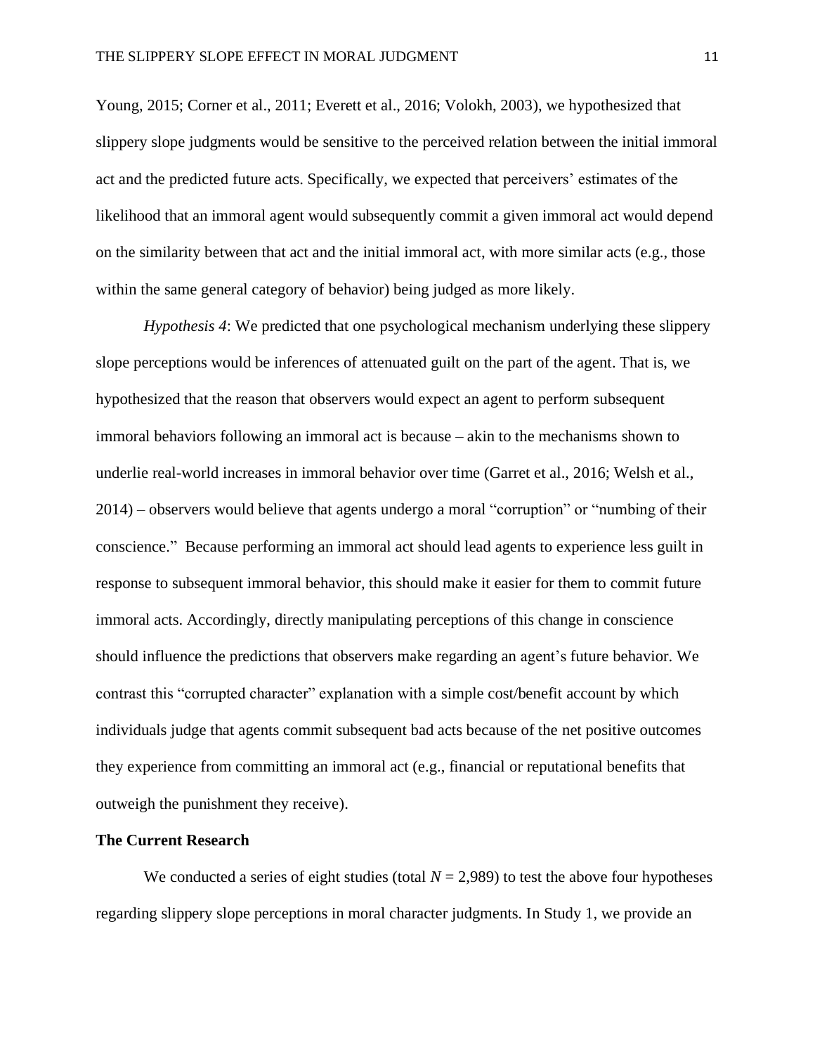Young, 2015; Corner et al., 2011; Everett et al., 2016; Volokh, 2003), we hypothesized that slippery slope judgments would be sensitive to the perceived relation between the initial immoral act and the predicted future acts. Specifically, we expected that perceivers' estimates of the likelihood that an immoral agent would subsequently commit a given immoral act would depend on the similarity between that act and the initial immoral act, with more similar acts (e.g., those within the same general category of behavior) being judged as more likely.

*Hypothesis 4*: We predicted that one psychological mechanism underlying these slippery slope perceptions would be inferences of attenuated guilt on the part of the agent. That is, we hypothesized that the reason that observers would expect an agent to perform subsequent immoral behaviors following an immoral act is because – akin to the mechanisms shown to underlie real-world increases in immoral behavior over time (Garret et al., 2016; Welsh et al., 2014) – observers would believe that agents undergo a moral "corruption" or "numbing of their conscience." Because performing an immoral act should lead agents to experience less guilt in response to subsequent immoral behavior, this should make it easier for them to commit future immoral acts. Accordingly, directly manipulating perceptions of this change in conscience should influence the predictions that observers make regarding an agent's future behavior. We contrast this "corrupted character" explanation with a simple cost/benefit account by which individuals judge that agents commit subsequent bad acts because of the net positive outcomes they experience from committing an immoral act (e.g., financial or reputational benefits that outweigh the punishment they receive).

## The Current Research

We conducted a series of eight studies (total $N = 2{,}989$) to test the above four hypotheses regarding slippery slope perceptions in moral character judgments. In Study 1, we provide an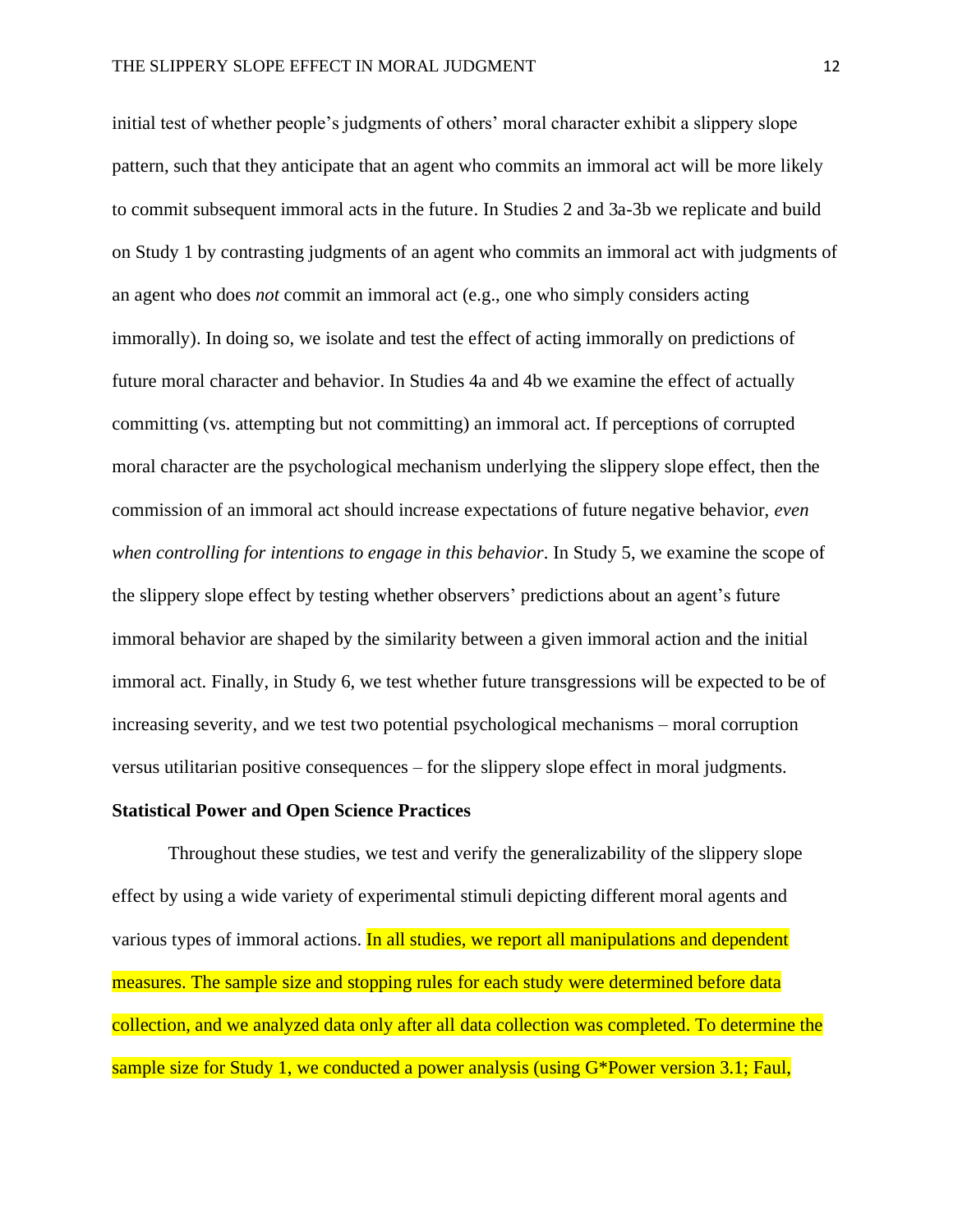initial test of whether people's judgments of others' moral character exhibit a slippery slope pattern, such that they anticipate that an agent who commits an immoral act will be more likely to commit subsequent immoral acts in the future. In Studies 2 and 3a-3b we replicate and build on Study 1 by contrasting judgments of an agent who commits an immoral act with judgments of an agent who does *not* commit an immoral act (e.g., one who simply considers acting immorally). In doing so, we isolate and test the effect of acting immorally on predictions of future moral character and behavior. In Studies 4a and 4b we examine the effect of actually committing (vs. attempting but not committing) an immoral act. If perceptions of corrupted moral character are the psychological mechanism underlying the slippery slope effect, then the commission of an immoral act should increase expectations of future negative behavior, *even when controlling for intentions to engage in this behavior*. In Study 5, we examine the scope of the slippery slope effect by testing whether observers' predictions about an agent's future immoral behavior are shaped by the similarity between a given immoral action and the initial immoral act. Finally, in Study 6, we test whether future transgressions will be expected to be of increasing severity, and we test two potential psychological mechanisms – moral corruption versus utilitarian positive consequences – for the slippery slope effect in moral judgments.

**Statistical Power and Open Science Practices**

Throughout these studies, we test and verify the generalizability of the slippery slope effect by using a wide variety of experimental stimuli depicting different moral agents and various types of immoral actions. In all studies, we report all manipulations and dependent measures. The sample size and stopping rules for each study were determined before data collection, and we analyzed data only after all data collection was completed. To determine the sample size for Study 1, we conducted a power analysis (using G*Power version 3.1; Faul,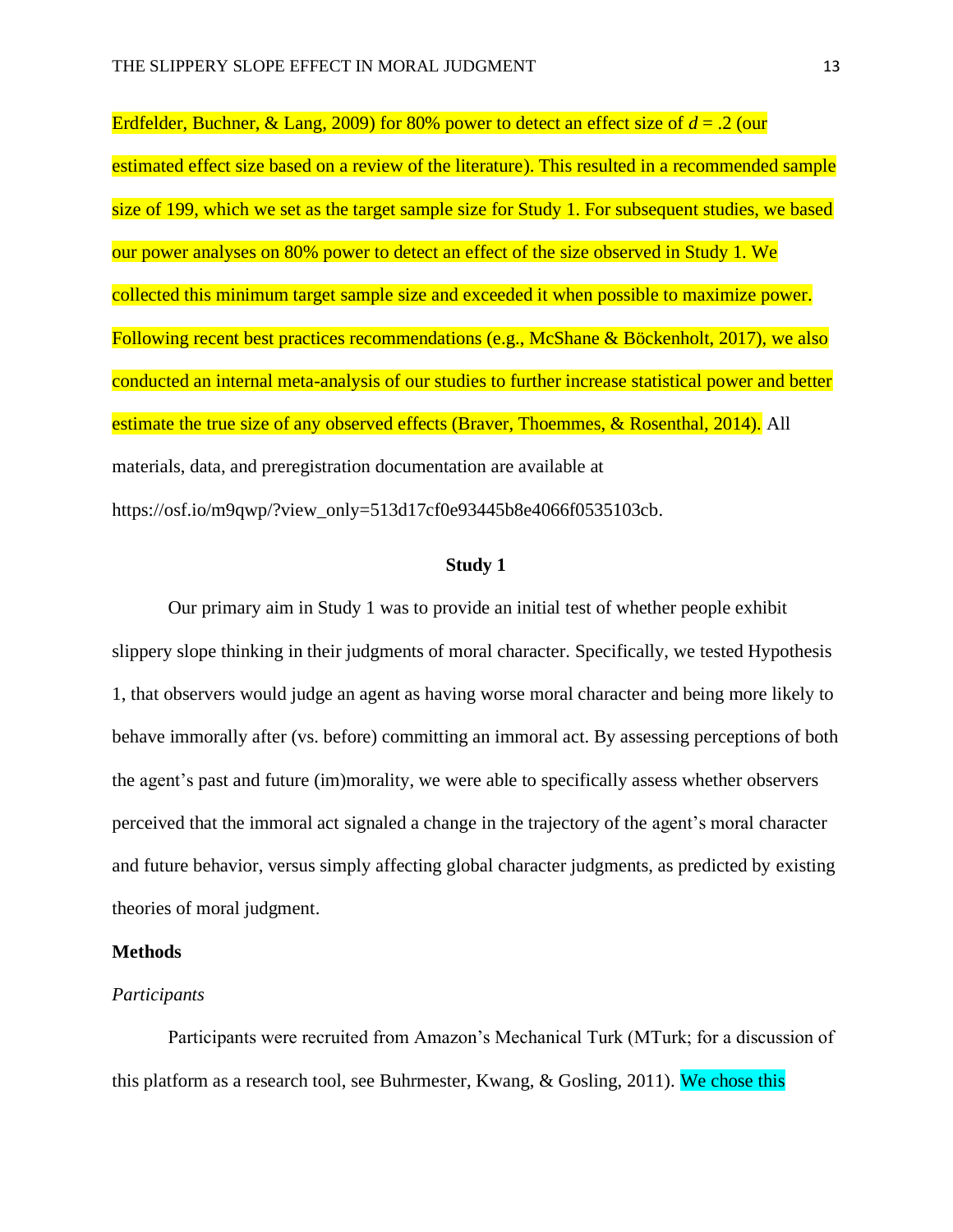Erdfelder, Buchner, & Lang, 2009) for 80% power to detect an effect size of $d = .2$ (our estimated effect size based on a review of the literature). This resulted in a recommended sample size of 199, which we set as the target sample size for Study 1. For subsequent studies, we based our power analyses on 80% power to detect an effect of the size observed in Study 1. We collected this minimum target sample size and exceeded it when possible to maximize power. Following recent best practices recommendations (e.g., McShane & Böckenholt, 2017), we also conducted an internal meta-analysis of our studies to further increase statistical power and better estimate the true size of any observed effects (Braver, Thoemmes, & Rosenthal, 2014). All materials, data, and preregistration documentation are available at https://osf.io/m9qwp/?view_only=513d17cf0e93445b8e4066f0535103cb.

## Study 1

Our primary aim in Study 1 was to provide an initial test of whether people exhibit slippery slope thinking in their judgments of moral character. Specifically, we tested Hypothesis 1, that observers would judge an agent as having worse moral character and being more likely to behave immorally after (vs. before) committing an immoral act. By assessing perceptions of both the agent's past and future (im)morality, we were able to specifically assess whether observers perceived that the immoral act signaled a change in the trajectory of the agent's moral character and future behavior, versus simply affecting global character judgments, as predicted by existing theories of moral judgment.

### Methods

*Participants*

Participants were recruited from Amazon's Mechanical Turk (MTurk; for a discussion of this platform as a research tool, see Buhrmester, Kwang, & Gosling, 2011). We chose this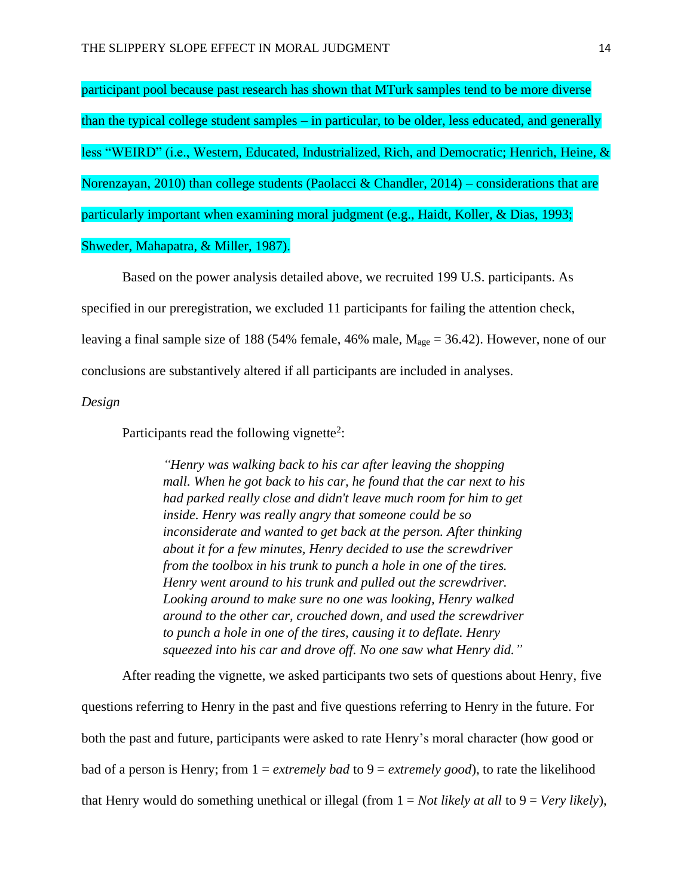participant pool because past research has shown that MTurk samples tend to be more diverse than the typical college student samples – in particular, to be older, less educated, and generally less "WEIRD" (i.e., Western, Educated, Industrialized, Rich, and Democratic; Henrich, Heine, & Norenzayan, 2010) than college students (Paolacci & Chandler, 2014) – considerations that are particularly important when examining moral judgment (e.g., Haidt, Koller, & Dias, 1993; Shweder, Mahapatra, & Miller, 1987).

Based on the power analysis detailed above, we recruited 199 U.S. participants. As specified in our preregistration, we excluded 11 participants for failing the attention check, leaving a final sample size of 188 (54% female, 46% male, $M_{age}$ = 36.42). However, none of our conclusions are substantively altered if all participants are included in analyses.

*Design*

Participants read the following vignette[2]:

> *"Henry was walking back to his car after leaving the shopping mall. When he got back to his car, he found that the car next to his had parked really close and didn't leave much room for him to get inside. Henry was really angry that someone could be so inconsiderate and wanted to get back at the person. After thinking about it for a few minutes, Henry decided to use the screwdriver from the toolbox in his trunk to punch a hole in one of the tires. Henry went around to his trunk and pulled out the screwdriver. Looking around to make sure no one was looking, Henry walked around to the other car, crouched down, and used the screwdriver to punch a hole in one of the tires, causing it to deflate. Henry squeezed into his car and drove off. No one saw what Henry did."*

After reading the vignette, we asked participants two sets of questions about Henry, five questions referring to Henry in the past and five questions referring to Henry in the future. For both the past and future, participants were asked to rate Henry's moral character (how good or bad of a person is Henry; from 1 = *extremely bad* to 9 = *extremely good*), to rate the likelihood that Henry would do something unethical or illegal (from 1 = *Not likely at all* to 9 = *Very likely*),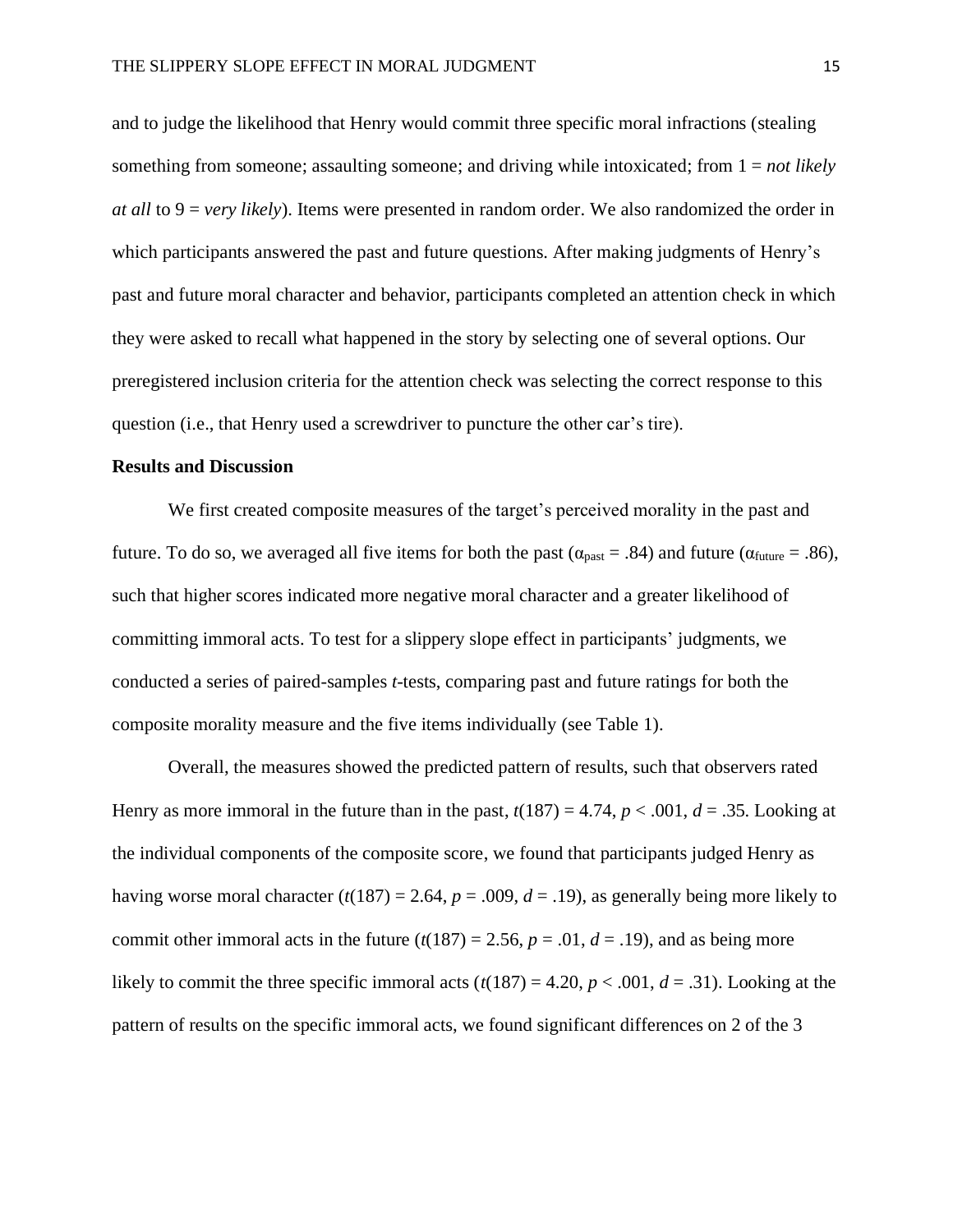and to judge the likelihood that Henry would commit three specific moral infractions (stealing something from someone; assaulting someone; and driving while intoxicated; from 1 = *not likely at all* to 9 = *very likely*). Items were presented in random order. We also randomized the order in which participants answered the past and future questions. After making judgments of Henry's past and future moral character and behavior, participants completed an attention check in which they were asked to recall what happened in the story by selecting one of several options. Our preregistered inclusion criteria for the attention check was selecting the correct response to this question (i.e., that Henry used a screwdriver to puncture the other car's tire).

## Results and Discussion

We first created composite measures of the target's perceived morality in the past and future. To do so, we averaged all five items for both the past ($\alpha_{past} = .84$) and future ($\alpha_{future} = .86$), such that higher scores indicated more negative moral character and a greater likelihood of committing immoral acts. To test for a slippery slope effect in participants' judgments, we conducted a series of paired-samples *t*-tests, comparing past and future ratings for both the composite morality measure and the five items individually (see Table 1).

Overall, the measures showed the predicted pattern of results, such that observers rated Henry as more immoral in the future than in the past, $t(187) = 4.74$, $p < .001$, $d = .35$. Looking at the individual components of the composite score, we found that participants judged Henry as having worse moral character ($t(187) = 2.64$, $p = .009$, $d = .19$), as generally being more likely to commit other immoral acts in the future ($t(187) = 2.56$, $p = .01$, $d = .19$), and as being more likely to commit the three specific immoral acts ($t(187) = 4.20$, $p < .001$, $d = .31$). Looking at the pattern of results on the specific immoral acts, we found significant differences on 2 of the 3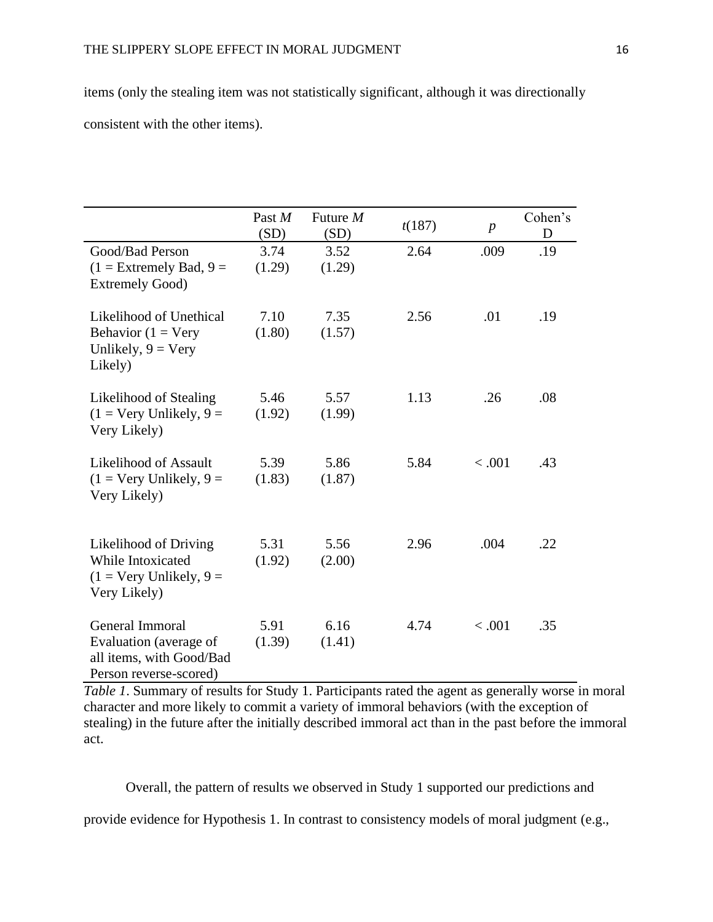items (only the stealing item was not statistically significant, although it was directionally consistent with the other items).

| | Past *M* (SD) | Future *M* (SD) | $t(187)$ | $p$ | Cohen's D |
|---|---|---|---|---|---|
| Good/Bad Person (1 = Extremely Bad, 9 = Extremely Good) | 3.74 (1.29) | 3.52 (1.29) | 2.64 | .009 | .19 |
| Likelihood of Unethical Behavior (1 = Very Unlikely, 9 = Very Likely) | 7.10 (1.80) | 7.35 (1.57) | 2.56 | .01 | .19 |
| Likelihood of Stealing (1 = Very Unlikely, 9 = Very Likely) | 5.46 (1.92) | 5.57 (1.99) | 1.13 | .26 | .08 |
| Likelihood of Assault (1 = Very Unlikely, 9 = Very Likely) | 5.39 (1.83) | 5.86 (1.87) | 5.84 | < .001 | .43 |
| Likelihood of Driving While Intoxicated (1 = Very Unlikely, 9 = Very Likely) | 5.31 (1.92) | 5.56 (2.00) | 2.96 | .004 | .22 |
| General Immoral Evaluation (average of all items, with Good/Bad Person reverse-scored) | 5.91 (1.39) | 6.16 (1.41) | 4.74 | < .001 | .35 |

*Table 1*. Summary of results for Study 1. Participants rated the agent as generally worse in moral character and more likely to commit a variety of immoral behaviors (with the exception of stealing) in the future after the initially described immoral act than in the past before the immoral act.

Overall, the pattern of results we observed in Study 1 supported our predictions and provide evidence for Hypothesis 1. In contrast to consistency models of moral judgment (e.g.,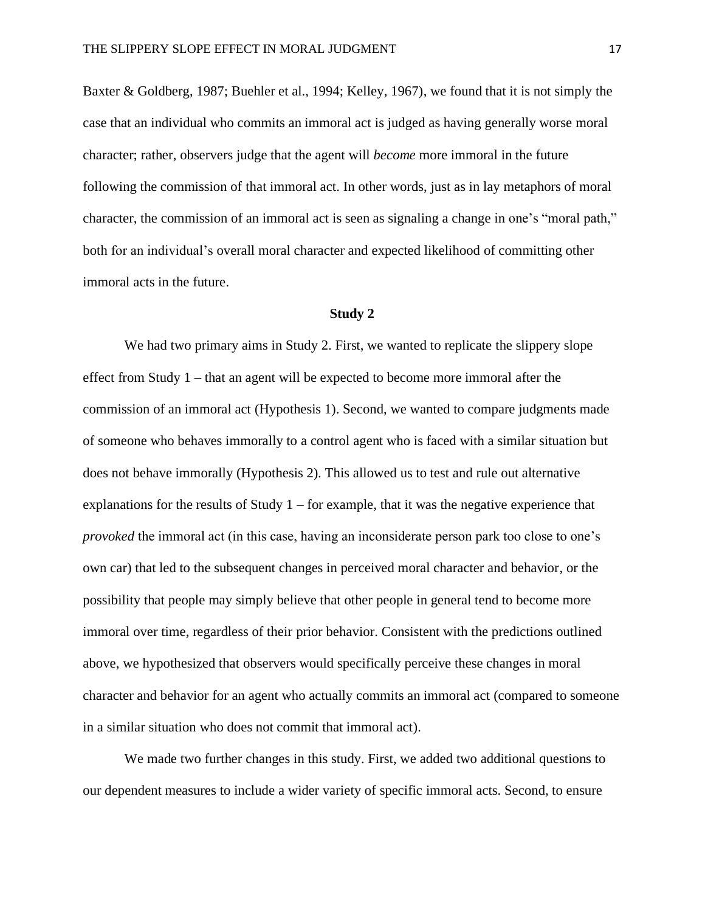Baxter & Goldberg, 1987; Buehler et al., 1994; Kelley, 1967), we found that it is not simply the case that an individual who commits an immoral act is judged as having generally worse moral character; rather, observers judge that the agent will *become* more immoral in the future following the commission of that immoral act. In other words, just as in lay metaphors of moral character, the commission of an immoral act is seen as signaling a change in one's "moral path," both for an individual's overall moral character and expected likelihood of committing other immoral acts in the future.

## Study 2

We had two primary aims in Study 2. First, we wanted to replicate the slippery slope effect from Study 1 – that an agent will be expected to become more immoral after the commission of an immoral act (Hypothesis 1). Second, we wanted to compare judgments made of someone who behaves immorally to a control agent who is faced with a similar situation but does not behave immorally (Hypothesis 2). This allowed us to test and rule out alternative explanations for the results of Study 1 – for example, that it was the negative experience that *provoked* the immoral act (in this case, having an inconsiderate person park too close to one's own car) that led to the subsequent changes in perceived moral character and behavior, or the possibility that people may simply believe that other people in general tend to become more immoral over time, regardless of their prior behavior. Consistent with the predictions outlined above, we hypothesized that observers would specifically perceive these changes in moral character and behavior for an agent who actually commits an immoral act (compared to someone in a similar situation who does not commit that immoral act).

We made two further changes in this study. First, we added two additional questions to our dependent measures to include a wider variety of specific immoral acts. Second, to ensure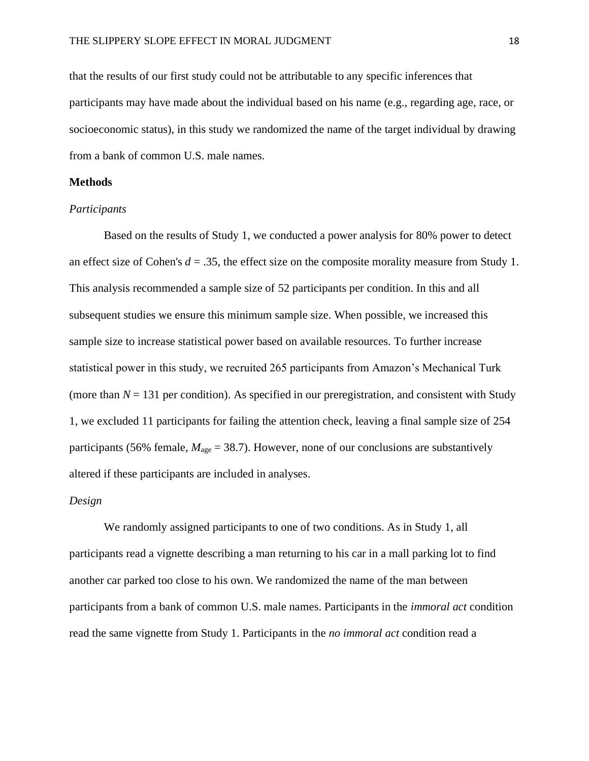that the results of our first study could not be attributable to any specific inferences that participants may have made about the individual based on his name (e.g., regarding age, race, or socioeconomic status), in this study we randomized the name of the target individual by drawing from a bank of common U.S. male names.

**Methods**

*Participants*

Based on the results of Study 1, we conducted a power analysis for 80% power to detect an effect size of Cohen's $d$ = .35, the effect size on the composite morality measure from Study 1. This analysis recommended a sample size of 52 participants per condition. In this and all subsequent studies we ensure this minimum sample size. When possible, we increased this sample size to increase statistical power based on available resources. To further increase statistical power in this study, we recruited 265 participants from Amazon's Mechanical Turk (more than $N$ = 131 per condition). As specified in our preregistration, and consistent with Study 1, we excluded 11 participants for failing the attention check, leaving a final sample size of 254 participants (56% female, $M_{\text{age}}$ = 38.7). However, none of our conclusions are substantively altered if these participants are included in analyses.

*Design*

We randomly assigned participants to one of two conditions. As in Study 1, all participants read a vignette describing a man returning to his car in a mall parking lot to find another car parked too close to his own. We randomized the name of the man between participants from a bank of common U.S. male names. Participants in the *immoral act* condition read the same vignette from Study 1. Participants in the *no immoral act* condition read a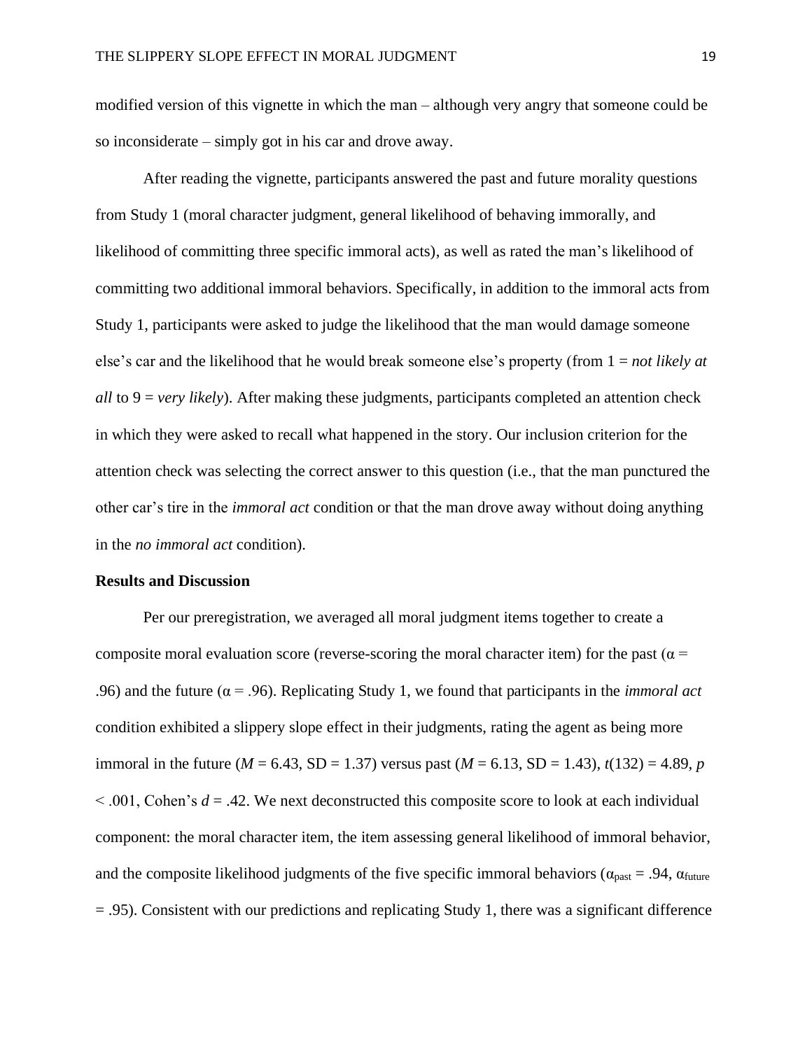modified version of this vignette in which the man – although very angry that someone could be so inconsiderate – simply got in his car and drove away.

After reading the vignette, participants answered the past and future morality questions from Study 1 (moral character judgment, general likelihood of behaving immorally, and likelihood of committing three specific immoral acts), as well as rated the man's likelihood of committing two additional immoral behaviors. Specifically, in addition to the immoral acts from Study 1, participants were asked to judge the likelihood that the man would damage someone else's car and the likelihood that he would break someone else's property (from 1 = *not likely at all* to 9 = *very likely*). After making these judgments, participants completed an attention check in which they were asked to recall what happened in the story. Our inclusion criterion for the attention check was selecting the correct answer to this question (i.e., that the man punctured the other car's tire in the *immoral act* condition or that the man drove away without doing anything in the *no immoral act* condition).

**Results and Discussion**

Per our preregistration, we averaged all moral judgment items together to create a composite moral evaluation score (reverse-scoring the moral character item) for the past ($\alpha$ = .96) and the future ($\alpha$ = .96). Replicating Study 1, we found that participants in the *immoral act* condition exhibited a slippery slope effect in their judgments, rating the agent as being more immoral in the future ($M$ = 6.43, SD = 1.37) versus past ($M$ = 6.13, SD = 1.43), $t(132) = 4.89$, $p < .001$, Cohen's $d$ = .42. We next deconstructed this composite score to look at each individual component: the moral character item, the item assessing general likelihood of immoral behavior, and the composite likelihood judgments of the five specific immoral behaviors ($\alpha_{past}$ = .94, $\alpha_{future}$ = .95). Consistent with our predictions and replicating Study 1, there was a significant difference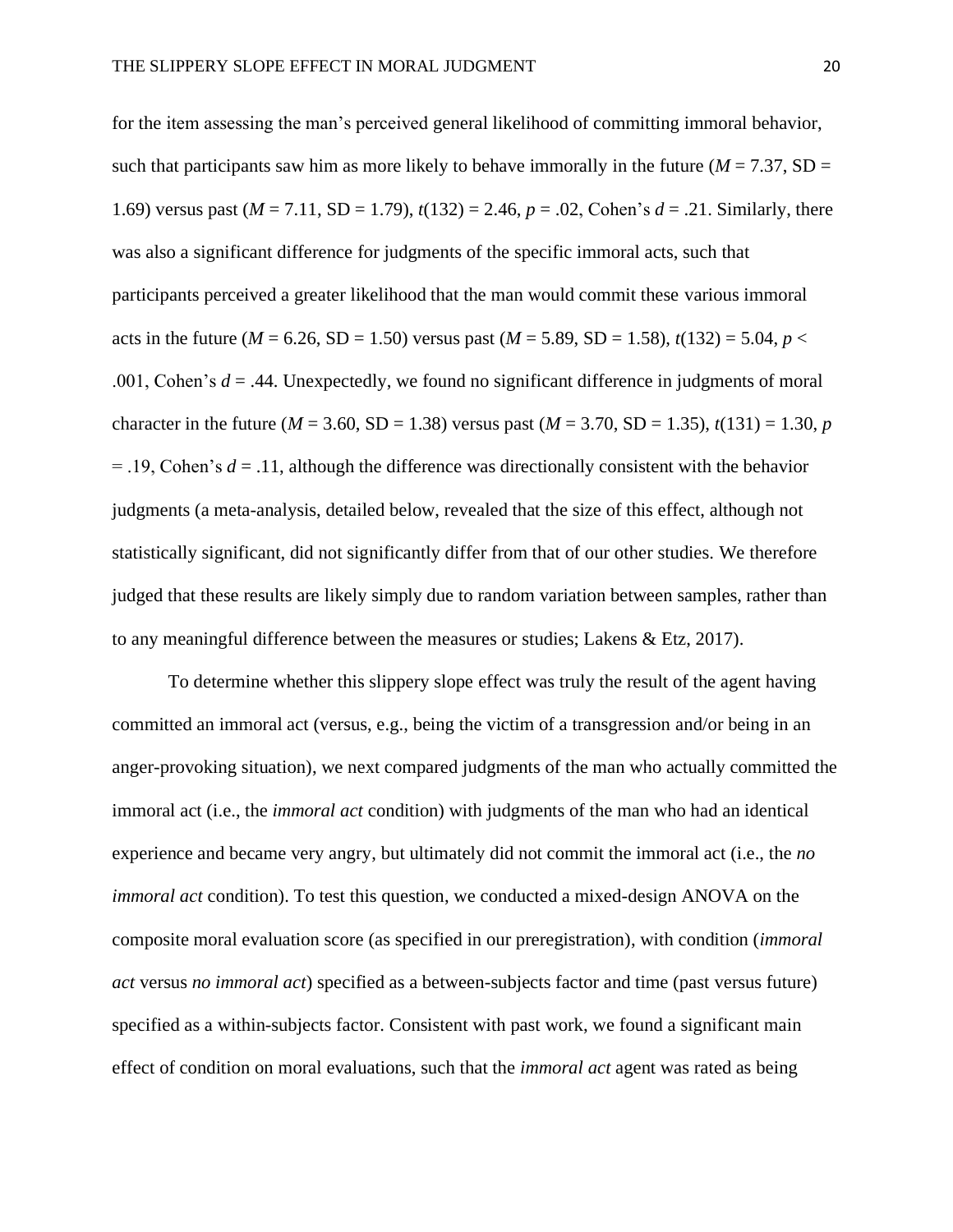for the item assessing the man's perceived general likelihood of committing immoral behavior, such that participants saw him as more likely to behave immorally in the future ($M$ = 7.37, SD = 1.69) versus past ($M$ = 7.11, SD = 1.79), $t(132) = 2.46$, $p = .02$, Cohen's $d = .21$. Similarly, there was also a significant difference for judgments of the specific immoral acts, such that participants perceived a greater likelihood that the man would commit these various immoral acts in the future ($M$ = 6.26, SD = 1.50) versus past ($M$ = 5.89, SD = 1.58), $t(132) = 5.04$, $p < .001$, Cohen's $d = .44$. Unexpectedly, we found no significant difference in judgments of moral character in the future ($M$ = 3.60, SD = 1.38) versus past ($M$ = 3.70, SD = 1.35), $t(131) = 1.30$, $p = .19$, Cohen's $d = .11$, although the difference was directionally consistent with the behavior judgments (a meta-analysis, detailed below, revealed that the size of this effect, although not statistically significant, did not significantly differ from that of our other studies. We therefore judged that these results are likely simply due to random variation between samples, rather than to any meaningful difference between the measures or studies; Lakens & Etz, 2017).

To determine whether this slippery slope effect was truly the result of the agent having committed an immoral act (versus, e.g., being the victim of a transgression and/or being in an anger-provoking situation), we next compared judgments of the man who actually committed the immoral act (i.e., the *immoral act* condition) with judgments of the man who had an identical experience and became very angry, but ultimately did not commit the immoral act (i.e., the *no immoral act* condition). To test this question, we conducted a mixed-design ANOVA on the composite moral evaluation score (as specified in our preregistration), with condition (*immoral act* versus *no immoral act*) specified as a between-subjects factor and time (past versus future) specified as a within-subjects factor. Consistent with past work, we found a significant main effect of condition on moral evaluations, such that the *immoral act* agent was rated as being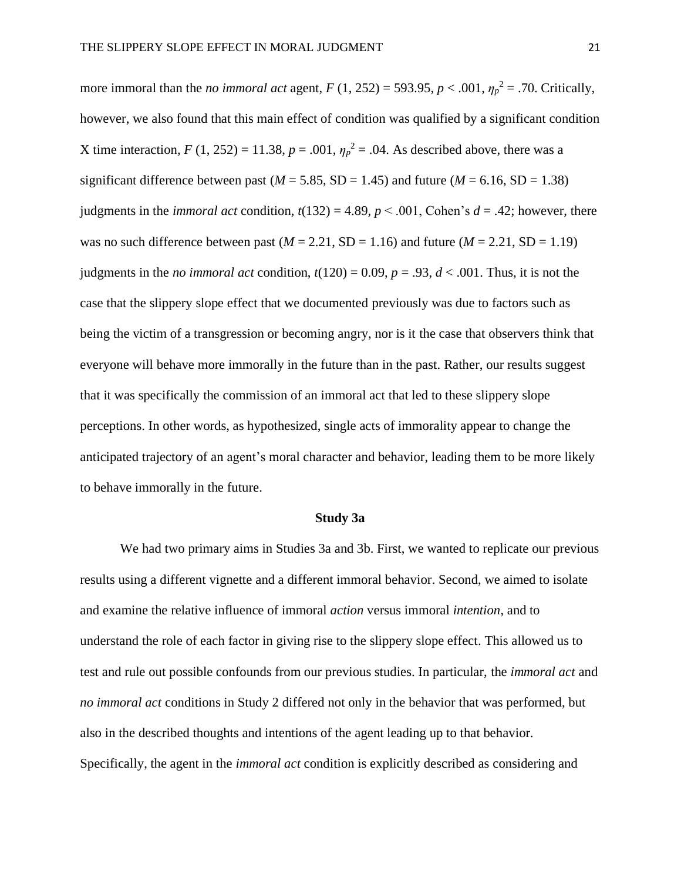more immoral than the *no immoral act* agent, $F$ (1, 252) = 593.95, $p < .001$, $\eta_p^2 = .70$. Critically, however, we also found that this main effect of condition was qualified by a significant condition X time interaction, $F$ (1, 252) = 11.38, $p = .001$, $\eta_p^2 = .04$. As described above, there was a significant difference between past ($M$ = 5.85, SD = 1.45) and future ($M$ = 6.16, SD = 1.38) judgments in the *immoral act* condition, $t(132) = 4.89$, $p < .001$, Cohen's $d = .42$; however, there was no such difference between past ($M$ = 2.21, SD = 1.16) and future ($M$ = 2.21, SD = 1.19) judgments in the *no immoral act* condition, $t(120) = 0.09$, $p = .93$, $d < .001$. Thus, it is not the case that the slippery slope effect that we documented previously was due to factors such as being the victim of a transgression or becoming angry, nor is it the case that observers think that everyone will behave more immorally in the future than in the past. Rather, our results suggest that it was specifically the commission of an immoral act that led to these slippery slope perceptions. In other words, as hypothesized, single acts of immorality appear to change the anticipated trajectory of an agent's moral character and behavior, leading them to be more likely to behave immorally in the future.

## Study 3a

We had two primary aims in Studies 3a and 3b. First, we wanted to replicate our previous results using a different vignette and a different immoral behavior. Second, we aimed to isolate and examine the relative influence of immoral *action* versus immoral *intention*, and to understand the role of each factor in giving rise to the slippery slope effect. This allowed us to test and rule out possible confounds from our previous studies. In particular, the *immoral act* and *no immoral act* conditions in Study 2 differed not only in the behavior that was performed, but also in the described thoughts and intentions of the agent leading up to that behavior. Specifically, the agent in the *immoral act* condition is explicitly described as considering and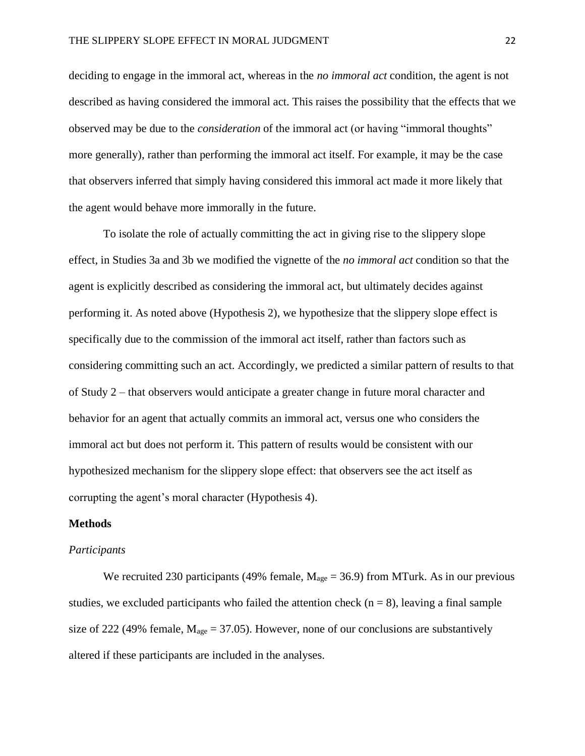deciding to engage in the immoral act, whereas in the *no immoral act* condition, the agent is not described as having considered the immoral act. This raises the possibility that the effects that we observed may be due to the *consideration* of the immoral act (or having "immoral thoughts" more generally), rather than performing the immoral act itself. For example, it may be the case that observers inferred that simply having considered this immoral act made it more likely that the agent would behave more immorally in the future.

To isolate the role of actually committing the act in giving rise to the slippery slope effect, in Studies 3a and 3b we modified the vignette of the *no immoral act* condition so that the agent is explicitly described as considering the immoral act, but ultimately decides against performing it. As noted above (Hypothesis 2), we hypothesize that the slippery slope effect is specifically due to the commission of the immoral act itself, rather than factors such as considering committing such an act. Accordingly, we predicted a similar pattern of results to that of Study 2 – that observers would anticipate a greater change in future moral character and behavior for an agent that actually commits an immoral act, versus one who considers the immoral act but does not perform it. This pattern of results would be consistent with our hypothesized mechanism for the slippery slope effect: that observers see the act itself as corrupting the agent's moral character (Hypothesis 4).

## Methods

### *Participants*

We recruited 230 participants (49% female, $M_{age} = 36.9$) from MTurk. As in our previous studies, we excluded participants who failed the attention check ($n = 8$), leaving a final sample size of 222 (49% female, $M_{age} = 37.05$). However, none of our conclusions are substantively altered if these participants are included in the analyses.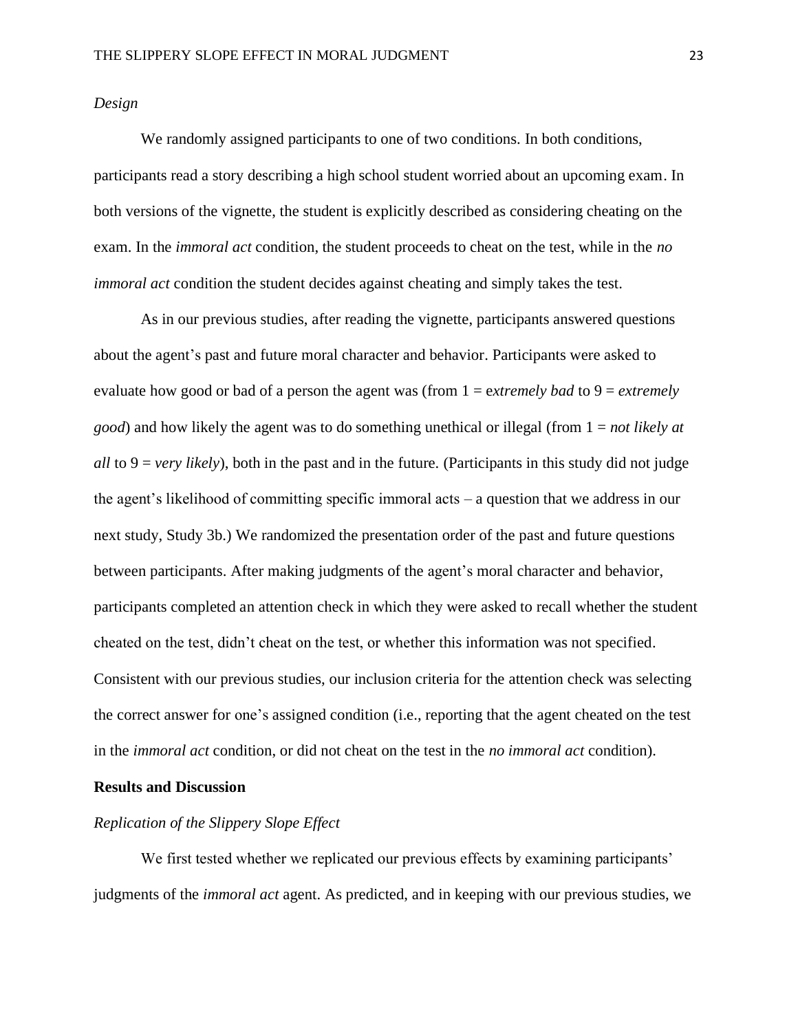*Design*

We randomly assigned participants to one of two conditions. In both conditions, participants read a story describing a high school student worried about an upcoming exam. In both versions of the vignette, the student is explicitly described as considering cheating on the exam. In the *immoral act* condition, the student proceeds to cheat on the test, while in the *no immoral act* condition the student decides against cheating and simply takes the test.

As in our previous studies, after reading the vignette, participants answered questions about the agent's past and future moral character and behavior. Participants were asked to evaluate how good or bad of a person the agent was (from 1 = e*xtremely bad* to 9 = *extremely good*) and how likely the agent was to do something unethical or illegal (from 1 = *not likely at all* to 9 = *very likely*), both in the past and in the future. (Participants in this study did not judge the agent's likelihood of committing specific immoral acts – a question that we address in our next study, Study 3b.) We randomized the presentation order of the past and future questions between participants. After making judgments of the agent's moral character and behavior, participants completed an attention check in which they were asked to recall whether the student cheated on the test, didn't cheat on the test, or whether this information was not specified. Consistent with our previous studies, our inclusion criteria for the attention check was selecting the correct answer for one's assigned condition (i.e., reporting that the agent cheated on the test in the *immoral act* condition, or did not cheat on the test in the *no immoral act* condition).

## Results and Discussion

*Replication of the Slippery Slope Effect*

We first tested whether we replicated our previous effects by examining participants' judgments of the *immoral act* agent. As predicted, and in keeping with our previous studies, we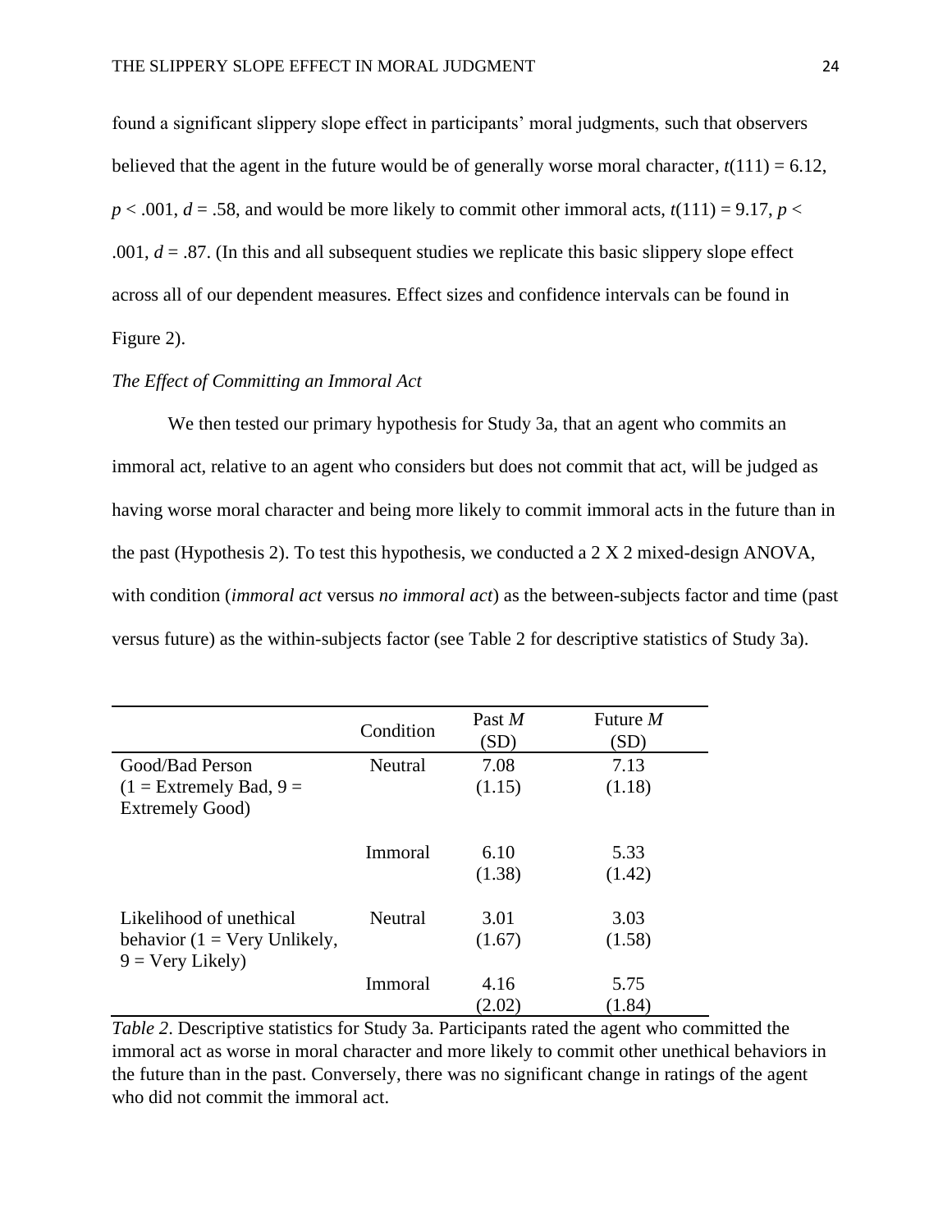found a significant slippery slope effect in participants' moral judgments, such that observers believed that the agent in the future would be of generally worse moral character, $t(111) = 6.12$, $p < .001$, $d = .58$, and would be more likely to commit other immoral acts, $t(111) = 9.17$, $p < .001$, $d = .87$. (In this and all subsequent studies we replicate this basic slippery slope effect across all of our dependent measures. Effect sizes and confidence intervals can be found in Figure 2).

*The Effect of Committing an Immoral Act*

We then tested our primary hypothesis for Study 3a, that an agent who commits an immoral act, relative to an agent who considers but does not commit that act, will be judged as having worse moral character and being more likely to commit immoral acts in the future than in the past (Hypothesis 2). To test this hypothesis, we conducted a 2 X 2 mixed-design ANOVA, with condition (*immoral act* versus *no immoral act*) as the between-subjects factor and time (past versus future) as the within-subjects factor (see Table 2 for descriptive statistics of Study 3a).

| | Condition | Past *M* (SD) | Future *M* (SD) |
|---|---|---|---|
| Good/Bad Person (1 = Extremely Bad, 9 = Extremely Good) | Neutral | 7.08 (1.15) | 7.13 (1.18) |
| | Immoral | 6.10 (1.38) | 5.33 (1.42) |
| Likelihood of unethical behavior (1 = Very Unlikely, 9 = Very Likely) | Neutral | 3.01 (1.67) | 3.03 (1.58) |
| | Immoral | 4.16 (2.02) | 5.75 (1.84) |

*Table 2*. Descriptive statistics for Study 3a. Participants rated the agent who committed the immoral act as worse in moral character and more likely to commit other unethical behaviors in the future than in the past. Conversely, there was no significant change in ratings of the agent who did not commit the immoral act.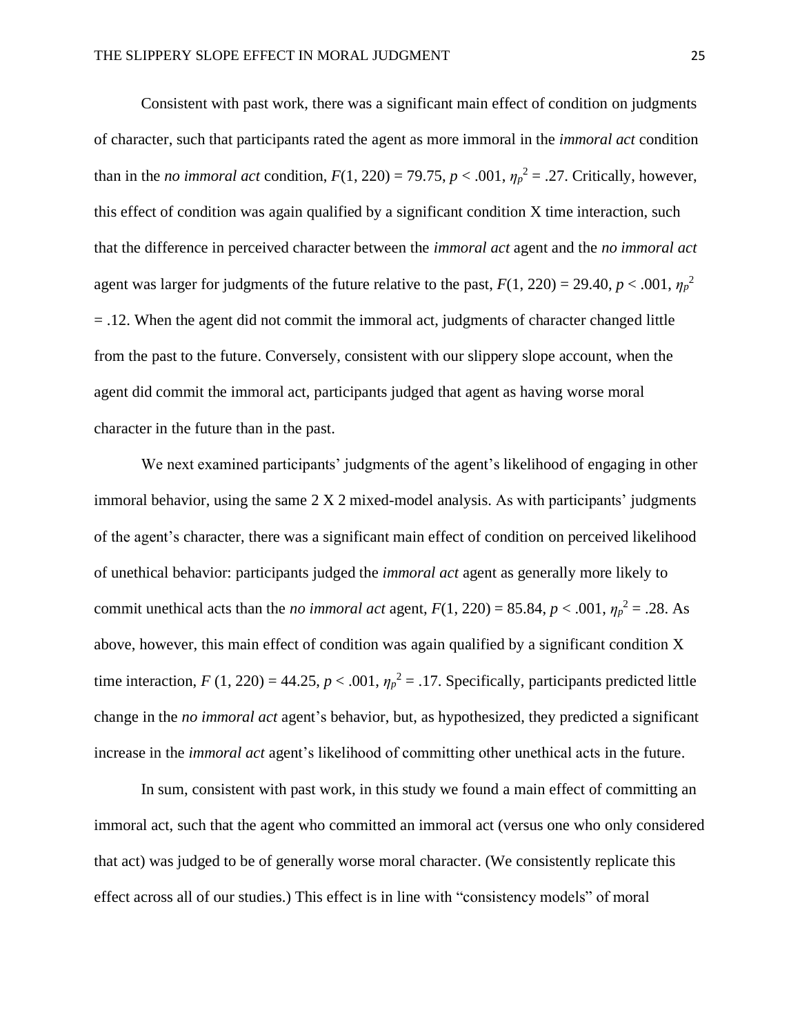Consistent with past work, there was a significant main effect of condition on judgments of character, such that participants rated the agent as more immoral in the *immoral act* condition than in the *no immoral act* condition, $F(1, 220) = 79.75$, $p < .001$, $\eta_p^2 = .27$. Critically, however, this effect of condition was again qualified by a significant condition X time interaction, such that the difference in perceived character between the *immoral act* agent and the *no immoral act* agent was larger for judgments of the future relative to the past, $F(1, 220) = 29.40$, $p < .001$, $\eta_p^2 = .12$. When the agent did not commit the immoral act, judgments of character changed little from the past to the future. Conversely, consistent with our slippery slope account, when the agent did commit the immoral act, participants judged that agent as having worse moral character in the future than in the past.

We next examined participants' judgments of the agent's likelihood of engaging in other immoral behavior, using the same 2 X 2 mixed-model analysis. As with participants' judgments of the agent's character, there was a significant main effect of condition on perceived likelihood of unethical behavior: participants judged the *immoral act* agent as generally more likely to commit unethical acts than the *no immoral act* agent, $F(1, 220) = 85.84$, $p < .001$, $\eta_p^2 = .28$. As above, however, this main effect of condition was again qualified by a significant condition X time interaction, $F(1, 220) = 44.25$, $p < .001$, $\eta_p^2 = .17$. Specifically, participants predicted little change in the *no immoral act* agent's behavior, but, as hypothesized, they predicted a significant increase in the *immoral act* agent's likelihood of committing other unethical acts in the future.

In sum, consistent with past work, in this study we found a main effect of committing an immoral act, such that the agent who committed an immoral act (versus one who only considered that act) was judged to be of generally worse moral character. (We consistently replicate this effect across all of our studies.) This effect is in line with "consistency models" of moral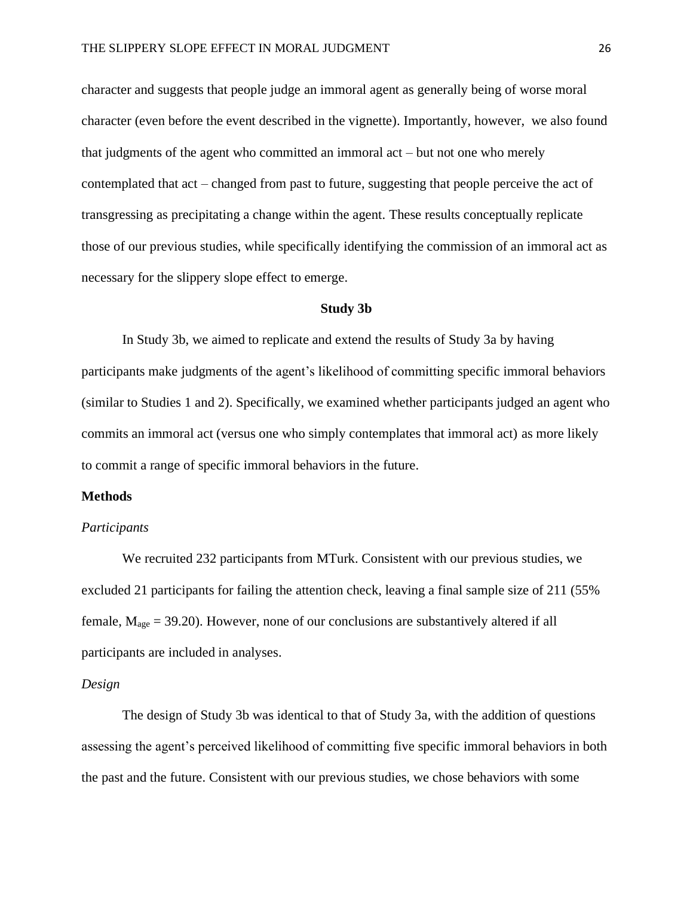character and suggests that people judge an immoral agent as generally being of worse moral character (even before the event described in the vignette). Importantly, however, we also found that judgments of the agent who committed an immoral act – but not one who merely contemplated that act – changed from past to future, suggesting that people perceive the act of transgressing as precipitating a change within the agent. These results conceptually replicate those of our previous studies, while specifically identifying the commission of an immoral act as necessary for the slippery slope effect to emerge.

## Study 3b

In Study 3b, we aimed to replicate and extend the results of Study 3a by having participants make judgments of the agent's likelihood of committing specific immoral behaviors (similar to Studies 1 and 2). Specifically, we examined whether participants judged an agent who commits an immoral act (versus one who simply contemplates that immoral act) as more likely to commit a range of specific immoral behaviors in the future.

### Methods

#### *Participants*

We recruited 232 participants from MTurk. Consistent with our previous studies, we excluded 21 participants for failing the attention check, leaving a final sample size of 211 (55% female, $M_{age}$ = 39.20). However, none of our conclusions are substantively altered if all participants are included in analyses.

#### *Design*

The design of Study 3b was identical to that of Study 3a, with the addition of questions assessing the agent's perceived likelihood of committing five specific immoral behaviors in both the past and the future. Consistent with our previous studies, we chose behaviors with some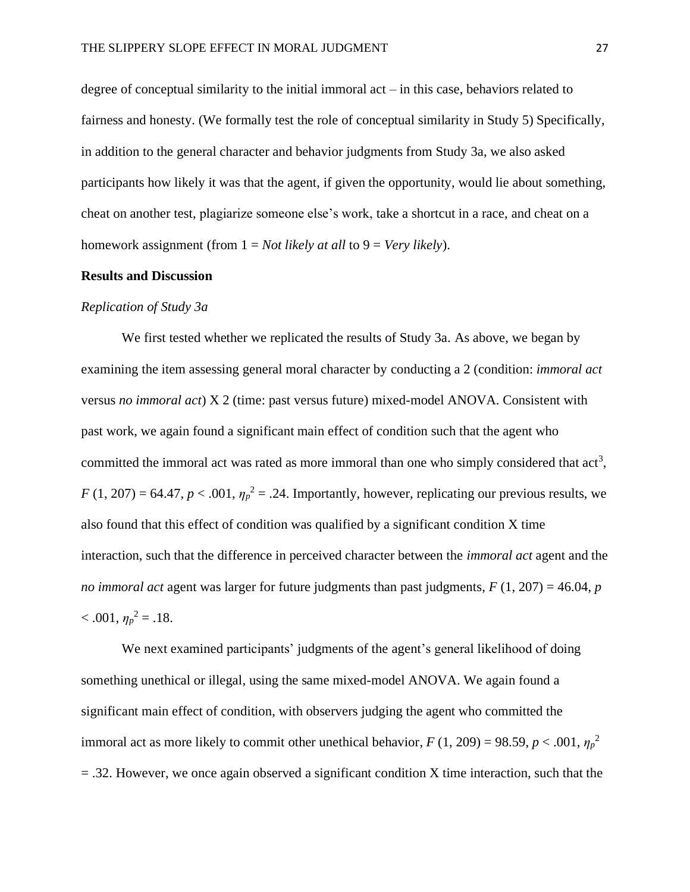degree of conceptual similarity to the initial immoral act – in this case, behaviors related to fairness and honesty. (We formally test the role of conceptual similarity in Study 5) Specifically, in addition to the general character and behavior judgments from Study 3a, we also asked participants how likely it was that the agent, if given the opportunity, would lie about something, cheat on another test, plagiarize someone else's work, take a shortcut in a race, and cheat on a homework assignment (from 1 = *Not likely at all* to 9 = *Very likely*).

**Results and Discussion**

*Replication of Study 3a*

We first tested whether we replicated the results of Study 3a. As above, we began by examining the item assessing general moral character by conducting a 2 (condition: *immoral act* versus *no immoral act*) X 2 (time: past versus future) mixed-model ANOVA. Consistent with past work, we again found a significant main effect of condition such that the agent who committed the immoral act was rated as more immoral than one who simply considered that act[3], $F\ (1, 207) = 64.47$, $p < .001$, $\eta_p^2 = .24$. Importantly, however, replicating our previous results, we also found that this effect of condition was qualified by a significant condition X time interaction, such that the difference in perceived character between the *immoral act* agent and the *no immoral act* agent was larger for future judgments than past judgments, $F\ (1, 207) = 46.04$, $p < .001$, $\eta_p^2 = .18$.

We next examined participants' judgments of the agent's general likelihood of doing something unethical or illegal, using the same mixed-model ANOVA. We again found a significant main effect of condition, with observers judging the agent who committed the immoral act as more likely to commit other unethical behavior, $F\ (1, 209) = 98.59$, $p < .001$, $\eta_p^2 = .32$. However, we once again observed a significant condition X time interaction, such that the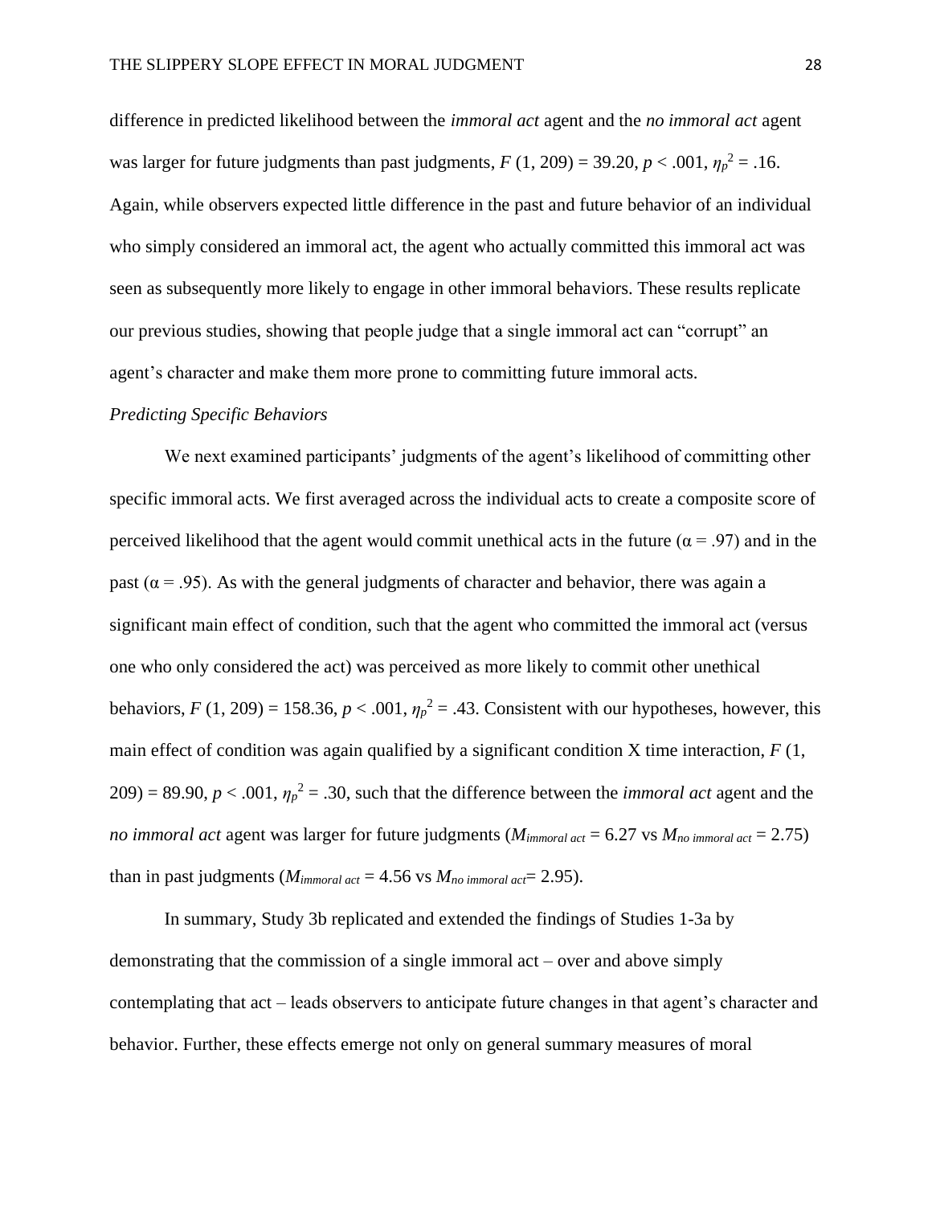difference in predicted likelihood between the *immoral act* agent and the *no immoral act* agent was larger for future judgments than past judgments, $F$ (1, 209) = 39.20, $p < .001$, $\eta_p^2 = .16$. Again, while observers expected little difference in the past and future behavior of an individual who simply considered an immoral act, the agent who actually committed this immoral act was seen as subsequently more likely to engage in other immoral behaviors. These results replicate our previous studies, showing that people judge that a single immoral act can "corrupt" an agent's character and make them more prone to committing future immoral acts.

*Predicting Specific Behaviors*

We next examined participants' judgments of the agent's likelihood of committing other specific immoral acts. We first averaged across the individual acts to create a composite score of perceived likelihood that the agent would commit unethical acts in the future ($\alpha = .97$) and in the past ($\alpha = .95$). As with the general judgments of character and behavior, there was again a significant main effect of condition, such that the agent who committed the immoral act (versus one who only considered the act) was perceived as more likely to commit other unethical behaviors, $F$ (1, 209) = 158.36, $p < .001$, $\eta_p^2 = .43$. Consistent with our hypotheses, however, this main effect of condition was again qualified by a significant condition X time interaction, $F$ (1, 209) = 89.90, $p < .001$, $\eta_p^2 = .30$, such that the difference between the *immoral act* agent and the *no immoral act* agent was larger for future judgments ($M_{immoral\ act} = 6.27$ vs $M_{no\ immoral\ act} = 2.75$) than in past judgments ($M_{immoral\ act} = 4.56$ vs $M_{no\ immoral\ act} = 2.95$).

In summary, Study 3b replicated and extended the findings of Studies 1-3a by demonstrating that the commission of a single immoral act – over and above simply contemplating that act – leads observers to anticipate future changes in that agent's character and behavior. Further, these effects emerge not only on general summary measures of moral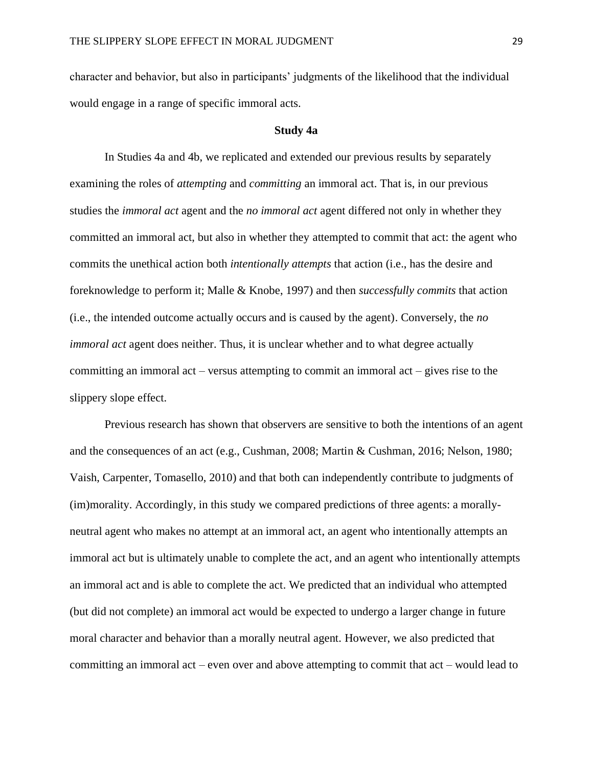character and behavior, but also in participants' judgments of the likelihood that the individual would engage in a range of specific immoral acts.

## Study 4a

In Studies 4a and 4b, we replicated and extended our previous results by separately examining the roles of *attempting* and *committing* an immoral act. That is, in our previous studies the *immoral act* agent and the *no immoral act* agent differed not only in whether they committed an immoral act, but also in whether they attempted to commit that act: the agent who commits the unethical action both *intentionally attempts* that action (i.e., has the desire and foreknowledge to perform it; Malle & Knobe, 1997) and then *successfully commits* that action (i.e., the intended outcome actually occurs and is caused by the agent). Conversely, the *no immoral act* agent does neither. Thus, it is unclear whether and to what degree actually committing an immoral act – versus attempting to commit an immoral act – gives rise to the slippery slope effect.

Previous research has shown that observers are sensitive to both the intentions of an agent and the consequences of an act (e.g., Cushman, 2008; Martin & Cushman, 2016; Nelson, 1980; Vaish, Carpenter, Tomasello, 2010) and that both can independently contribute to judgments of (im)morality. Accordingly, in this study we compared predictions of three agents: a morally-neutral agent who makes no attempt at an immoral act, an agent who intentionally attempts an immoral act but is ultimately unable to complete the act, and an agent who intentionally attempts an immoral act and is able to complete the act. We predicted that an individual who attempted (but did not complete) an immoral act would be expected to undergo a larger change in future moral character and behavior than a morally neutral agent. However, we also predicted that committing an immoral act – even over and above attempting to commit that act – would lead to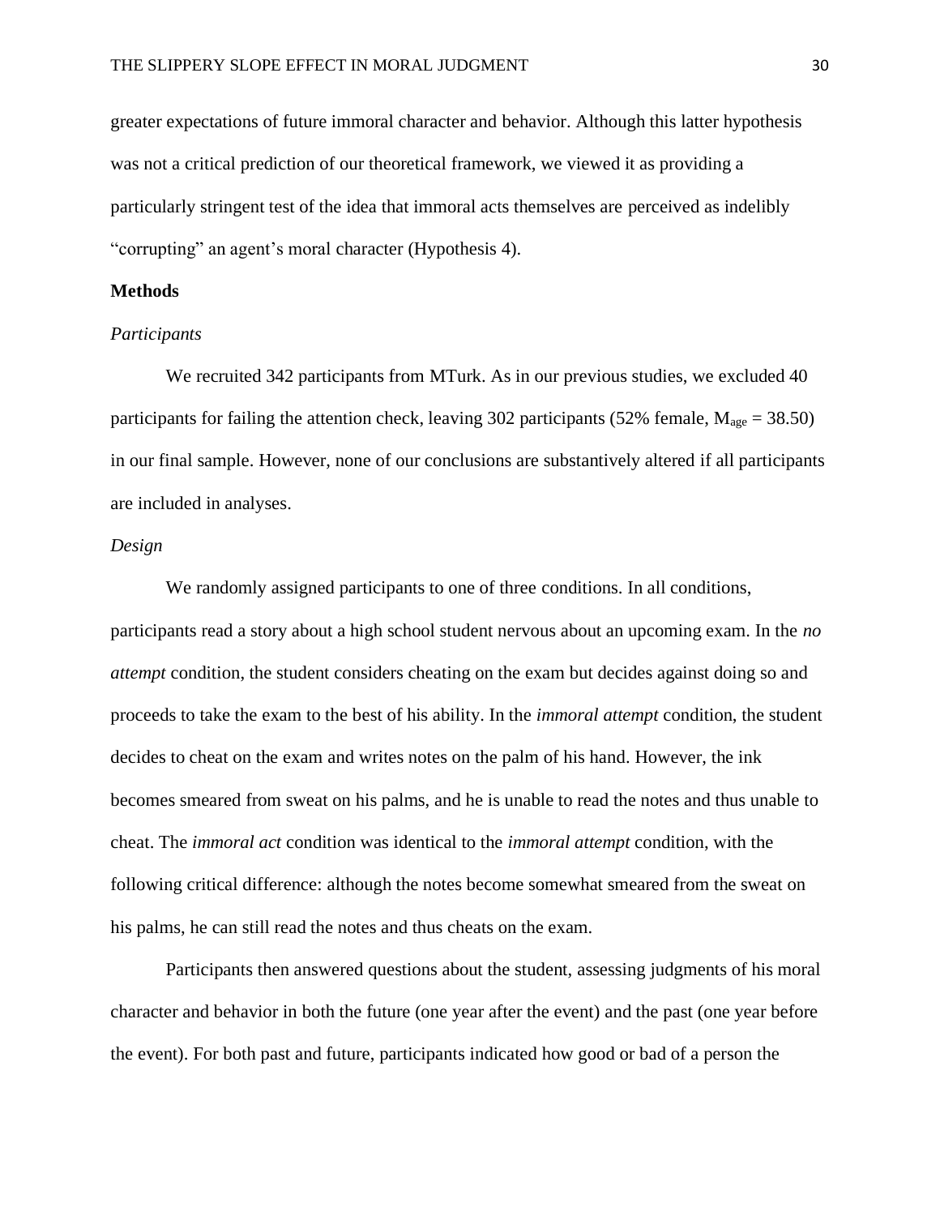greater expectations of future immoral character and behavior. Although this latter hypothesis was not a critical prediction of our theoretical framework, we viewed it as providing a particularly stringent test of the idea that immoral acts themselves are perceived as indelibly "corrupting" an agent's moral character (Hypothesis 4).

## Methods

### *Participants*

We recruited 342 participants from MTurk. As in our previous studies, we excluded 40 participants for failing the attention check, leaving 302 participants (52% female, $M_{age} = 38.50$) in our final sample. However, none of our conclusions are substantively altered if all participants are included in analyses.

### *Design*

We randomly assigned participants to one of three conditions. In all conditions, participants read a story about a high school student nervous about an upcoming exam. In the *no attempt* condition, the student considers cheating on the exam but decides against doing so and proceeds to take the exam to the best of his ability. In the *immoral attempt* condition, the student decides to cheat on the exam and writes notes on the palm of his hand. However, the ink becomes smeared from sweat on his palms, and he is unable to read the notes and thus unable to cheat. The *immoral act* condition was identical to the *immoral attempt* condition, with the following critical difference: although the notes become somewhat smeared from the sweat on his palms, he can still read the notes and thus cheats on the exam.

Participants then answered questions about the student, assessing judgments of his moral character and behavior in both the future (one year after the event) and the past (one year before the event). For both past and future, participants indicated how good or bad of a person the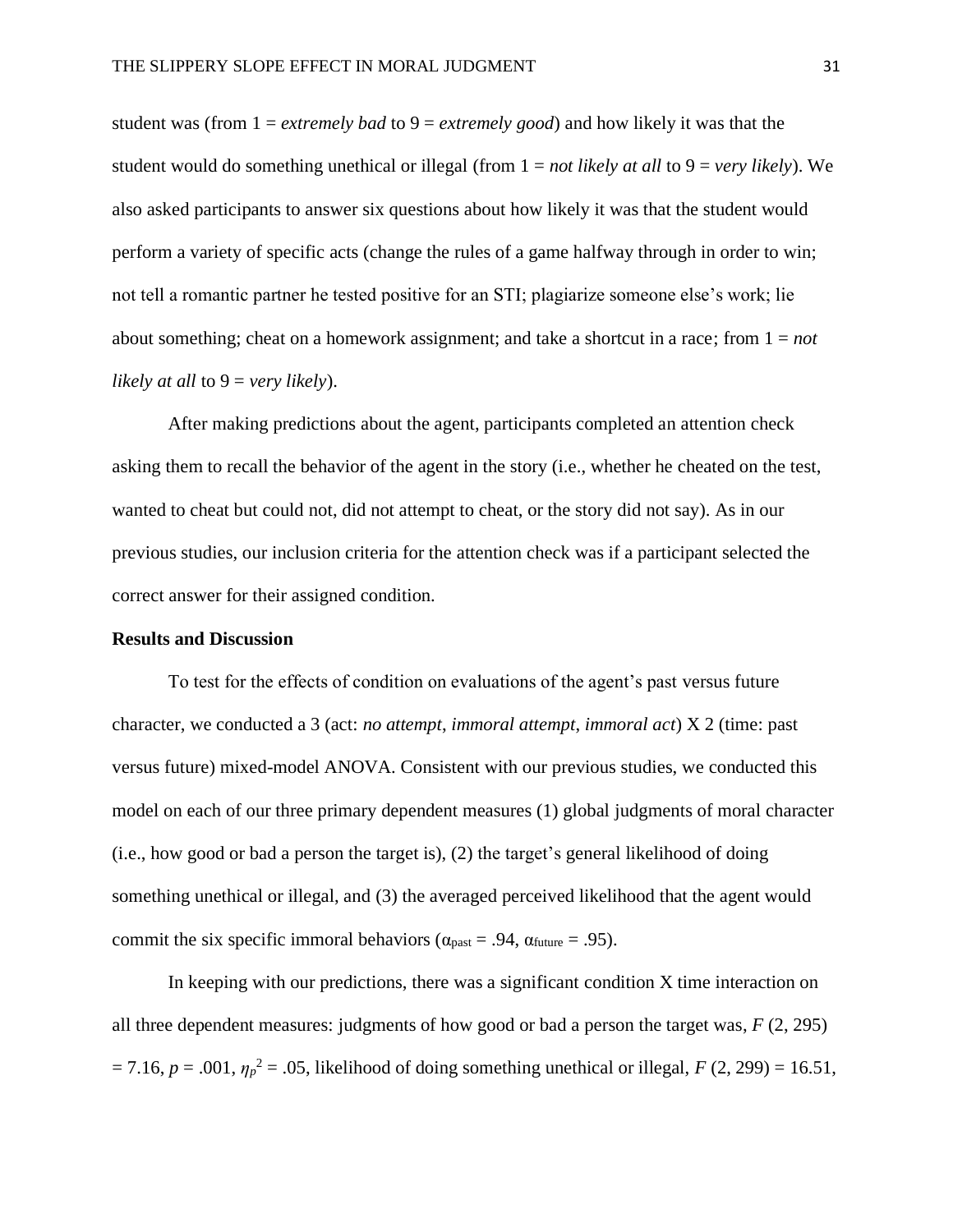student was (from 1 = *extremely bad* to 9 = *extremely good*) and how likely it was that the student would do something unethical or illegal (from 1 = *not likely at all* to 9 = *very likely*). We also asked participants to answer six questions about how likely it was that the student would perform a variety of specific acts (change the rules of a game halfway through in order to win; not tell a romantic partner he tested positive for an STI; plagiarize someone else's work; lie about something; cheat on a homework assignment; and take a shortcut in a race; from 1 = *not likely at all* to 9 = *very likely*).

After making predictions about the agent, participants completed an attention check asking them to recall the behavior of the agent in the story (i.e., whether he cheated on the test, wanted to cheat but could not, did not attempt to cheat, or the story did not say). As in our previous studies, our inclusion criteria for the attention check was if a participant selected the correct answer for their assigned condition.

**Results and Discussion**

To test for the effects of condition on evaluations of the agent's past versus future character, we conducted a 3 (act: *no attempt*, *immoral attempt*, *immoral act*) X 2 (time: past versus future) mixed-model ANOVA. Consistent with our previous studies, we conducted this model on each of our three primary dependent measures (1) global judgments of moral character (i.e., how good or bad a person the target is), (2) the target's general likelihood of doing something unethical or illegal, and (3) the averaged perceived likelihood that the agent would commit the six specific immoral behaviors ($\alpha_{past}$ = .94, $\alpha_{future}$ = .95).

In keeping with our predictions, there was a significant condition X time interaction on all three dependent measures: judgments of how good or bad a person the target was, $F$ (2, 295) = 7.16, $p$ = .001, $\eta_p^2$ = .05, likelihood of doing something unethical or illegal, $F$ (2, 299) = 16.51,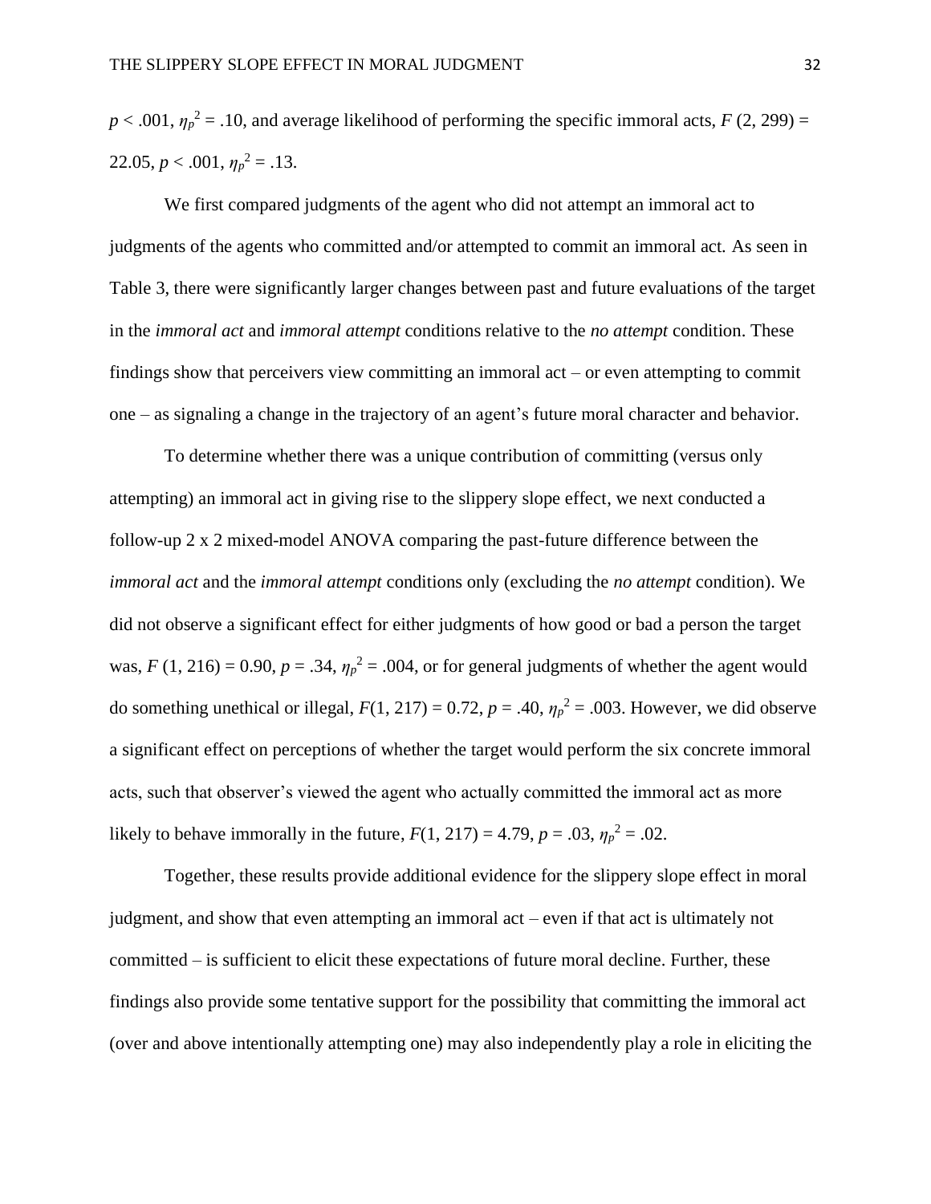$p < .001$, $\eta_p^2 = .10$, and average likelihood of performing the specific immoral acts, $F\ (2, 299) = 22.05$, $p < .001$, $\eta_p^2 = .13$.

We first compared judgments of the agent who did not attempt an immoral act to judgments of the agents who committed and/or attempted to commit an immoral act. As seen in Table 3, there were significantly larger changes between past and future evaluations of the target in the *immoral act* and *immoral attempt* conditions relative to the *no attempt* condition. These findings show that perceivers view committing an immoral act – or even attempting to commit one – as signaling a change in the trajectory of an agent's future moral character and behavior.

To determine whether there was a unique contribution of committing (versus only attempting) an immoral act in giving rise to the slippery slope effect, we next conducted a follow-up 2 x 2 mixed-model ANOVA comparing the past-future difference between the *immoral act* and the *immoral attempt* conditions only (excluding the *no attempt* condition). We did not observe a significant effect for either judgments of how good or bad a person the target was, $F\ (1, 216) = 0.90$, $p = .34$, $\eta_p^2 = .004$, or for general judgments of whether the agent would do something unethical or illegal, $F(1, 217) = 0.72$, $p = .40$, $\eta_p^2 = .003$. However, we did observe a significant effect on perceptions of whether the target would perform the six concrete immoral acts, such that observer's viewed the agent who actually committed the immoral act as more likely to behave immorally in the future, $F(1, 217) = 4.79$, $p = .03$, $\eta_p^2 = .02$.

Together, these results provide additional evidence for the slippery slope effect in moral judgment, and show that even attempting an immoral act – even if that act is ultimately not committed – is sufficient to elicit these expectations of future moral decline. Further, these findings also provide some tentative support for the possibility that committing the immoral act (over and above intentionally attempting one) may also independently play a role in eliciting the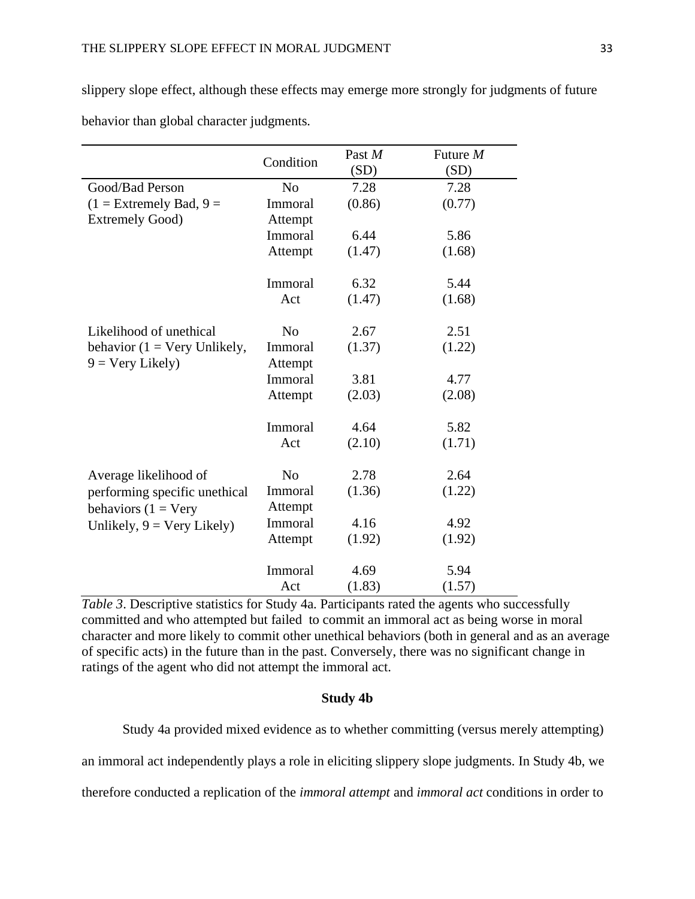slippery slope effect, although these effects may emerge more strongly for judgments of future behavior than global character judgments.

| | Condition | Past *M* (SD) | Future *M* (SD) |
|---|---|---|---|
| Good/Bad Person (1 = Extremely Bad, 9 = Extremely Good) | No Immoral Attempt | 7.28 (0.86) | 7.28 (0.77) |
| | Immoral Attempt | 6.44 (1.47) | 5.86 (1.68) |
| | Immoral Act | 6.32 (1.47) | 5.44 (1.68) |
| Likelihood of unethical behavior (1 = Very Unlikely, 9 = Very Likely) | No Immoral Attempt | 2.67 (1.37) | 2.51 (1.22) |
| | Immoral Attempt | 3.81 (2.03) | 4.77 (2.08) |
| | Immoral Act | 4.64 (2.10) | 5.82 (1.71) |
| Average likelihood of performing specific unethical behaviors (1 = Very Unlikely, 9 = Very Likely) | No Immoral Attempt | 2.78 (1.36) | 2.64 (1.22) |
| | Immoral Attempt | 4.16 (1.92) | 4.92 (1.92) |
| | Immoral Act | 4.69 (1.83) | 5.94 (1.57) |

*Table 3*. Descriptive statistics for Study 4a. Participants rated the agents who successfully committed and who attempted but failed to commit an immoral act as being worse in moral character and more likely to commit other unethical behaviors (both in general and as an average of specific acts) in the future than in the past. Conversely, there was no significant change in ratings of the agent who did not attempt the immoral act.

### Study 4b

Study 4a provided mixed evidence as to whether committing (versus merely attempting) an immoral act independently plays a role in eliciting slippery slope judgments. In Study 4b, we therefore conducted a replication of the *immoral attempt* and *immoral act* conditions in order to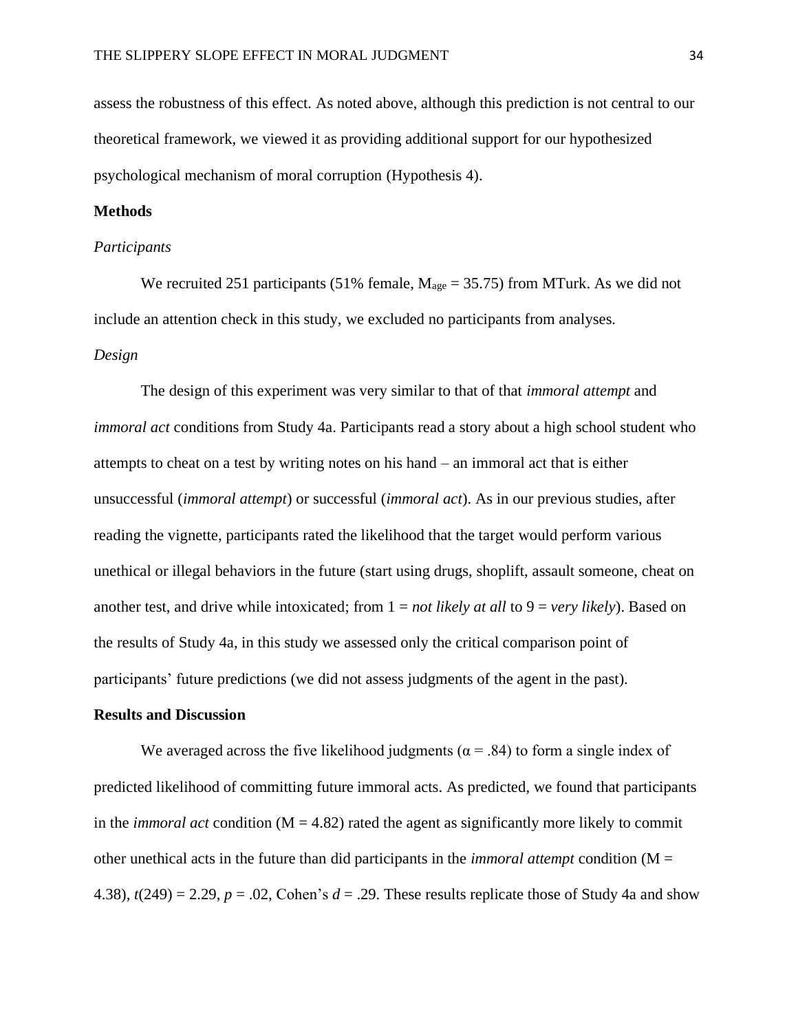assess the robustness of this effect. As noted above, although this prediction is not central to our theoretical framework, we viewed it as providing additional support for our hypothesized psychological mechanism of moral corruption (Hypothesis 4).

## Methods

### *Participants*

We recruited 251 participants (51% female, $M_{age}$ = 35.75) from MTurk. As we did not include an attention check in this study, we excluded no participants from analyses.

### *Design*

The design of this experiment was very similar to that of that *immoral attempt* and *immoral act* conditions from Study 4a. Participants read a story about a high school student who attempts to cheat on a test by writing notes on his hand – an immoral act that is either unsuccessful (*immoral attempt*) or successful (*immoral act*). As in our previous studies, after reading the vignette, participants rated the likelihood that the target would perform various unethical or illegal behaviors in the future (start using drugs, shoplift, assault someone, cheat on another test, and drive while intoxicated; from 1 = *not likely at all* to 9 = *very likely*). Based on the results of Study 4a, in this study we assessed only the critical comparison point of participants' future predictions (we did not assess judgments of the agent in the past).

## Results and Discussion

We averaged across the five likelihood judgments ($\alpha = .84$) to form a single index of predicted likelihood of committing future immoral acts. As predicted, we found that participants in the *immoral act* condition (M = 4.82) rated the agent as significantly more likely to commit other unethical acts in the future than did participants in the *immoral attempt* condition (M = 4.38), $t(249) = 2.29$, $p = .02$, Cohen's $d = .29$. These results replicate those of Study 4a and show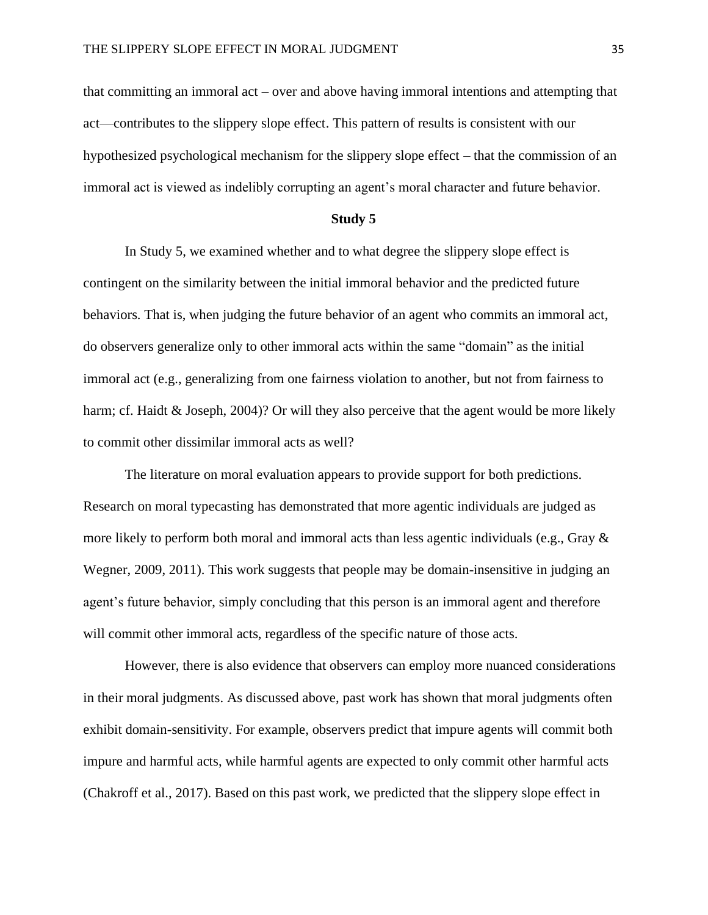that committing an immoral act – over and above having immoral intentions and attempting that act—contributes to the slippery slope effect. This pattern of results is consistent with our hypothesized psychological mechanism for the slippery slope effect – that the commission of an immoral act is viewed as indelibly corrupting an agent's moral character and future behavior.

**Study 5**

In Study 5, we examined whether and to what degree the slippery slope effect is contingent on the similarity between the initial immoral behavior and the predicted future behaviors. That is, when judging the future behavior of an agent who commits an immoral act, do observers generalize only to other immoral acts within the same "domain" as the initial immoral act (e.g., generalizing from one fairness violation to another, but not from fairness to harm; cf. Haidt & Joseph, 2004)? Or will they also perceive that the agent would be more likely to commit other dissimilar immoral acts as well?

The literature on moral evaluation appears to provide support for both predictions. Research on moral typecasting has demonstrated that more agentic individuals are judged as more likely to perform both moral and immoral acts than less agentic individuals (e.g., Gray & Wegner, 2009, 2011). This work suggests that people may be domain-insensitive in judging an agent's future behavior, simply concluding that this person is an immoral agent and therefore will commit other immoral acts, regardless of the specific nature of those acts.

However, there is also evidence that observers can employ more nuanced considerations in their moral judgments. As discussed above, past work has shown that moral judgments often exhibit domain-sensitivity. For example, observers predict that impure agents will commit both impure and harmful acts, while harmful agents are expected to only commit other harmful acts (Chakroff et al., 2017). Based on this past work, we predicted that the slippery slope effect in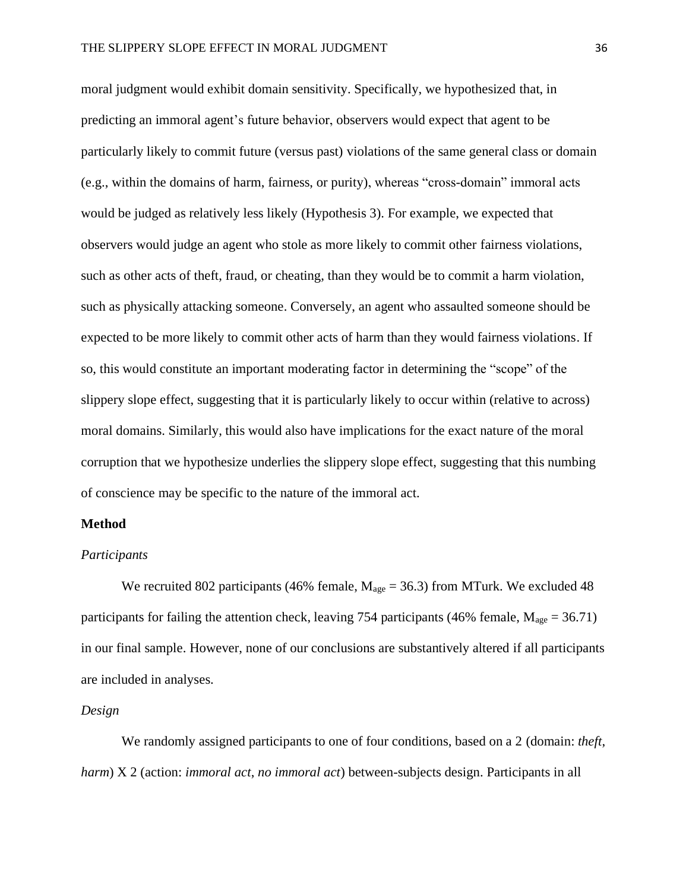moral judgment would exhibit domain sensitivity. Specifically, we hypothesized that, in predicting an immoral agent's future behavior, observers would expect that agent to be particularly likely to commit future (versus past) violations of the same general class or domain (e.g., within the domains of harm, fairness, or purity), whereas "cross-domain" immoral acts would be judged as relatively less likely (Hypothesis 3). For example, we expected that observers would judge an agent who stole as more likely to commit other fairness violations, such as other acts of theft, fraud, or cheating, than they would be to commit a harm violation, such as physically attacking someone. Conversely, an agent who assaulted someone should be expected to be more likely to commit other acts of harm than they would fairness violations. If so, this would constitute an important moderating factor in determining the "scope" of the slippery slope effect, suggesting that it is particularly likely to occur within (relative to across) moral domains. Similarly, this would also have implications for the exact nature of the moral corruption that we hypothesize underlies the slippery slope effect, suggesting that this numbing of conscience may be specific to the nature of the immoral act.

## Method

### *Participants*

We recruited 802 participants (46% female, $M_{age} = 36.3$) from MTurk. We excluded 48 participants for failing the attention check, leaving 754 participants (46% female, $M_{age} = 36.71$) in our final sample. However, none of our conclusions are substantively altered if all participants are included in analyses.

### *Design*

We randomly assigned participants to one of four conditions, based on a 2 (domain: *theft*, *harm*) X 2 (action: *immoral act*, *no immoral act*) between-subjects design. Participants in all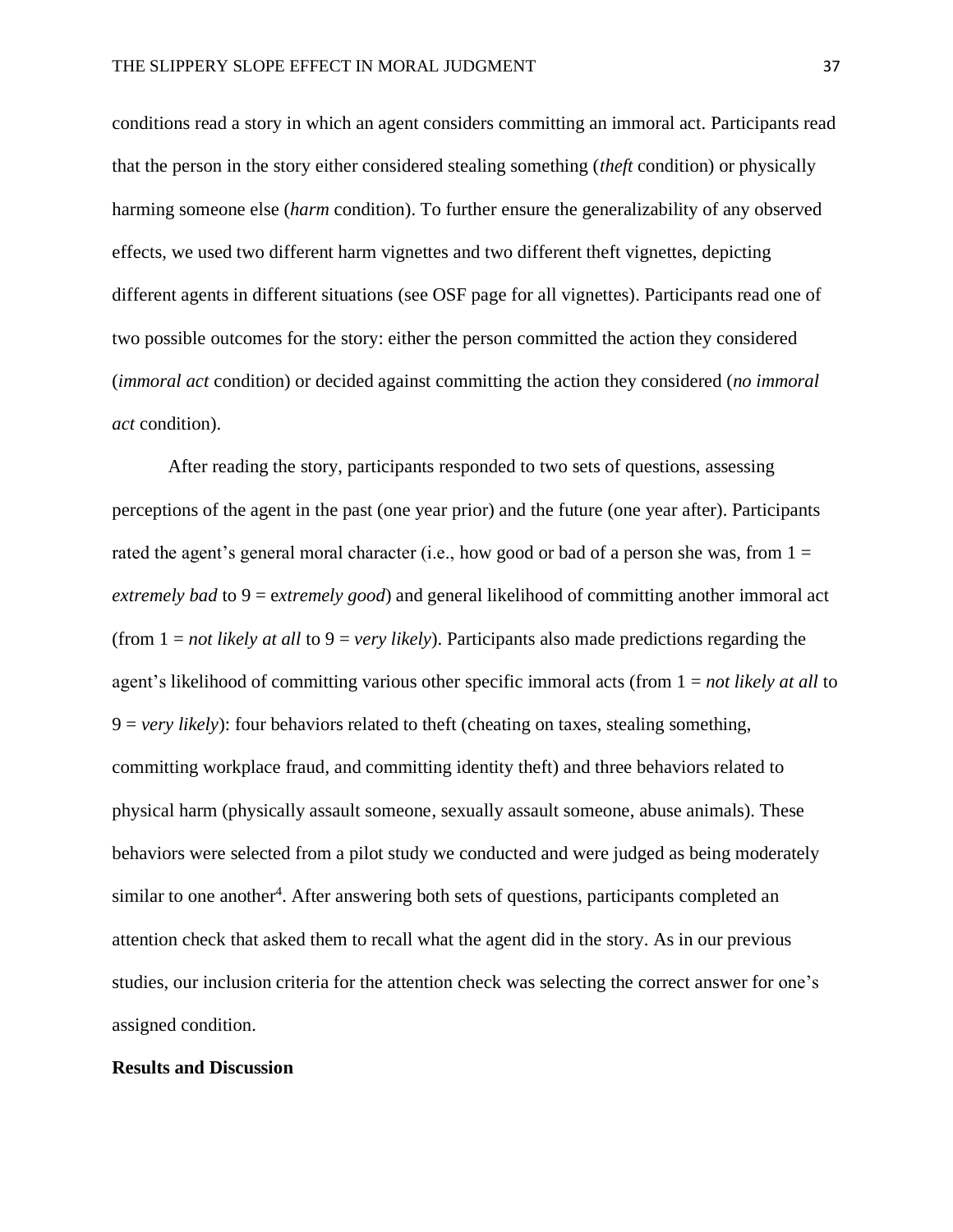conditions read a story in which an agent considers committing an immoral act. Participants read that the person in the story either considered stealing something (*theft* condition) or physically harming someone else (*harm* condition). To further ensure the generalizability of any observed effects, we used two different harm vignettes and two different theft vignettes, depicting different agents in different situations (see OSF page for all vignettes). Participants read one of two possible outcomes for the story: either the person committed the action they considered (*immoral act* condition) or decided against committing the action they considered (*no immoral act* condition).

After reading the story, participants responded to two sets of questions, assessing perceptions of the agent in the past (one year prior) and the future (one year after). Participants rated the agent's general moral character (i.e., how good or bad of a person she was, from 1 = *extremely bad* to 9 = *extremely good*) and general likelihood of committing another immoral act (from 1 = *not likely at all* to 9 = *very likely*). Participants also made predictions regarding the agent's likelihood of committing various other specific immoral acts (from 1 = *not likely at all* to 9 = *very likely*): four behaviors related to theft (cheating on taxes, stealing something, committing workplace fraud, and committing identity theft) and three behaviors related to physical harm (physically assault someone, sexually assault someone, abuse animals). These behaviors were selected from a pilot study we conducted and were judged as being moderately similar to one another[4]. After answering both sets of questions, participants completed an attention check that asked them to recall what the agent did in the story. As in our previous studies, our inclusion criteria for the attention check was selecting the correct answer for one's assigned condition.

## Results and Discussion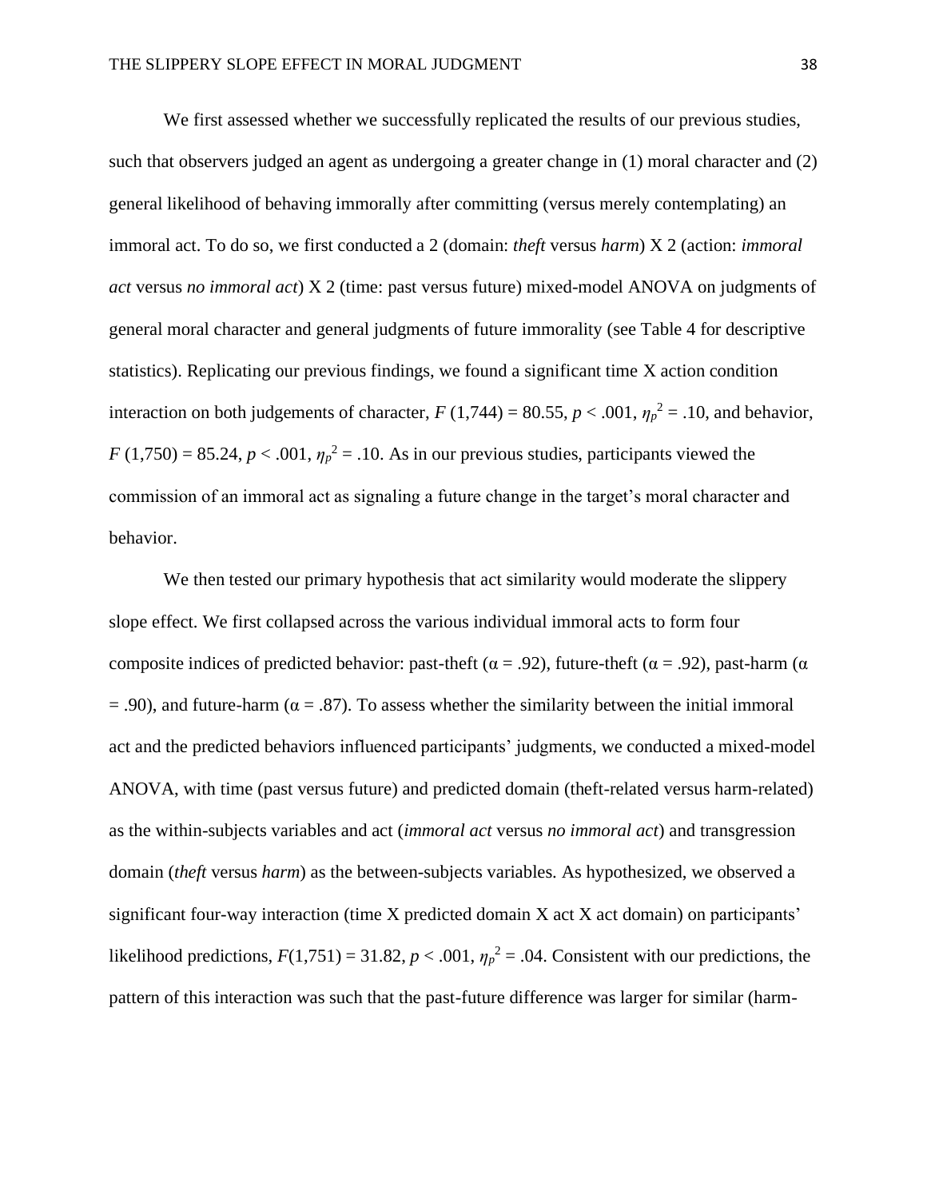We first assessed whether we successfully replicated the results of our previous studies, such that observers judged an agent as undergoing a greater change in (1) moral character and (2) general likelihood of behaving immorally after committing (versus merely contemplating) an immoral act. To do so, we first conducted a 2 (domain: *theft* versus *harm*) X 2 (action: *immoral act* versus *no immoral act*) X 2 (time: past versus future) mixed-model ANOVA on judgments of general moral character and general judgments of future immorality (see Table 4 for descriptive statistics). Replicating our previous findings, we found a significant time X action condition interaction on both judgements of character, $F$ (1,744) = 80.55, $p < .001$, $\eta_p^2 = .10$, and behavior, $F$ (1,750) = 85.24, $p < .001$, $\eta_p^2 = .10$. As in our previous studies, participants viewed the commission of an immoral act as signaling a future change in the target's moral character and behavior.

We then tested our primary hypothesis that act similarity would moderate the slippery slope effect. We first collapsed across the various individual immoral acts to form four composite indices of predicted behavior: past-theft (α = .92), future-theft (α = .92), past-harm (α = .90), and future-harm (α = .87). To assess whether the similarity between the initial immoral act and the predicted behaviors influenced participants' judgments, we conducted a mixed-model ANOVA, with time (past versus future) and predicted domain (theft-related versus harm-related) as the within-subjects variables and act (*immoral act* versus *no immoral act*) and transgression domain (*theft* versus *harm*) as the between-subjects variables. As hypothesized, we observed a significant four-way interaction (time X predicted domain X act X act domain) on participants' likelihood predictions, $F(1,751) = 31.82$, $p < .001$, $\eta_p^2 = .04$. Consistent with our predictions, the pattern of this interaction was such that the past-future difference was larger for similar (harm-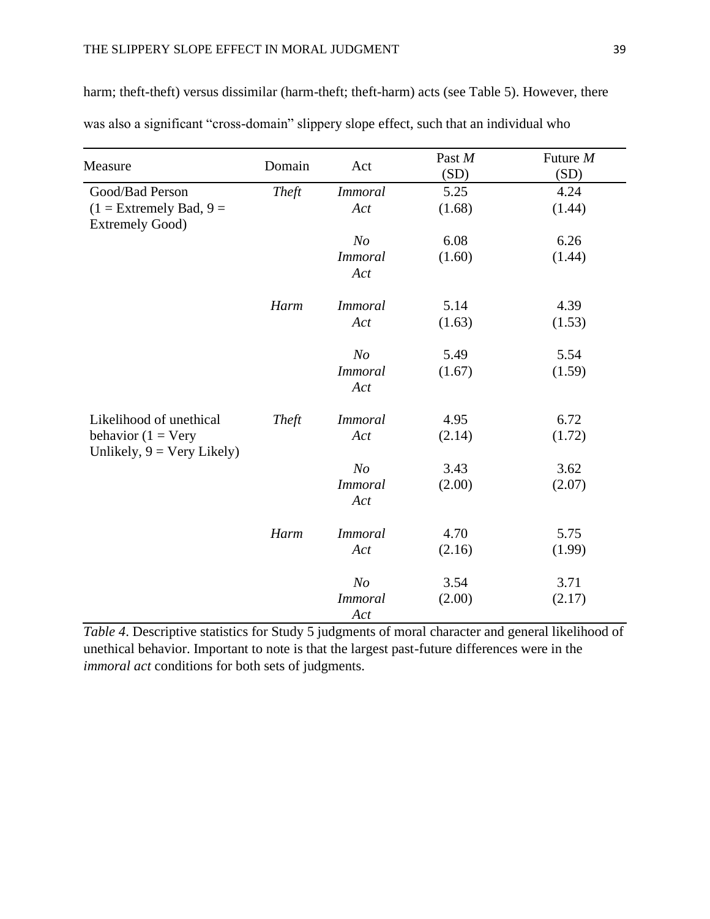harm; theft-theft) versus dissimilar (harm-theft; theft-harm) acts (see Table 5). However, there was also a significant "cross-domain" slippery slope effect, such that an individual who

| Measure | Domain | Act | Past *M* (SD) | Future *M* (SD) |
|---|---|---|---|---|
| Good/Bad Person (1 = Extremely Bad, 9 = Extremely Good) | *Theft* | *Immoral Act* | 5.25 (1.68) | 4.24 (1.44) |
| | | *No Immoral Act* | 6.08 (1.60) | 6.26 (1.44) |
| | *Harm* | *Immoral Act* | 5.14 (1.63) | 4.39 (1.53) |
| | | *No Immoral Act* | 5.49 (1.67) | 5.54 (1.59) |
| Likelihood of unethical behavior (1 = Very Unlikely, 9 = Very Likely) | *Theft* | *Immoral Act* | 4.95 (2.14) | 6.72 (1.72) |
| | | *No Immoral Act* | 3.43 (2.00) | 3.62 (2.07) |
| | *Harm* | *Immoral Act* | 4.70 (2.16) | 5.75 (1.99) |
| | | *No Immoral Act* | 3.54 (2.00) | 3.71 (2.17) |

*Table 4*. Descriptive statistics for Study 5 judgments of moral character and general likelihood of unethical behavior. Important to note is that the largest past-future differences were in the *immoral act* conditions for both sets of judgments.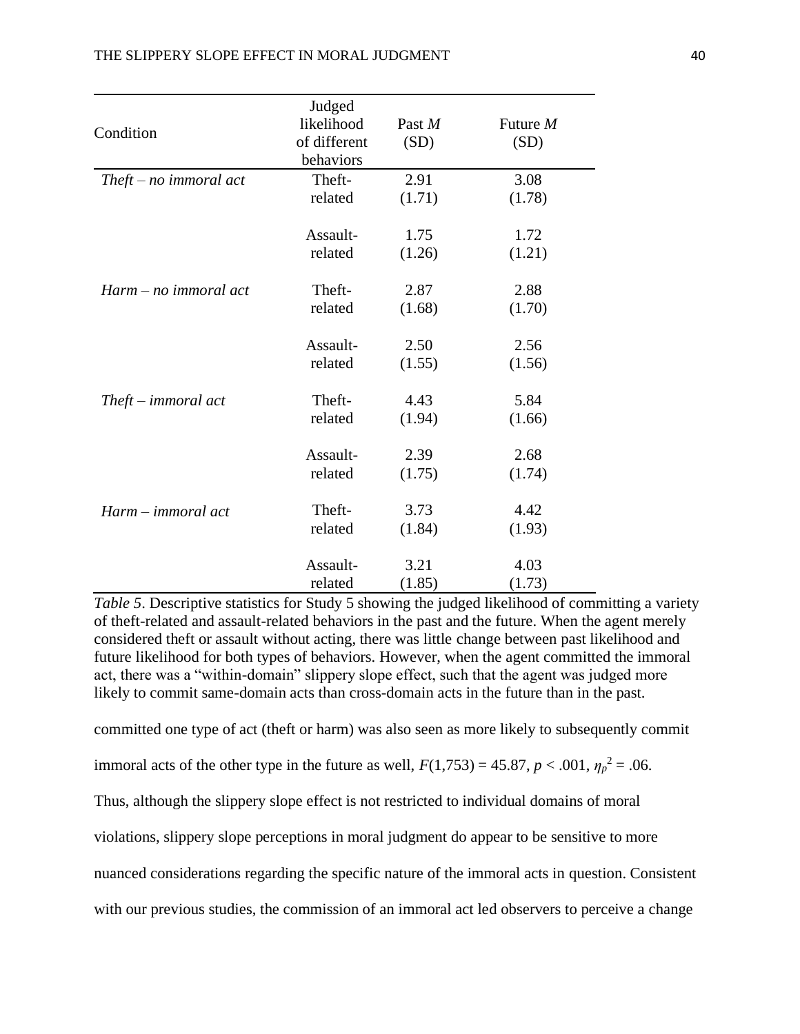| Condition | Judged likelihood of different behaviors | Past *M* (SD) | Future *M* (SD) |
|---|---|---|---|
| *Theft – no immoral act* | Theft-related | 2.91 (1.71) | 3.08 (1.78) |
| | Assault-related | 1.75 (1.26) | 1.72 (1.21) |
| *Harm – no immoral act* | Theft-related | 2.87 (1.68) | 2.88 (1.70) |
| | Assault-related | 2.50 (1.55) | 2.56 (1.56) |
| *Theft – immoral act* | Theft-related | 4.43 (1.94) | 5.84 (1.66) |
| | Assault-related | 2.39 (1.75) | 2.68 (1.74) |
| *Harm – immoral act* | Theft-related | 3.73 (1.84) | 4.42 (1.93) |
| | Assault-related | 3.21 (1.85) | 4.03 (1.73) |

*Table 5*. Descriptive statistics for Study 5 showing the judged likelihood of committing a variety of theft-related and assault-related behaviors in the past and the future. When the agent merely considered theft or assault without acting, there was little change between past likelihood and future likelihood for both types of behaviors. However, when the agent committed the immoral act, there was a "within-domain" slippery slope effect, such that the agent was judged more likely to commit same-domain acts than cross-domain acts in the future than in the past.

committed one type of act (theft or harm) was also seen as more likely to subsequently commit immoral acts of the other type in the future as well, $F(1,753) = 45.87$, $p < .001$, $\eta_p^2 = .06$. Thus, although the slippery slope effect is not restricted to individual domains of moral violations, slippery slope perceptions in moral judgment do appear to be sensitive to more nuanced considerations regarding the specific nature of the immoral acts in question. Consistent with our previous studies, the commission of an immoral act led observers to perceive a change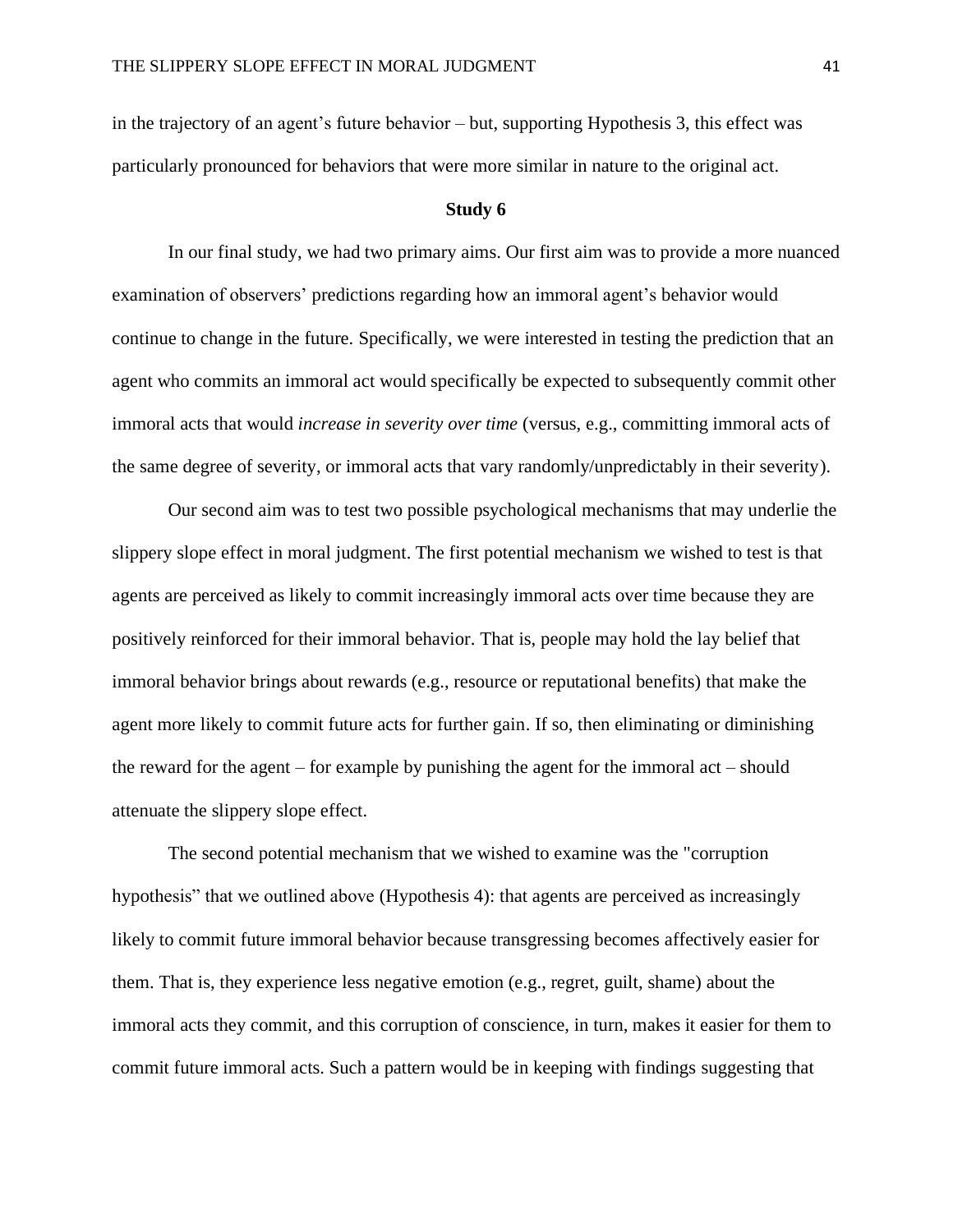in the trajectory of an agent's future behavior – but, supporting Hypothesis 3, this effect was particularly pronounced for behaviors that were more similar in nature to the original act.

## Study 6

In our final study, we had two primary aims. Our first aim was to provide a more nuanced examination of observers' predictions regarding how an immoral agent's behavior would continue to change in the future. Specifically, we were interested in testing the prediction that an agent who commits an immoral act would specifically be expected to subsequently commit other immoral acts that would *increase in severity over time* (versus, e.g., committing immoral acts of the same degree of severity, or immoral acts that vary randomly/unpredictably in their severity).

Our second aim was to test two possible psychological mechanisms that may underlie the slippery slope effect in moral judgment. The first potential mechanism we wished to test is that agents are perceived as likely to commit increasingly immoral acts over time because they are positively reinforced for their immoral behavior. That is, people may hold the lay belief that immoral behavior brings about rewards (e.g., resource or reputational benefits) that make the agent more likely to commit future acts for further gain. If so, then eliminating or diminishing the reward for the agent – for example by punishing the agent for the immoral act – should attenuate the slippery slope effect.

The second potential mechanism that we wished to examine was the "corruption hypothesis" that we outlined above (Hypothesis 4): that agents are perceived as increasingly likely to commit future immoral behavior because transgressing becomes affectively easier for them. That is, they experience less negative emotion (e.g., regret, guilt, shame) about the immoral acts they commit, and this corruption of conscience, in turn, makes it easier for them to commit future immoral acts. Such a pattern would be in keeping with findings suggesting that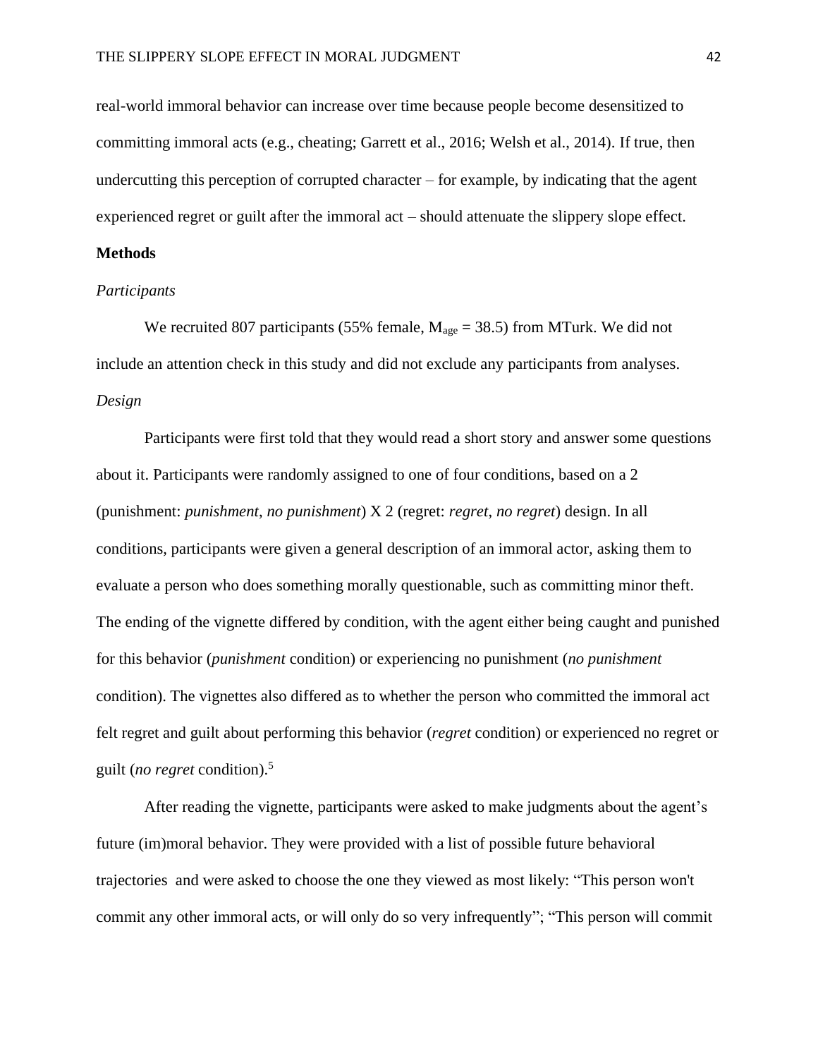real-world immoral behavior can increase over time because people become desensitized to committing immoral acts (e.g., cheating; Garrett et al., 2016; Welsh et al., 2014). If true, then undercutting this perception of corrupted character – for example, by indicating that the agent experienced regret or guilt after the immoral act – should attenuate the slippery slope effect.

**Methods**

*Participants*

We recruited 807 participants (55% female, $M_{age}$ = 38.5) from MTurk. We did not include an attention check in this study and did not exclude any participants from analyses.

*Design*

Participants were first told that they would read a short story and answer some questions about it. Participants were randomly assigned to one of four conditions, based on a 2 (punishment: *punishment*, *no punishment*) X 2 (regret: *regret*, *no regret*) design. In all conditions, participants were given a general description of an immoral actor, asking them to evaluate a person who does something morally questionable, such as committing minor theft. The ending of the vignette differed by condition, with the agent either being caught and punished for this behavior (*punishment* condition) or experiencing no punishment (*no punishment* condition). The vignettes also differed as to whether the person who committed the immoral act felt regret and guilt about performing this behavior (*regret* condition) or experienced no regret or guilt (*no regret* condition).[5]

After reading the vignette, participants were asked to make judgments about the agent's future (im)moral behavior. They were provided with a list of possible future behavioral trajectories and were asked to choose the one they viewed as most likely: "This person won't commit any other immoral acts, or will only do so very infrequently"; "This person will commit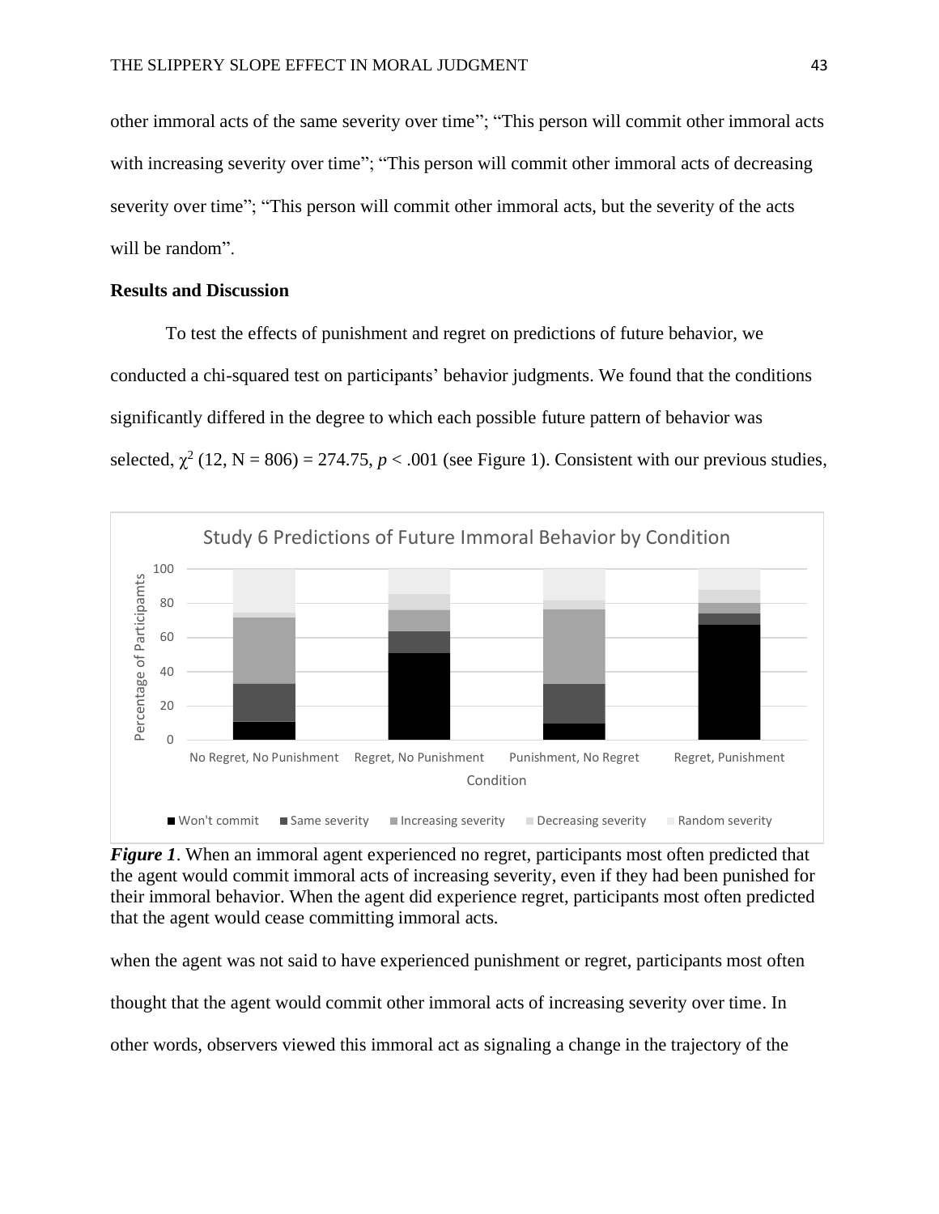other immoral acts of the same severity over time"; "This person will commit other immoral acts with increasing severity over time"; "This person will commit other immoral acts of decreasing severity over time"; "This person will commit other immoral acts, but the severity of the acts will be random".

**Results and Discussion**

To test the effects of punishment and regret on predictions of future behavior, we conducted a chi-squared test on participants' behavior judgments. We found that the conditions significantly differed in the degree to which each possible future pattern of behavior was selected, $\chi^2$ (12, N = 806) = 274.75, $p < .001$ (see Figure 1). Consistent with our previous studies,

***Figure 1***. When an immoral agent experienced no regret, participants most often predicted that the agent would commit immoral acts of increasing severity, even if they had been punished for their immoral behavior. When the agent did experience regret, participants most often predicted that the agent would cease committing immoral acts.

when the agent was not said to have experienced punishment or regret, participants most often thought that the agent would commit other immoral acts of increasing severity over time. In other words, observers viewed this immoral act as signaling a change in the trajectory of the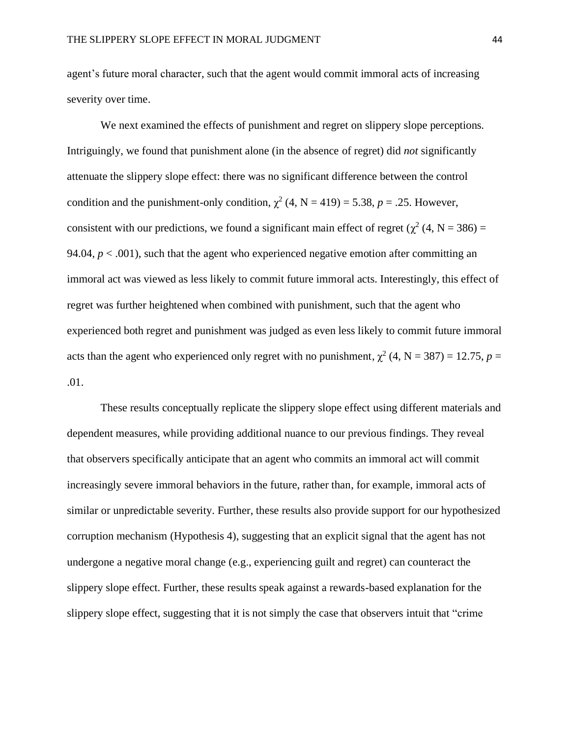agent's future moral character, such that the agent would commit immoral acts of increasing severity over time.

We next examined the effects of punishment and regret on slippery slope perceptions. Intriguingly, we found that punishment alone (in the absence of regret) did *not* significantly attenuate the slippery slope effect: there was no significant difference between the control condition and the punishment-only condition, $\chi^2$ (4, N = 419) = 5.38, $p$ = .25. However, consistent with our predictions, we found a significant main effect of regret ($\chi^2$ (4, N = 386) = 94.04, $p$ < .001), such that the agent who experienced negative emotion after committing an immoral act was viewed as less likely to commit future immoral acts. Interestingly, this effect of regret was further heightened when combined with punishment, such that the agent who experienced both regret and punishment was judged as even less likely to commit future immoral acts than the agent who experienced only regret with no punishment, $\chi^2$ (4, N = 387) = 12.75, $p$ = .01.

These results conceptually replicate the slippery slope effect using different materials and dependent measures, while providing additional nuance to our previous findings. They reveal that observers specifically anticipate that an agent who commits an immoral act will commit increasingly severe immoral behaviors in the future, rather than, for example, immoral acts of similar or unpredictable severity. Further, these results also provide support for our hypothesized corruption mechanism (Hypothesis 4), suggesting that an explicit signal that the agent has not undergone a negative moral change (e.g., experiencing guilt and regret) can counteract the slippery slope effect. Further, these results speak against a rewards-based explanation for the slippery slope effect, suggesting that it is not simply the case that observers intuit that "crime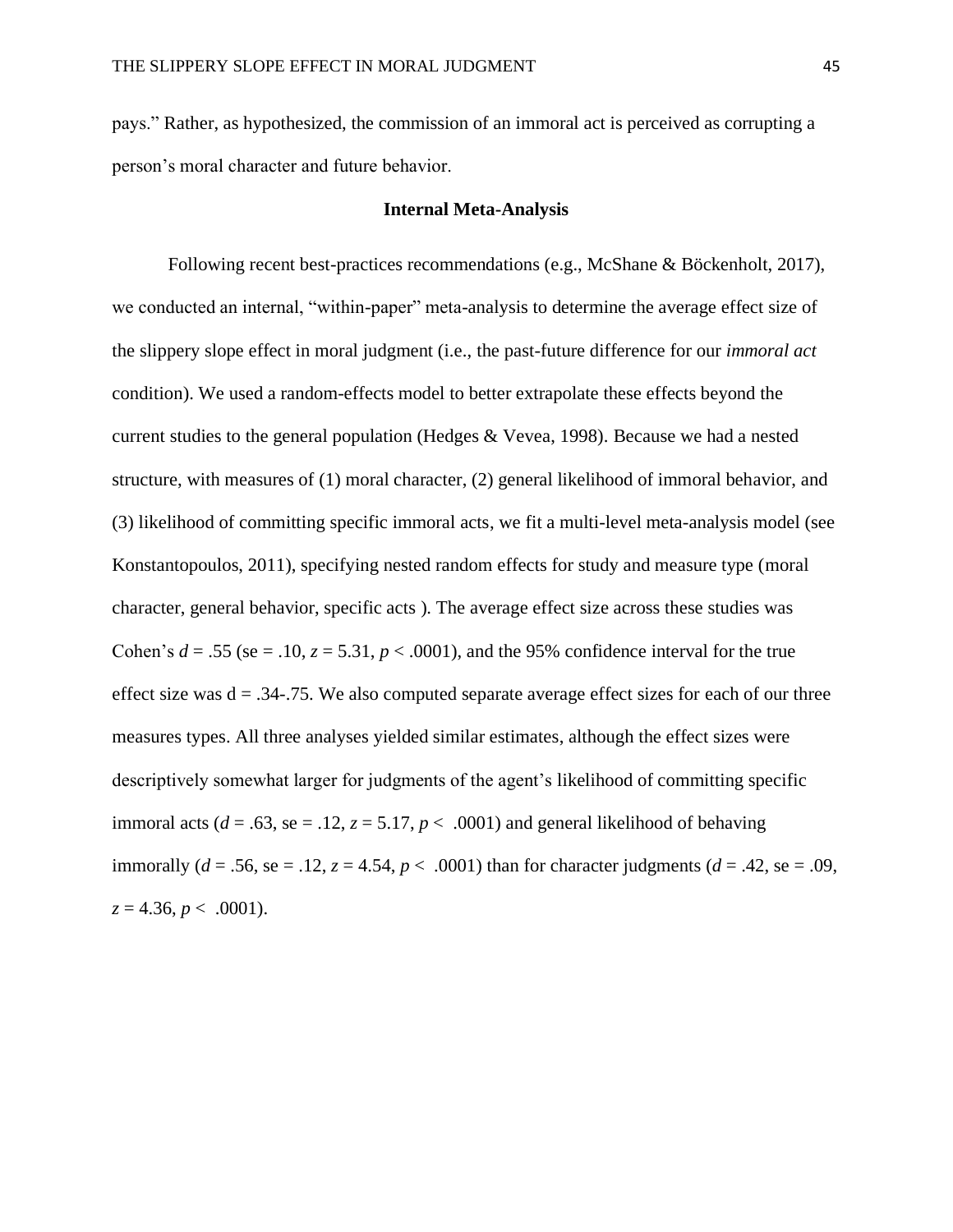pays." Rather, as hypothesized, the commission of an immoral act is perceived as corrupting a person's moral character and future behavior.

## Internal Meta-Analysis

Following recent best-practices recommendations (e.g., McShane & Böckenholt, 2017), we conducted an internal, "within-paper" meta-analysis to determine the average effect size of the slippery slope effect in moral judgment (i.e., the past-future difference for our *immoral act* condition). We used a random-effects model to better extrapolate these effects beyond the current studies to the general population (Hedges & Vevea, 1998). Because we had a nested structure, with measures of (1) moral character, (2) general likelihood of immoral behavior, and (3) likelihood of committing specific immoral acts, we fit a multi-level meta-analysis model (see Konstantopoulos, 2011), specifying nested random effects for study and measure type (moral character, general behavior, specific acts ). The average effect size across these studies was Cohen's $d = .55$ (se = .10, $z = 5.31$, $p < .0001$), and the 95% confidence interval for the true effect size was d = .34-.75. We also computed separate average effect sizes for each of our three measures types. All three analyses yielded similar estimates, although the effect sizes were descriptively somewhat larger for judgments of the agent's likelihood of committing specific immoral acts ($d = .63$, se = .12, $z = 5.17$, $p < .0001$) and general likelihood of behaving immorally ($d = .56$, se = .12, $z = 4.54$, $p < .0001$) than for character judgments ($d = .42$, se = .09, $z = 4.36$, $p < .0001$).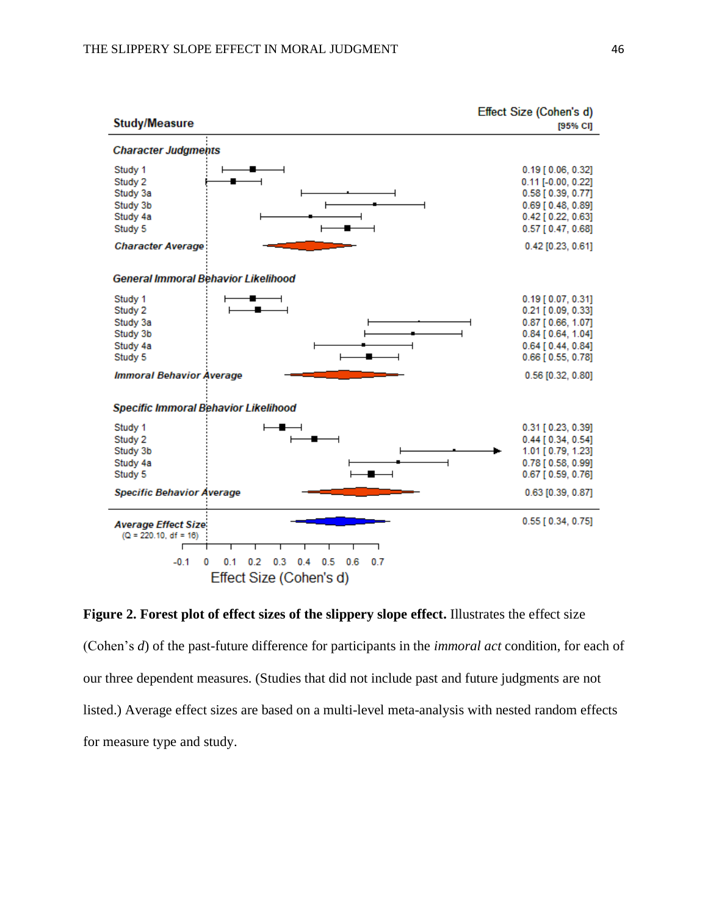| Study/Measure | Effect Size (Cohen's d) [95% CI] |
|---|---|
| ***Character Judgments*** | |
| Study 1 | 0.19 [ 0.06, 0.32] |
| Study 2 | 0.11 [-0.00, 0.22] |
| Study 3a | 0.58 [ 0.39, 0.77] |
| Study 3b | 0.69 [ 0.48, 0.89] |
| Study 4a | 0.42 [ 0.22, 0.63] |
| Study 5 | 0.57 [ 0.47, 0.68] |
| ***Character Average*** | 0.42 [0.23, 0.61] |
| ***General Immoral Behavior Likelihood*** | |
| Study 1 | 0.19 [ 0.07, 0.31] |
| Study 2 | 0.21 [ 0.09, 0.33] |
| Study 3a | 0.87 [ 0.66, 1.07] |
| Study 3b | 0.84 [ 0.64, 1.04] |
| Study 4a | 0.64 [ 0.44, 0.84] |
| Study 5 | 0.66 [ 0.55, 0.78] |
| ***Immoral Behavior Average*** | 0.56 [0.32, 0.80] |
| ***Specific Immoral Behavior Likelihood*** | |
| Study 1 | 0.31 [ 0.23, 0.39] |
| Study 2 | 0.44 [ 0.34, 0.54] |
| Study 3b | 1.01 [ 0.79, 1.23] |
| Study 4a | 0.78 [ 0.58, 0.99] |
| Study 5 | 0.67 [ 0.59, 0.76] |
| ***Specific Behavior Average*** | 0.63 [0.39, 0.87] |
| ***Average Effect Size*** (Q = 220.10, df = 16) | 0.55 [ 0.34, 0.75] |

**Figure 2. Forest plot of effect sizes of the slippery slope effect.** Illustrates the effect size (Cohen's *d*) of the past-future difference for participants in the *immoral act* condition, for each of our three dependent measures. (Studies that did not include past and future judgments are not listed.) Average effect sizes are based on a multi-level meta-analysis with nested random effects for measure type and study.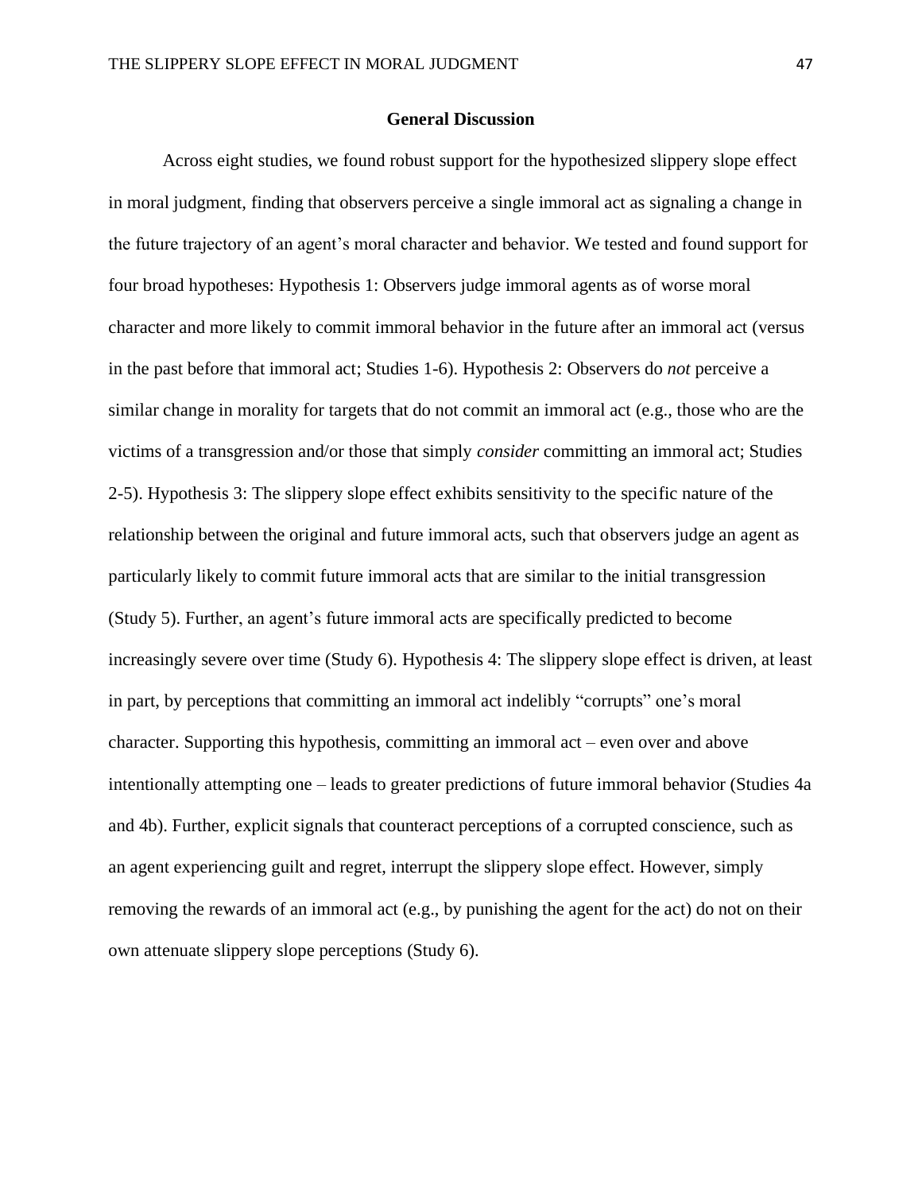## General Discussion

Across eight studies, we found robust support for the hypothesized slippery slope effect in moral judgment, finding that observers perceive a single immoral act as signaling a change in the future trajectory of an agent's moral character and behavior. We tested and found support for four broad hypotheses: Hypothesis 1: Observers judge immoral agents as of worse moral character and more likely to commit immoral behavior in the future after an immoral act (versus in the past before that immoral act; Studies 1-6). Hypothesis 2: Observers do *not* perceive a similar change in morality for targets that do not commit an immoral act (e.g., those who are the victims of a transgression and/or those that simply *consider* committing an immoral act; Studies 2-5). Hypothesis 3: The slippery slope effect exhibits sensitivity to the specific nature of the relationship between the original and future immoral acts, such that observers judge an agent as particularly likely to commit future immoral acts that are similar to the initial transgression (Study 5). Further, an agent's future immoral acts are specifically predicted to become increasingly severe over time (Study 6). Hypothesis 4: The slippery slope effect is driven, at least in part, by perceptions that committing an immoral act indelibly "corrupts" one's moral character. Supporting this hypothesis, committing an immoral act – even over and above intentionally attempting one – leads to greater predictions of future immoral behavior (Studies 4a and 4b). Further, explicit signals that counteract perceptions of a corrupted conscience, such as an agent experiencing guilt and regret, interrupt the slippery slope effect. However, simply removing the rewards of an immoral act (e.g., by punishing the agent for the act) do not on their own attenuate slippery slope perceptions (Study 6).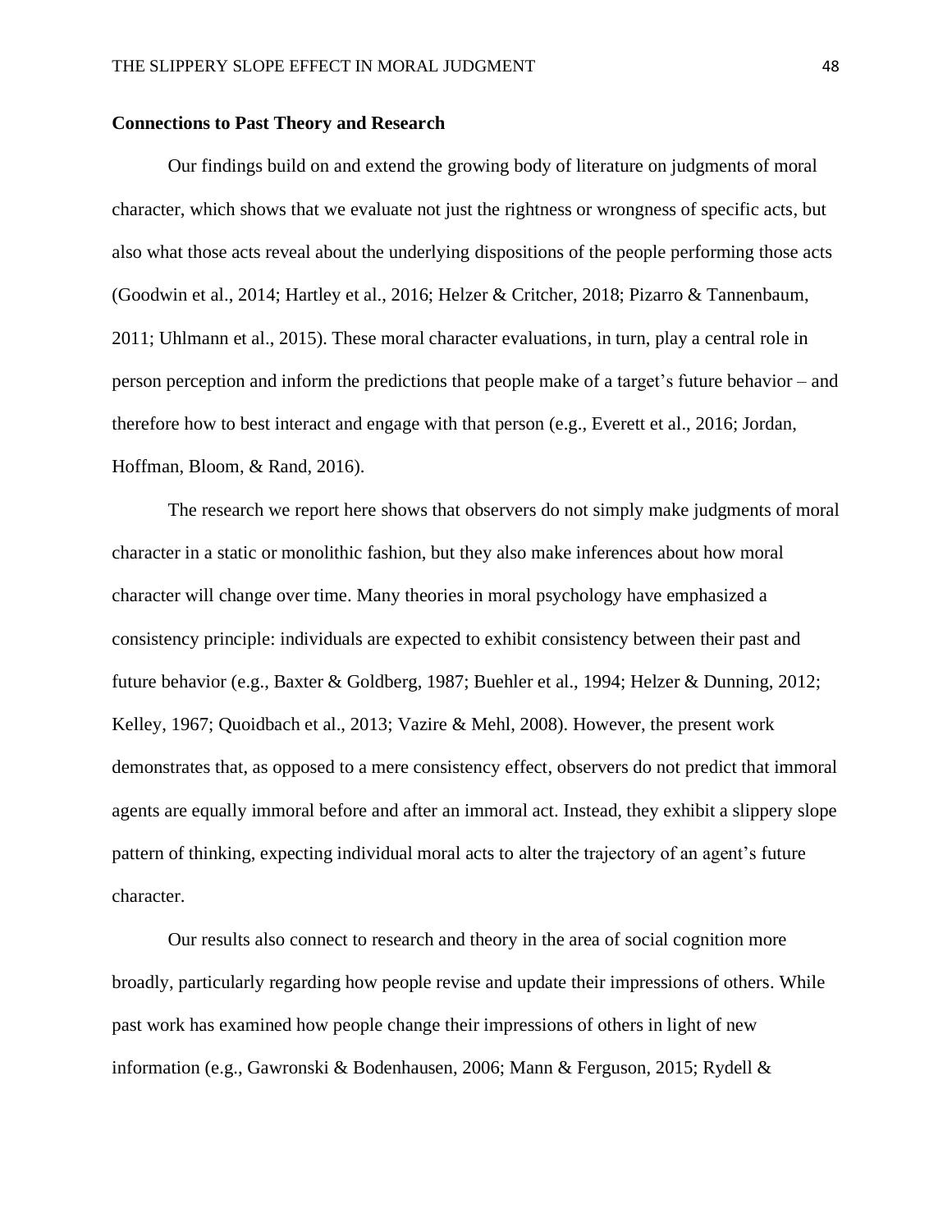**Connections to Past Theory and Research**

Our findings build on and extend the growing body of literature on judgments of moral character, which shows that we evaluate not just the rightness or wrongness of specific acts, but also what those acts reveal about the underlying dispositions of the people performing those acts (Goodwin et al., 2014; Hartley et al., 2016; Helzer & Critcher, 2018; Pizarro & Tannenbaum, 2011; Uhlmann et al., 2015). These moral character evaluations, in turn, play a central role in person perception and inform the predictions that people make of a target's future behavior – and therefore how to best interact and engage with that person (e.g., Everett et al., 2016; Jordan, Hoffman, Bloom, & Rand, 2016).

The research we report here shows that observers do not simply make judgments of moral character in a static or monolithic fashion, but they also make inferences about how moral character will change over time. Many theories in moral psychology have emphasized a consistency principle: individuals are expected to exhibit consistency between their past and future behavior (e.g., Baxter & Goldberg, 1987; Buehler et al., 1994; Helzer & Dunning, 2012; Kelley, 1967; Quoidbach et al., 2013; Vazire & Mehl, 2008). However, the present work demonstrates that, as opposed to a mere consistency effect, observers do not predict that immoral agents are equally immoral before and after an immoral act. Instead, they exhibit a slippery slope pattern of thinking, expecting individual moral acts to alter the trajectory of an agent's future character.

Our results also connect to research and theory in the area of social cognition more broadly, particularly regarding how people revise and update their impressions of others. While past work has examined how people change their impressions of others in light of new information (e.g., Gawronski & Bodenhausen, 2006; Mann & Ferguson, 2015; Rydell &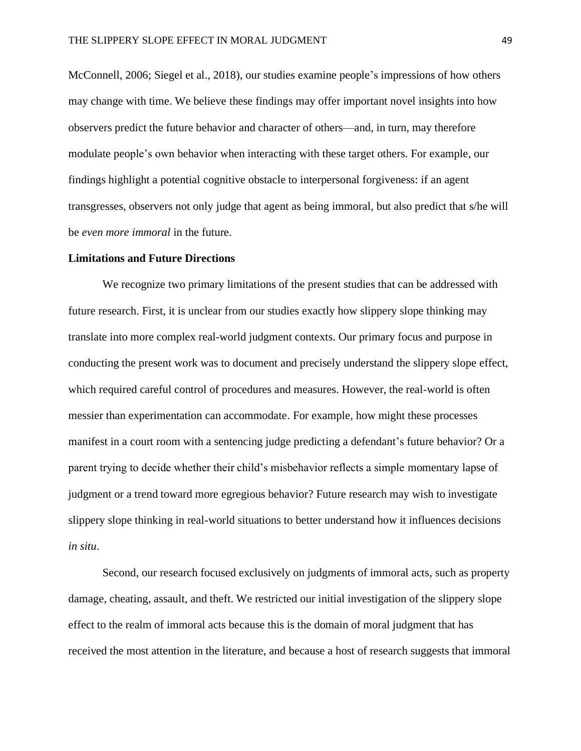McConnell, 2006; Siegel et al., 2018), our studies examine people's impressions of how others may change with time. We believe these findings may offer important novel insights into how observers predict the future behavior and character of others—and, in turn, may therefore modulate people's own behavior when interacting with these target others. For example, our findings highlight a potential cognitive obstacle to interpersonal forgiveness: if an agent transgresses, observers not only judge that agent as being immoral, but also predict that s/he will be *even more immoral* in the future.

**Limitations and Future Directions**

We recognize two primary limitations of the present studies that can be addressed with future research. First, it is unclear from our studies exactly how slippery slope thinking may translate into more complex real-world judgment contexts. Our primary focus and purpose in conducting the present work was to document and precisely understand the slippery slope effect, which required careful control of procedures and measures. However, the real-world is often messier than experimentation can accommodate. For example, how might these processes manifest in a court room with a sentencing judge predicting a defendant's future behavior? Or a parent trying to decide whether their child's misbehavior reflects a simple momentary lapse of judgment or a trend toward more egregious behavior? Future research may wish to investigate slippery slope thinking in real-world situations to better understand how it influences decisions *in situ*.

Second, our research focused exclusively on judgments of immoral acts, such as property damage, cheating, assault, and theft. We restricted our initial investigation of the slippery slope effect to the realm of immoral acts because this is the domain of moral judgment that has received the most attention in the literature, and because a host of research suggests that immoral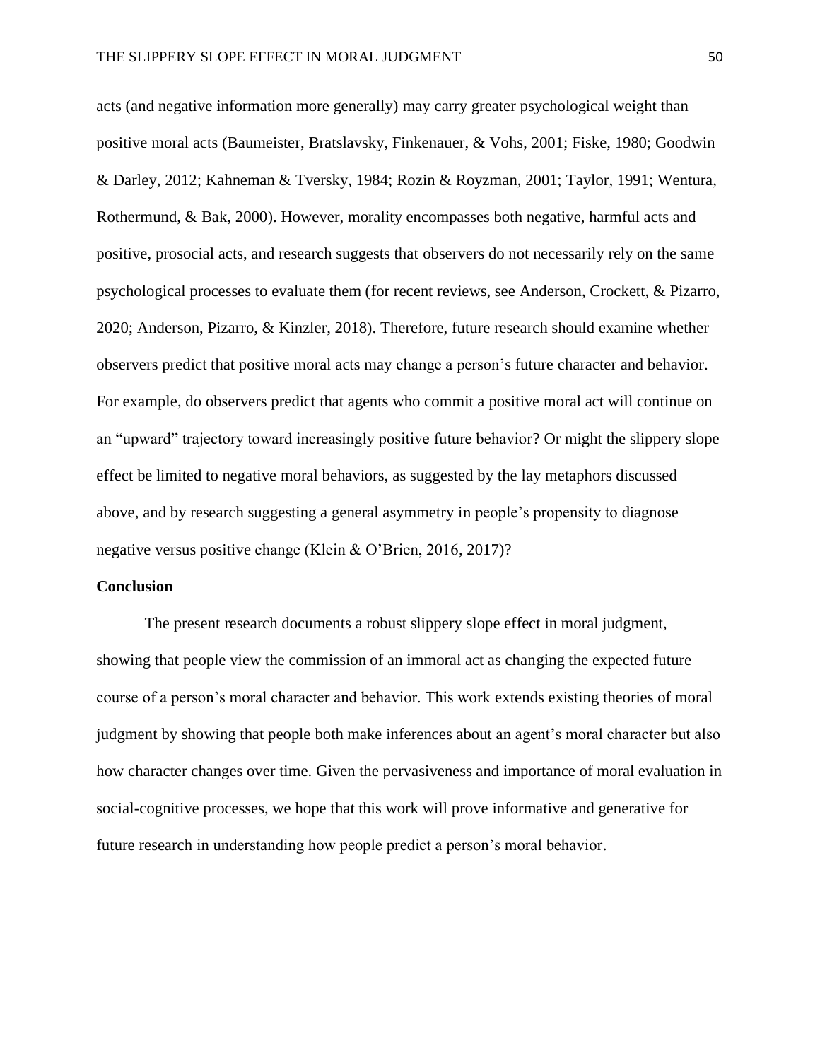acts (and negative information more generally) may carry greater psychological weight than positive moral acts (Baumeister, Bratslavsky, Finkenauer, & Vohs, 2001; Fiske, 1980; Goodwin & Darley, 2012; Kahneman & Tversky, 1984; Rozin & Royzman, 2001; Taylor, 1991; Wentura, Rothermund, & Bak, 2000). However, morality encompasses both negative, harmful acts and positive, prosocial acts, and research suggests that observers do not necessarily rely on the same psychological processes to evaluate them (for recent reviews, see Anderson, Crockett, & Pizarro, 2020; Anderson, Pizarro, & Kinzler, 2018). Therefore, future research should examine whether observers predict that positive moral acts may change a person's future character and behavior. For example, do observers predict that agents who commit a positive moral act will continue on an "upward" trajectory toward increasingly positive future behavior? Or might the slippery slope effect be limited to negative moral behaviors, as suggested by the lay metaphors discussed above, and by research suggesting a general asymmetry in people's propensity to diagnose negative versus positive change (Klein & O'Brien, 2016, 2017)?

**Conclusion**

The present research documents a robust slippery slope effect in moral judgment, showing that people view the commission of an immoral act as changing the expected future course of a person's moral character and behavior. This work extends existing theories of moral judgment by showing that people both make inferences about an agent's moral character but also how character changes over time. Given the pervasiveness and importance of moral evaluation in social-cognitive processes, we hope that this work will prove informative and generative for future research in understanding how people predict a person's moral behavior.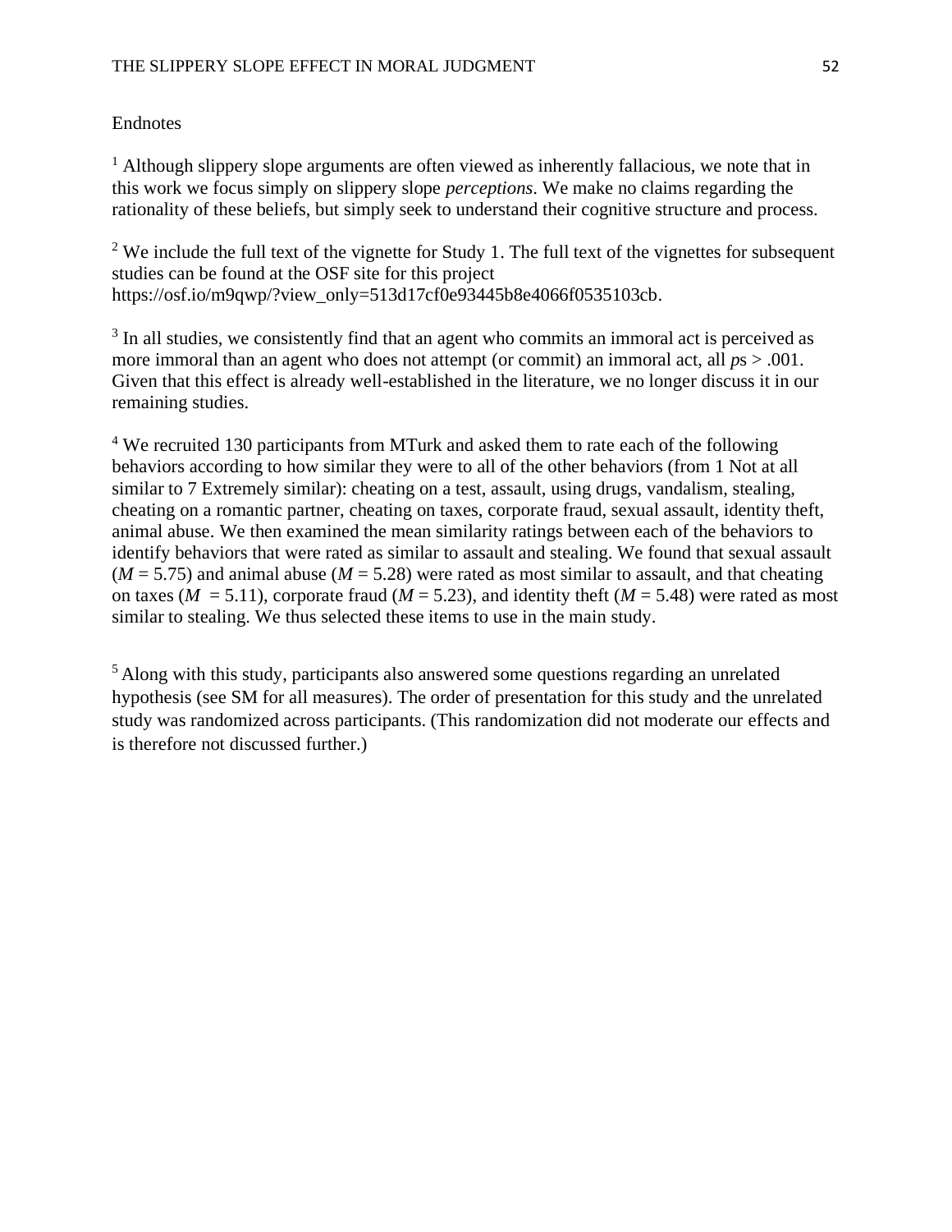Endnotes

[1] Although slippery slope arguments are often viewed as inherently fallacious, we note that in this work we focus simply on slippery slope *perceptions*. We make no claims regarding the rationality of these beliefs, but simply seek to understand their cognitive structure and process.

[2] We include the full text of the vignette for Study 1. The full text of the vignettes for subsequent studies can be found at the OSF site for this project https://osf.io/m9qwp/?view_only=513d17cf0e93445b8e4066f0535103cb.

[3] In all studies, we consistently find that an agent who commits an immoral act is perceived as more immoral than an agent who does not attempt (or commit) an immoral act, all *p*s > .001. Given that this effect is already well-established in the literature, we no longer discuss it in our remaining studies.

[4] We recruited 130 participants from MTurk and asked them to rate each of the following behaviors according to how similar they were to all of the other behaviors (from 1 Not at all similar to 7 Extremely similar): cheating on a test, assault, using drugs, vandalism, stealing, cheating on a romantic partner, cheating on taxes, corporate fraud, sexual assault, identity theft, animal abuse. We then examined the mean similarity ratings between each of the behaviors to identify behaviors that were rated as similar to assault and stealing. We found that sexual assault ($M = 5.75$) and animal abuse ($M = 5.28$) were rated as most similar to assault, and that cheating on taxes ($M = 5.11$), corporate fraud ($M = 5.23$), and identity theft ($M = 5.48$) were rated as most similar to stealing. We thus selected these items to use in the main study.

[5] Along with this study, participants also answered some questions regarding an unrelated hypothesis (see SM for all measures). The order of presentation for this study and the unrelated study was randomized across participants. (This randomization did not moderate our effects and is therefore not discussed further.)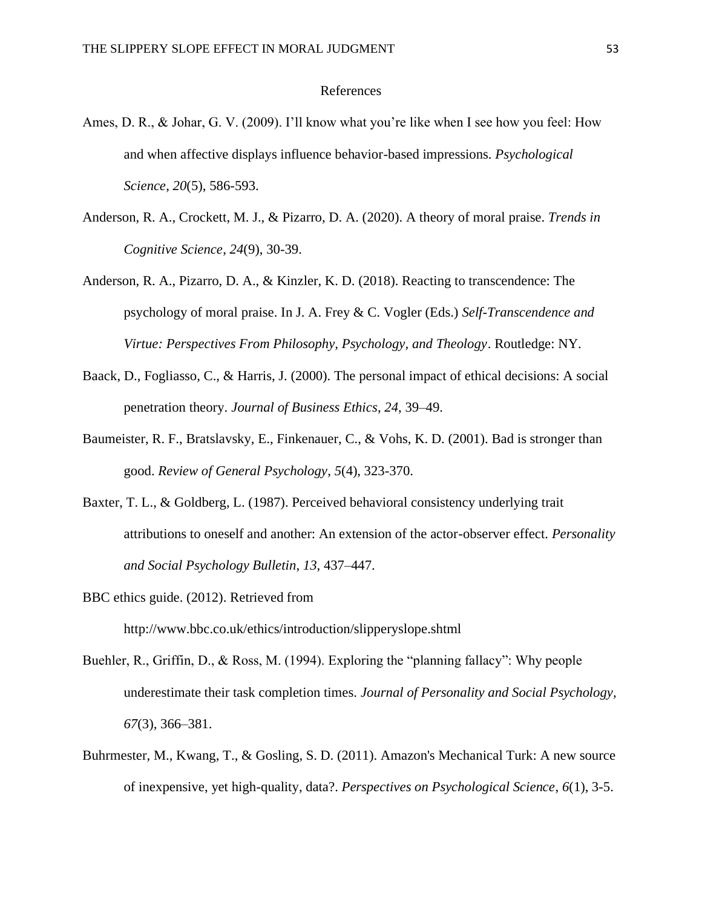# References

Ames, D. R., & Johar, G. V. (2009). I'll know what you're like when I see how you feel: How and when affective displays influence behavior-based impressions. *Psychological Science, 20*(5), 586-593.

Anderson, R. A., Crockett, M. J., & Pizarro, D. A. (2020). A theory of moral praise. *Trends in Cognitive Science*, *24*(9), 30-39.

Anderson, R. A., Pizarro, D. A., & Kinzler, K. D. (2018). Reacting to transcendence: The psychology of moral praise. In J. A. Frey & C. Vogler (Eds.) *Self-Transcendence and Virtue: Perspectives From Philosophy, Psychology, and Theology*. Routledge: NY.

Baack, D., Fogliasso, C., & Harris, J. (2000). The personal impact of ethical decisions: A social penetration theory. *Journal of Business Ethics*, *24*, 39–49.

Baumeister, R. F., Bratslavsky, E., Finkenauer, C., & Vohs, K. D. (2001). Bad is stronger than good. *Review of General Psychology*, *5*(4), 323-370.

Baxter, T. L., & Goldberg, L. (1987). Perceived behavioral consistency underlying trait attributions to oneself and another: An extension of the actor-observer effect. *Personality and Social Psychology Bulletin*, *13*, 437–447.

BBC ethics guide. (2012). Retrieved from http://www.bbc.co.uk/ethics/introduction/slipperyslope.shtml

Buehler, R., Griffin, D., & Ross, M. (1994). Exploring the "planning fallacy": Why people underestimate their task completion times. *Journal of Personality and Social Psychology, 67*(3), 366–381.

Buhrmester, M., Kwang, T., & Gosling, S. D. (2011). Amazon's Mechanical Turk: A new source of inexpensive, yet high-quality, data?. *Perspectives on Psychological Science*, *6*(1), 3-5.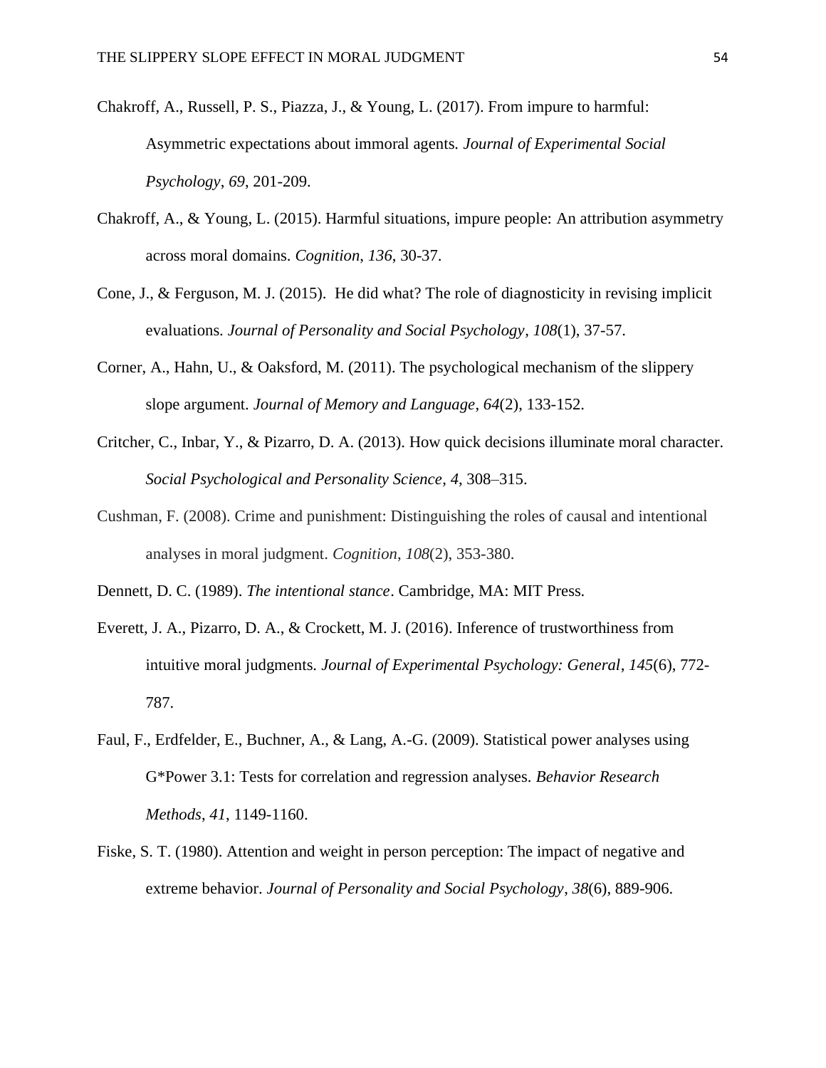Chakroff, A., Russell, P. S., Piazza, J., & Young, L. (2017). From impure to harmful: Asymmetric expectations about immoral agents. *Journal of Experimental Social Psychology*, *69*, 201-209.

Chakroff, A., & Young, L. (2015). Harmful situations, impure people: An attribution asymmetry across moral domains. *Cognition*, *136*, 30-37.

Cone, J., & Ferguson, M. J. (2015). He did what? The role of diagnosticity in revising implicit evaluations. *Journal of Personality and Social Psychology*, *108*(1), 37-57.

Corner, A., Hahn, U., & Oaksford, M. (2011). The psychological mechanism of the slippery slope argument. *Journal of Memory and Language*, *64*(2), 133-152.

Critcher, C., Inbar, Y., & Pizarro, D. A. (2013). How quick decisions illuminate moral character. *Social Psychological and Personality Science*, *4*, 308–315.

Cushman, F. (2008). Crime and punishment: Distinguishing the roles of causal and intentional analyses in moral judgment. *Cognition*, *108*(2), 353-380.

Dennett, D. C. (1989). *The intentional stance*. Cambridge, MA: MIT Press.

Everett, J. A., Pizarro, D. A., & Crockett, M. J. (2016). Inference of trustworthiness from intuitive moral judgments. *Journal of Experimental Psychology: General*, *145*(6), 772-787.

Faul, F., Erdfelder, E., Buchner, A., & Lang, A.-G. (2009). Statistical power analyses using G*Power 3.1: Tests for correlation and regression analyses. *Behavior Research Methods*, *41*, 1149-1160.

Fiske, S. T. (1980). Attention and weight in person perception: The impact of negative and extreme behavior. *Journal of Personality and Social Psychology*, *38*(6), 889-906.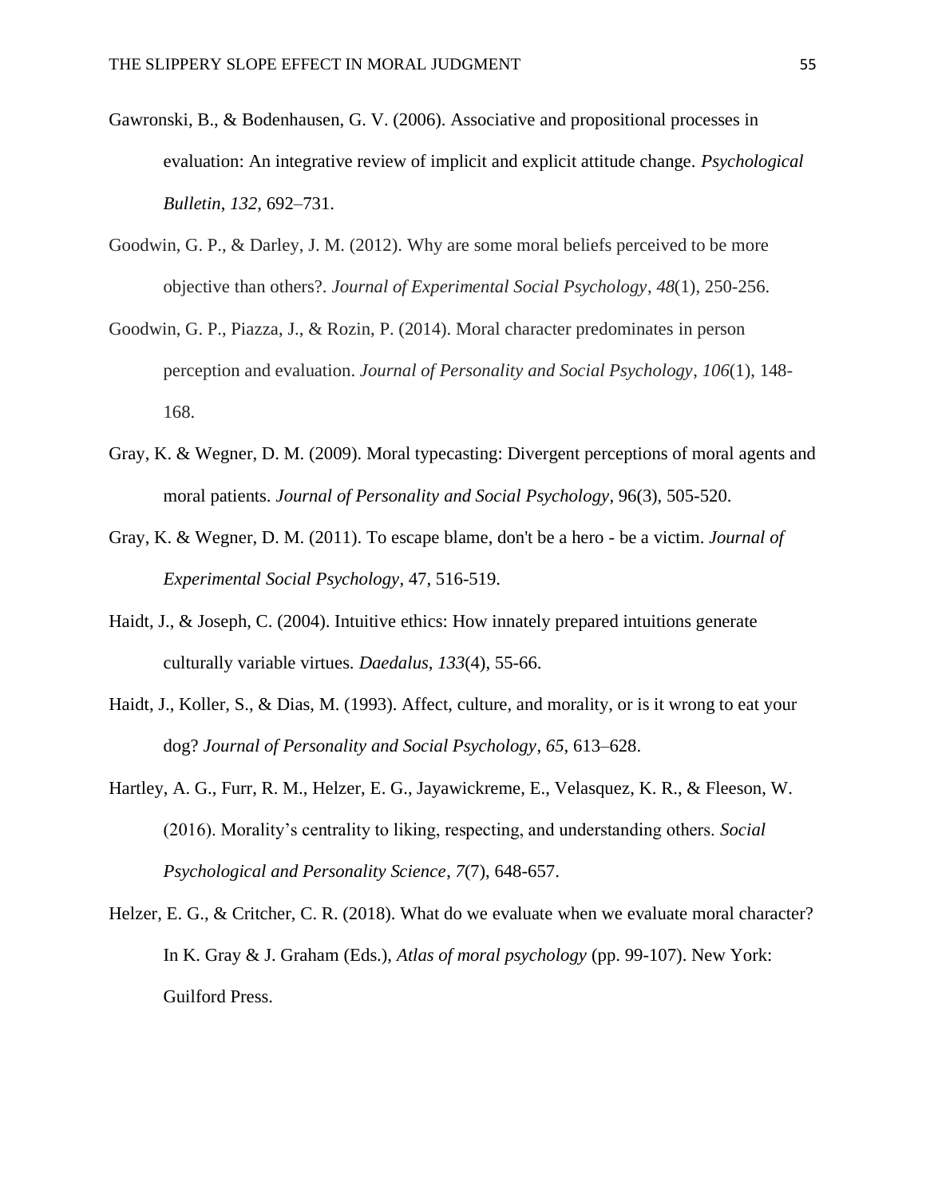Gawronski, B., & Bodenhausen, G. V. (2006). Associative and propositional processes in evaluation: An integrative review of implicit and explicit attitude change. *Psychological Bulletin*, *132*, 692–731.

Goodwin, G. P., & Darley, J. M. (2012). Why are some moral beliefs perceived to be more objective than others?. *Journal of Experimental Social Psychology*, *48*(1), 250-256.

Goodwin, G. P., Piazza, J., & Rozin, P. (2014). Moral character predominates in person perception and evaluation. *Journal of Personality and Social Psychology*, *106*(1), 148-168.

Gray, K. & Wegner, D. M. (2009). Moral typecasting: Divergent perceptions of moral agents and moral patients. *Journal of Personality and Social Psychology*, 96(3), 505-520.

Gray, K. & Wegner, D. M. (2011). To escape blame, don't be a hero - be a victim. *Journal of Experimental Social Psychology*, 47, 516-519.

Haidt, J., & Joseph, C. (2004). Intuitive ethics: How innately prepared intuitions generate culturally variable virtues. *Daedalus*, *133*(4), 55-66.

Haidt, J., Koller, S., & Dias, M. (1993). Affect, culture, and morality, or is it wrong to eat your dog? *Journal of Personality and Social Psychology*, *65*, 613–628.

Hartley, A. G., Furr, R. M., Helzer, E. G., Jayawickreme, E., Velasquez, K. R., & Fleeson, W. (2016). Morality's centrality to liking, respecting, and understanding others. *Social Psychological and Personality Science*, *7*(7), 648-657.

Helzer, E. G., & Critcher, C. R. (2018). What do we evaluate when we evaluate moral character? In K. Gray & J. Graham (Eds.), *Atlas of moral psychology* (pp. 99-107). New York: Guilford Press.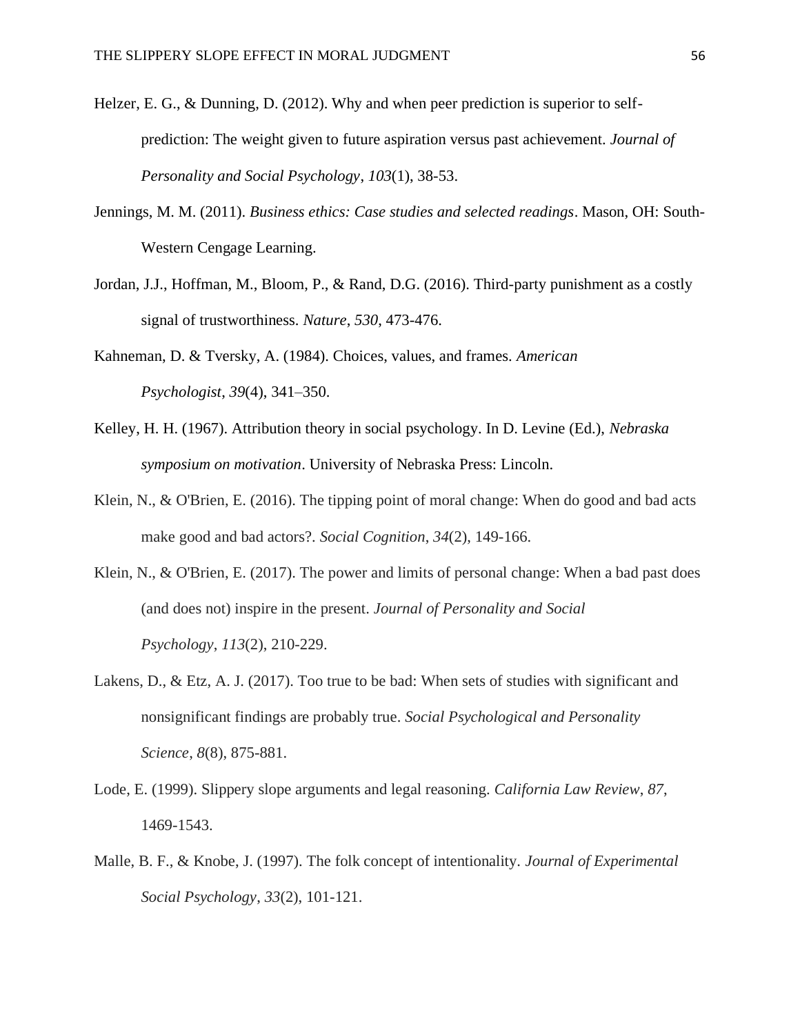Helzer, E. G., & Dunning, D. (2012). Why and when peer prediction is superior to self-prediction: The weight given to future aspiration versus past achievement. *Journal of Personality and Social Psychology*, *103*(1), 38-53.

Jennings, M. M. (2011). *Business ethics: Case studies and selected readings*. Mason, OH: South-Western Cengage Learning.

Jordan, J.J., Hoffman, M., Bloom, P., & Rand, D.G. (2016). Third-party punishment as a costly signal of trustworthiness. *Nature*, *530*, 473-476.

Kahneman, D. & Tversky, A. (1984). Choices, values, and frames. *American Psychologist*, *39*(4), 341–350.

Kelley, H. H. (1967). Attribution theory in social psychology. In D. Levine (Ed.), *Nebraska symposium on motivation*. University of Nebraska Press: Lincoln.

Klein, N., & O'Brien, E. (2016). The tipping point of moral change: When do good and bad acts make good and bad actors?. *Social Cognition*, *34*(2), 149-166.

Klein, N., & O'Brien, E. (2017). The power and limits of personal change: When a bad past does (and does not) inspire in the present. *Journal of Personality and Social Psychology*, *113*(2), 210-229.

Lakens, D., & Etz, A. J. (2017). Too true to be bad: When sets of studies with significant and nonsignificant findings are probably true. *Social Psychological and Personality Science*, *8*(8), 875-881.

Lode, E. (1999). Slippery slope arguments and legal reasoning. *California Law Review*, *87*, 1469-1543.

Malle, B. F., & Knobe, J. (1997). The folk concept of intentionality. *Journal of Experimental Social Psychology*, *33*(2), 101-121.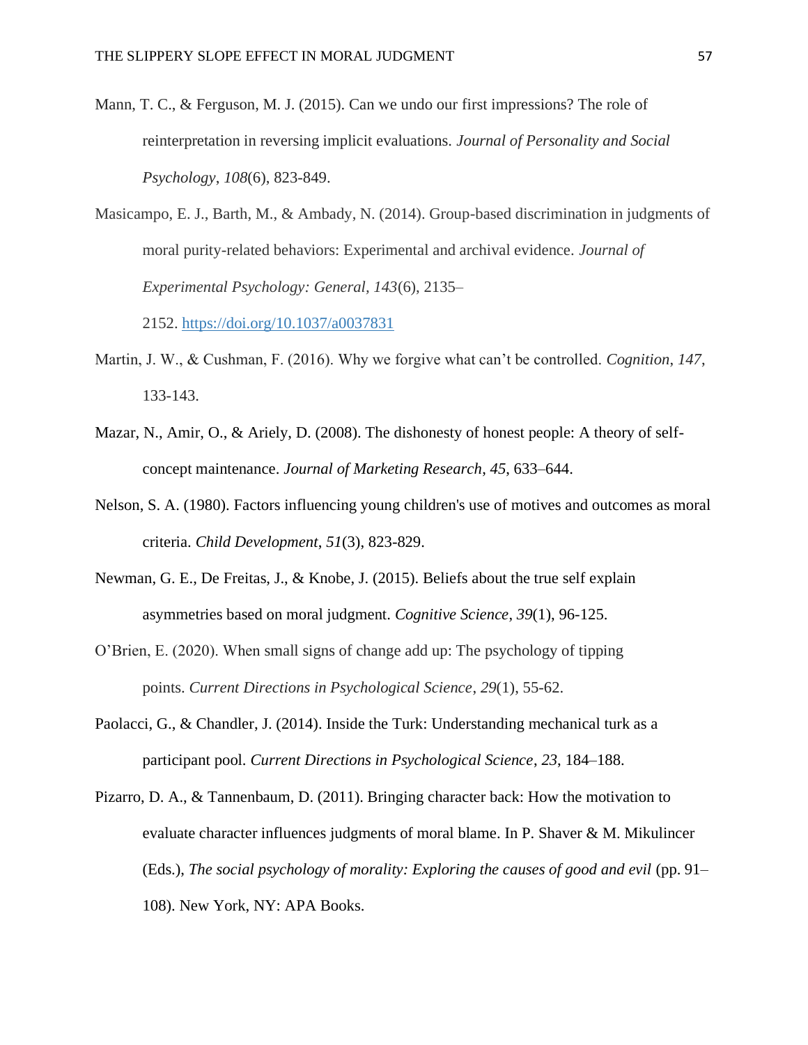Mann, T. C., & Ferguson, M. J. (2015). Can we undo our first impressions? The role of reinterpretation in reversing implicit evaluations. *Journal of Personality and Social Psychology*, *108*(6), 823-849.

Masicampo, E. J., Barth, M., & Ambady, N. (2014). Group-based discrimination in judgments of moral purity-related behaviors: Experimental and archival evidence. *Journal of Experimental Psychology: General, 143*(6), 2135–2152. https://doi.org/10.1037/a0037831

Martin, J. W., & Cushman, F. (2016). Why we forgive what can't be controlled. *Cognition*, *147*, 133-143.

Mazar, N., Amir, O., & Ariely, D. (2008). The dishonesty of honest people: A theory of self-concept maintenance. *Journal of Marketing Research*, *45*, 633–644.

Nelson, S. A. (1980). Factors influencing young children's use of motives and outcomes as moral criteria. *Child Development*, *51*(3), 823-829.

Newman, G. E., De Freitas, J., & Knobe, J. (2015). Beliefs about the true self explain asymmetries based on moral judgment. *Cognitive Science*, *39*(1), 96-125.

O'Brien, E. (2020). When small signs of change add up: The psychology of tipping points. *Current Directions in Psychological Science*, *29*(1), 55-62.

Paolacci, G., & Chandler, J. (2014). Inside the Turk: Understanding mechanical turk as a participant pool. *Current Directions in Psychological Science*, *23*, 184–188.

Pizarro, D. A., & Tannenbaum, D. (2011). Bringing character back: How the motivation to evaluate character influences judgments of moral blame. In P. Shaver & M. Mikulincer (Eds.), *The social psychology of morality: Exploring the causes of good and evil* (pp. 91–108). New York, NY: APA Books.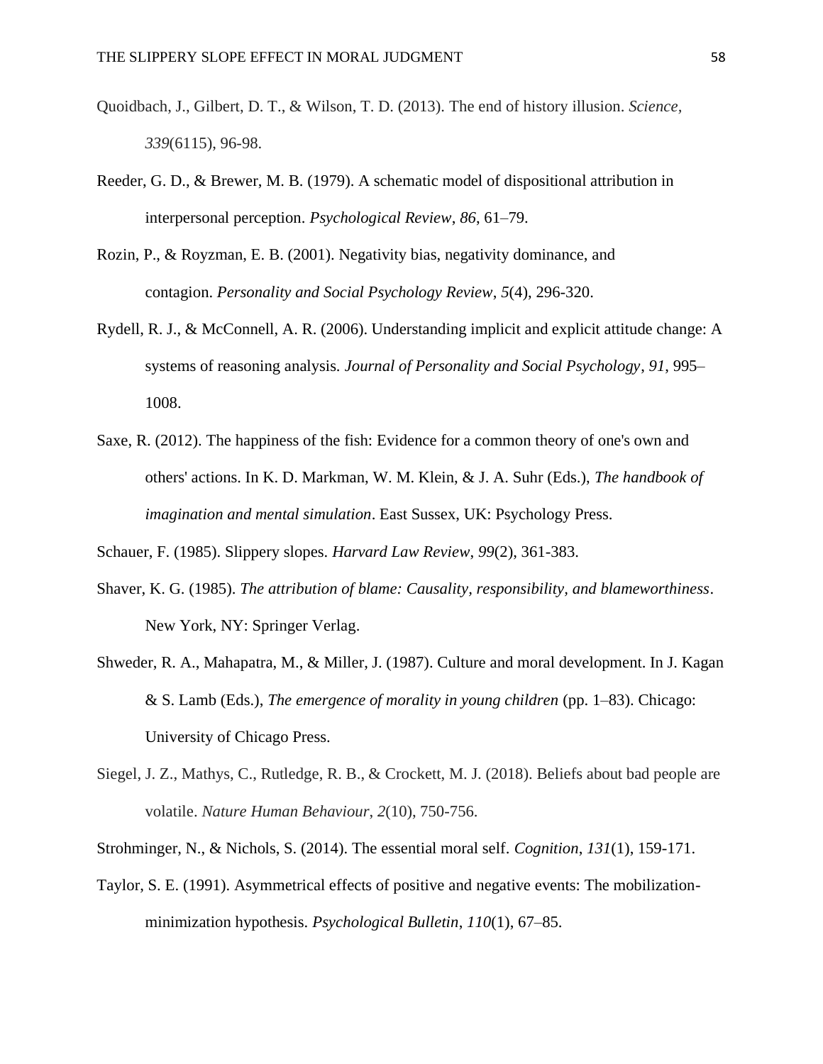Quoidbach, J., Gilbert, D. T., & Wilson, T. D. (2013). The end of history illusion. *Science*, *339*(6115), 96-98.

Reeder, G. D., & Brewer, M. B. (1979). A schematic model of dispositional attribution in interpersonal perception. *Psychological Review*, *86*, 61–79.

Rozin, P., & Royzman, E. B. (2001). Negativity bias, negativity dominance, and contagion. *Personality and Social Psychology Review*, *5*(4), 296-320.

Rydell, R. J., & McConnell, A. R. (2006). Understanding implicit and explicit attitude change: A systems of reasoning analysis. *Journal of Personality and Social Psychology*, *91*, 995–1008.

Saxe, R. (2012). The happiness of the fish: Evidence for a common theory of one's own and others' actions. In K. D. Markman, W. M. Klein, & J. A. Suhr (Eds.), *The handbook of imagination and mental simulation*. East Sussex, UK: Psychology Press.

Schauer, F. (1985). Slippery slopes. *Harvard Law Review*, *99*(2), 361-383.

Shaver, K. G. (1985). *The attribution of blame: Causality, responsibility, and blameworthiness*. New York, NY: Springer Verlag.

Shweder, R. A., Mahapatra, M., & Miller, J. (1987). Culture and moral development. In J. Kagan & S. Lamb (Eds.), *The emergence of morality in young children* (pp. 1–83). Chicago: University of Chicago Press.

Siegel, J. Z., Mathys, C., Rutledge, R. B., & Crockett, M. J. (2018). Beliefs about bad people are volatile. *Nature Human Behaviour*, *2*(10), 750-756.

Strohminger, N., & Nichols, S. (2014). The essential moral self. *Cognition*, *131*(1), 159-171.

Taylor, S. E. (1991). Asymmetrical effects of positive and negative events: The mobilization-minimization hypothesis. *Psychological Bulletin*, *110*(1), 67–85.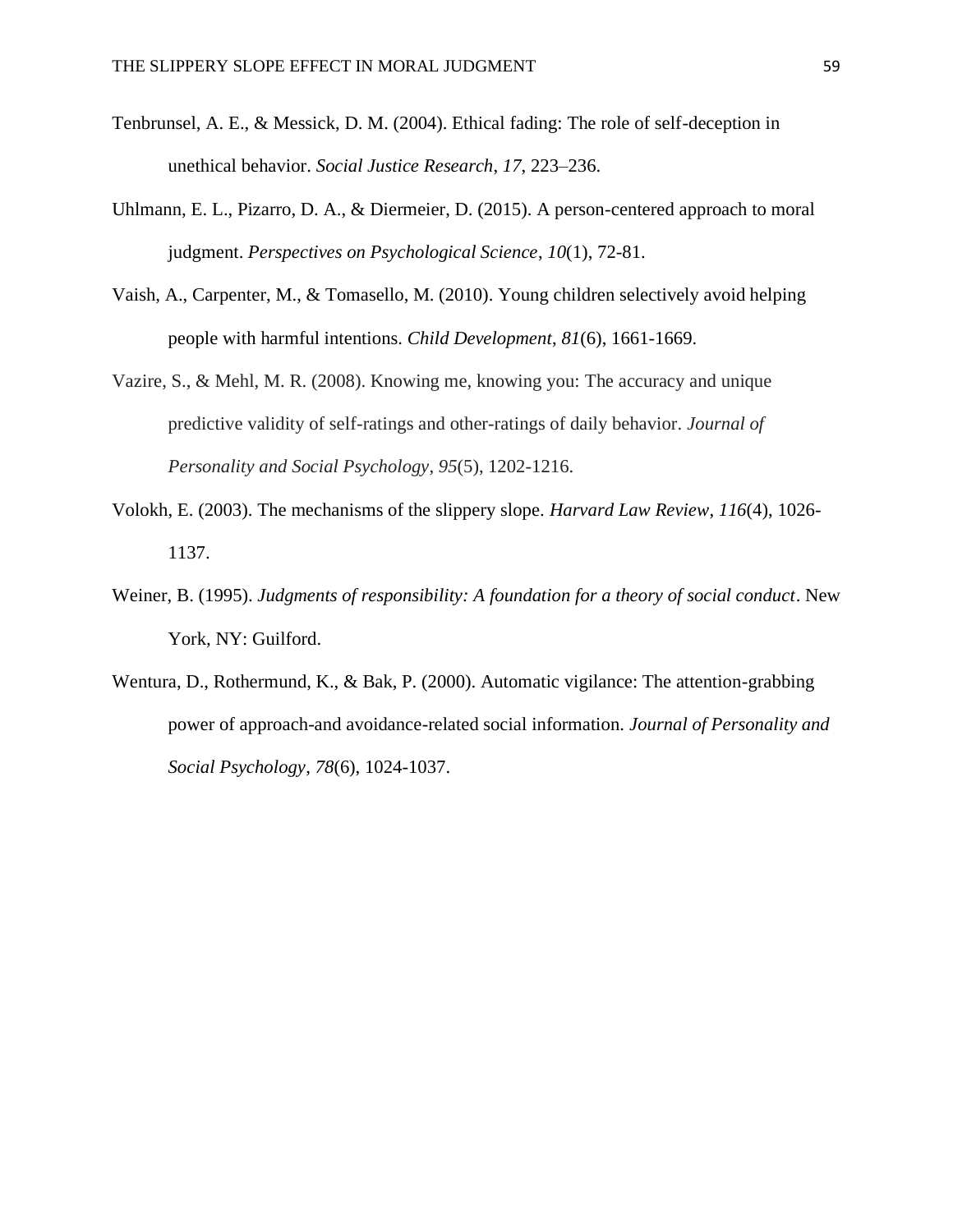Tenbrunsel, A. E., & Messick, D. M. (2004). Ethical fading: The role of self-deception in unethical behavior. *Social Justice Research*, *17,* 223–236.

Uhlmann, E. L., Pizarro, D. A., & Diermeier, D. (2015). A person-centered approach to moral judgment. *Perspectives on Psychological Science*, *10*(1), 72-81.

Vaish, A., Carpenter, M., & Tomasello, M. (2010). Young children selectively avoid helping people with harmful intentions. *Child Development*, *81*(6), 1661-1669.

Vazire, S., & Mehl, M. R. (2008). Knowing me, knowing you: The accuracy and unique predictive validity of self-ratings and other-ratings of daily behavior. *Journal of Personality and Social Psychology*, *95*(5), 1202-1216.

Volokh, E. (2003). The mechanisms of the slippery slope. *Harvard Law Review*, *116*(4), 1026-1137.

Weiner, B. (1995). *Judgments of responsibility: A foundation for a theory of social conduct*. New York, NY: Guilford.

Wentura, D., Rothermund, K., & Bak, P. (2000). Automatic vigilance: The attention-grabbing power of approach-and avoidance-related social information. *Journal of Personality and Social Psychology*, *78*(6), 1024-1037.